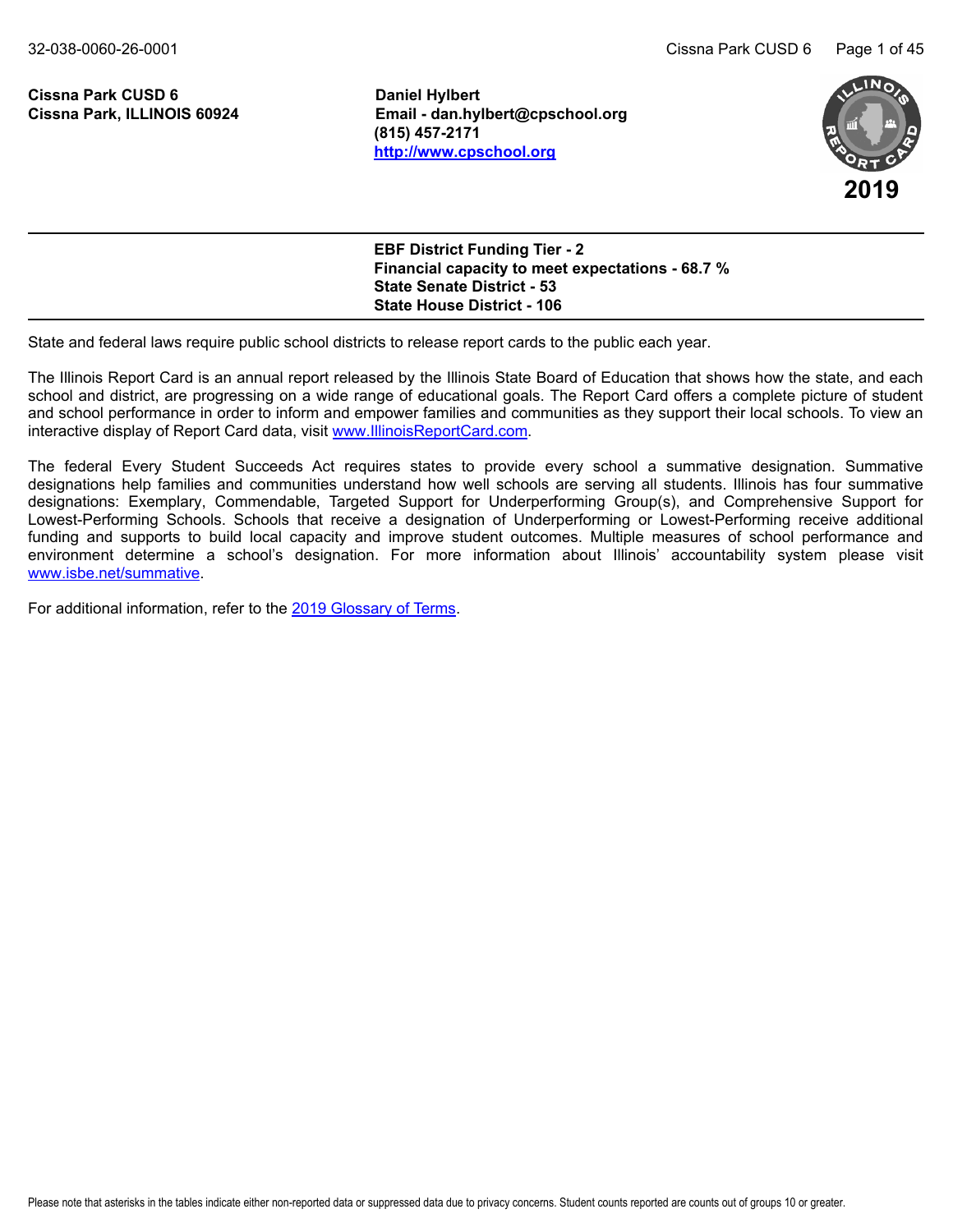**Cissna Park CUSD 6**
**Cissna Park, ILLINOIS 60924**

**Daniel Hylbert**
**Email - dan.hylbert@cpschool.org**
**(815) 457-2171**
**[http://www.cpschool.org](http://www.cpschool.org)**

**2019**

---

**EBF District Funding Tier - 2**
**Financial capacity to meet expectations - 68.7 %**
**State Senate District - 53**
**State House District - 106**

---

State and federal laws require public school districts to release report cards to the public each year.

The Illinois Report Card is an annual report released by the Illinois State Board of Education that shows how the state, and each school and district, are progressing on a wide range of educational goals. The Report Card offers a complete picture of student and school performance in order to inform and empower families and communities as they support their local schools. To view an interactive display of Report Card data, visit [www.IllinoisReportCard.com](http://www.IllinoisReportCard.com).

The federal Every Student Succeeds Act requires states to provide every school a summative designation. Summative designations help families and communities understand how well schools are serving all students. Illinois has four summative designations: Exemplary, Commendable, Targeted Support for Underperforming Group(s), and Comprehensive Support for Lowest-Performing Schools. Schools that receive a designation of Underperforming or Lowest-Performing receive additional funding and supports to build local capacity and improve student outcomes. Multiple measures of school performance and environment determine a school's designation. For more information about Illinois' accountability system please visit [www.isbe.net/summative](http://www.isbe.net/summative).

For additional information, refer to the [2019 Glossary of Terms]().

Please note that asterisks in the tables indicate either non-reported data or suppressed data due to privacy concerns. Student counts reported are counts out of groups 10 or greater.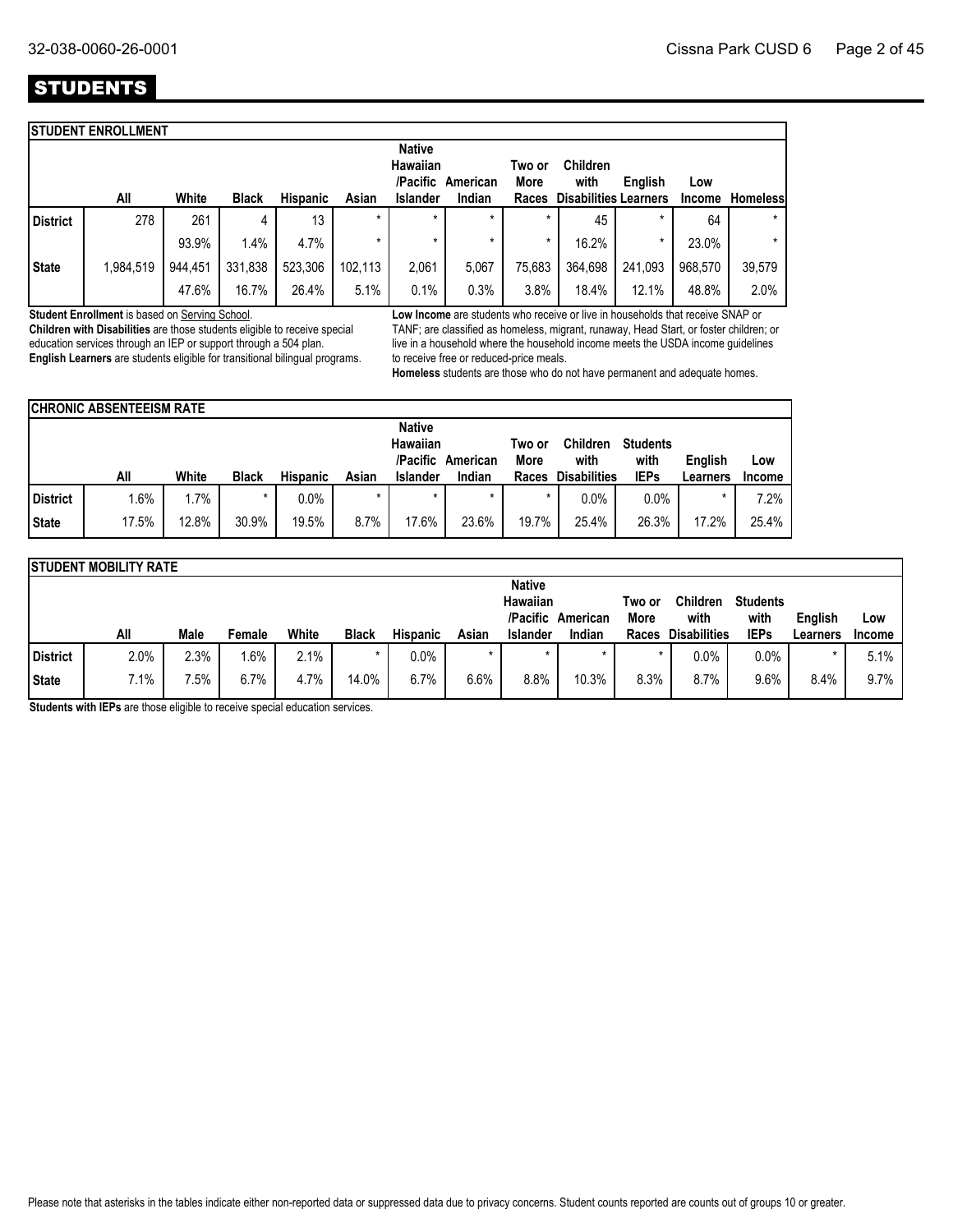# STUDENTS

## STUDENT ENROLLMENT

| | All | White | Black | Hispanic | Asian | Native Hawaiian /Pacific Islander | American Indian | Two or More Races | Children with Disabilities | English Learners | Low Income | Homeless |
|---|---|---|---|---|---|---|---|---|---|---|---|---|
| District | 278 | 261 | 4 | 13 | * | * | * | * | 45 | * | 64 | * |
| | | 93.9% | 1.4% | 4.7% | * | * | * | * | 16.2% | * | 23.0% | * |
| State | 1,984,519 | 944,451 | 331,838 | 523,306 | 102,113 | 2,061 | 5,067 | 75,683 | 364,698 | 241,093 | 968,570 | 39,579 |
| | | 47.6% | 16.7% | 26.4% | 5.1% | 0.1% | 0.3% | 3.8% | 18.4% | 12.1% | 48.8% | 2.0% |

**Student Enrollment** is based on Serving School.

**Children with Disabilities** are those students eligible to receive special education services through an IEP or support through a 504 plan.

**English Learners** are students eligible for transitional bilingual programs.

**Low Income** are students who receive or live in households that receive SNAP or TANF; are classified as homeless, migrant, runaway, Head Start, or foster children; or live in a household where the household income meets the USDA income guidelines to receive free or reduced-price meals.

**Homeless** students are those who do not have permanent and adequate homes.

## CHRONIC ABSENTEEISM RATE

| | All | White | Black | Hispanic | Asian | Native Hawaiian /Pacific Islander | American Indian | Two or More Races | Children with Disabilities | Students with IEPs | English Learners | Low Income |
|---|---|---|---|---|---|---|---|---|---|---|---|---|
| District | 1.6% | 1.7% | * | 0.0% | * | * | * | * | 0.0% | 0.0% | * | 7.2% |
| State | 17.5% | 12.8% | 30.9% | 19.5% | 8.7% | 17.6% | 23.6% | 19.7% | 25.4% | 26.3% | 17.2% | 25.4% |

## STUDENT MOBILITY RATE

| | All | Male | Female | White | Black | Hispanic | Asian | Native Hawaiian /Pacific Islander | American Indian | Two or More Races | Children with Disabilities | Students with IEPs | English Learners | Low Income |
|---|---|---|---|---|---|---|---|---|---|---|---|---|---|---|
| District | 2.0% | 2.3% | 1.6% | 2.1% | * | 0.0% | * | * | * | * | 0.0% | 0.0% | * | 5.1% |
| State | 7.1% | 7.5% | 6.7% | 4.7% | 14.0% | 6.7% | 6.6% | 8.8% | 10.3% | 8.3% | 8.7% | 9.6% | 8.4% | 9.7% |

**Students with IEPs** are those eligible to receive special education services.

Please note that asterisks in the tables indicate either non-reported data or suppressed data due to privacy concerns. Student counts reported are counts out of groups 10 or greater.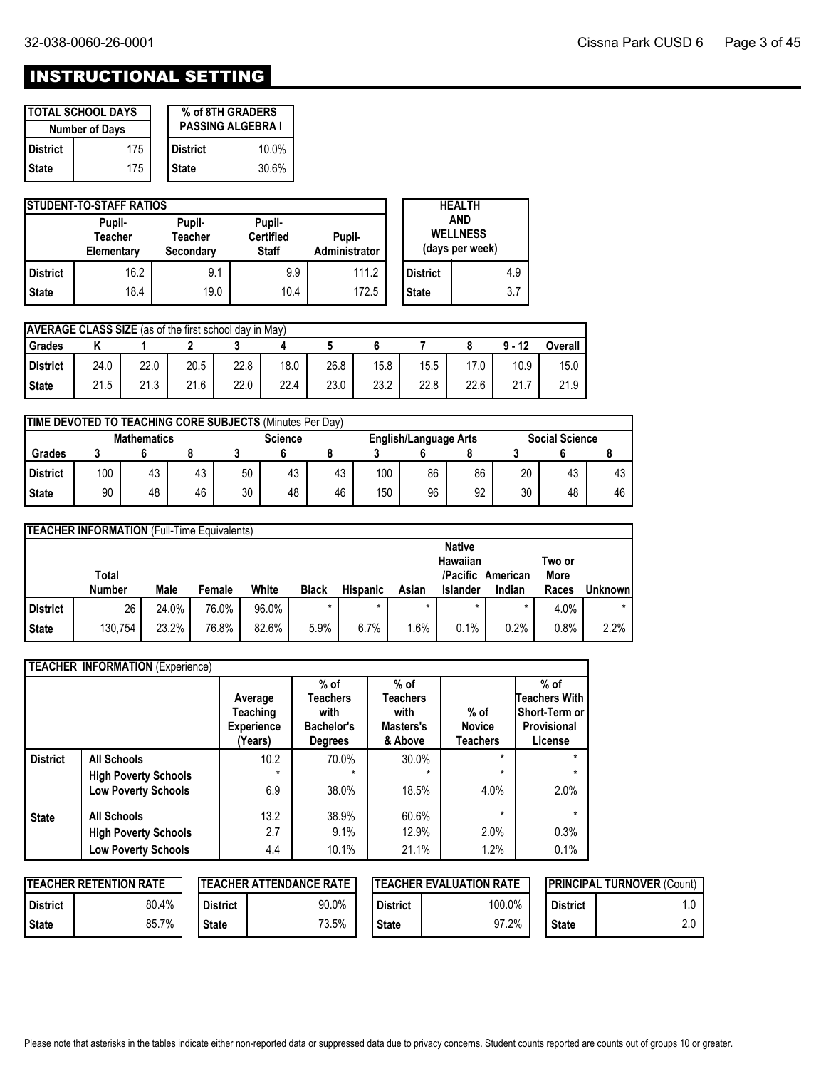# INSTRUCTIONAL SETTING

| TOTAL SCHOOL DAYS | |
|---|---|
| Number of Days | |
| District | 175 |
| State | 175 |

| % of 8TH GRADERS PASSING ALGEBRA I | |
|---|---|
| District | 10.0% |
| State | 30.6% |

| STUDENT-TO-STAFF RATIOS | Pupil-Teacher Elementary | Pupil-Teacher Secondary | Pupil-Certified Staff | Pupil-Administrator |
|---|---|---|---|---|
| District | 16.2 | 9.1 | 9.9 | 111.2 |
| State | 18.4 | 19.0 | 10.4 | 172.5 |

| HEALTH AND WELLNESS (days per week) | |
|---|---|
| District | 4.9 |
| State | 3.7 |

**AVERAGE CLASS SIZE** (as of the first school day in May)

| Grades | K | 1 | 2 | 3 | 4 | 5 | 6 | 7 | 8 | 9 - 12 | Overall |
|---|---|---|---|---|---|---|---|---|---|---|---|
| District | 24.0 | 22.0 | 20.5 | 22.8 | 18.0 | 26.8 | 15.8 | 15.5 | 17.0 | 10.9 | 15.0 |
| State | 21.5 | 21.3 | 21.6 | 22.0 | 22.4 | 23.0 | 23.2 | 22.8 | 22.6 | 21.7 | 21.9 |

**TIME DEVOTED TO TEACHING CORE SUBJECTS** (Minutes Per Day)

| | Mathematics | | | Science | | | English/Language Arts | | | Social Science | | |
|---|---|---|---|---|---|---|---|---|---|---|---|---|
| Grades | 3 | 6 | 8 | 3 | 6 | 8 | 3 | 6 | 8 | 3 | 6 | 8 |
| District | 100 | 43 | 43 | 50 | 43 | 43 | 100 | 86 | 86 | 20 | 43 | 43 |
| State | 90 | 48 | 46 | 30 | 48 | 46 | 150 | 96 | 92 | 30 | 48 | 46 |

**TEACHER INFORMATION** (Full-Time Equivalents)

| | Total Number | Male | Female | White | Black | Hispanic | Asian | Native Hawaiian /Pacific Islander | American Indian | Two or More Races | Unknown |
|---|---|---|---|---|---|---|---|---|---|---|---|
| District | 26 | 24.0% | 76.0% | 96.0% | * | * | * | * | * | 4.0% | * |
| State | 130,754 | 23.2% | 76.8% | 82.6% | 5.9% | 6.7% | 1.6% | 0.1% | 0.2% | 0.8% | 2.2% |

**TEACHER INFORMATION** (Experience)

| | | Average Teaching Experience (Years) | % of Teachers with Bachelor's Degrees | % of Teachers with Masters's & Above | % of Novice Teachers | % of Teachers With Short-Term or Provisional License |
|---|---|---|---|---|---|---|
| District | All Schools | 10.2 | 70.0% | 30.0% | * | * |
| | High Poverty Schools | * | * | * | * | * |
| | Low Poverty Schools | 6.9 | 38.0% | 18.5% | 4.0% | 2.0% |
| State | All Schools | 13.2 | 38.9% | 60.6% | * | * |
| | High Poverty Schools | 2.7 | 9.1% | 12.9% | 2.0% | 0.3% |
| | Low Poverty Schools | 4.4 | 10.1% | 21.1% | 1.2% | 0.1% |

| TEACHER RETENTION RATE | |
|---|---|
| District | 80.4% |
| State | 85.7% |

| TEACHER ATTENDANCE RATE | |
|---|---|
| District | 90.0% |
| State | 73.5% |

| TEACHER EVALUATION RATE | |
|---|---|
| District | 100.0% |
| State | 97.2% |

| PRINCIPAL TURNOVER (Count) | |
|---|---|
| District | 1.0 |
| State | 2.0 |

Please note that asterisks in the tables indicate either non-reported data or suppressed data due to privacy concerns. Student counts reported are counts out of groups 10 or greater.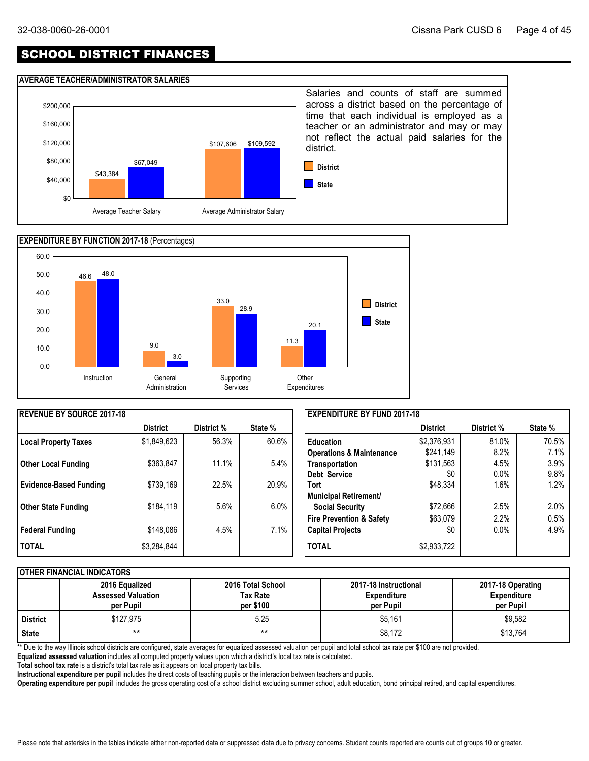# SCHOOL DISTRICT FINANCES

## AVERAGE TEACHER/ADMINISTRATOR SALARIES

| | District | State |
|---|---|---|
| Average Teacher Salary | $43,384 | $67,049 |
| Average Administrator Salary | $107,606 | $109,592 |

Salaries and counts of staff are summed across a district based on the percentage of time that each individual is employed as a teacher or an administrator and may or may not reflect the actual paid salaries for the district.

## EXPENDITURE BY FUNCTION 2017-18 (Percentages)

| | District | State |
|---|---|---|
| Instruction | 46.6 | 48.0 |
| General Administration | 9.0 | 3.0 |
| Supporting Services | 33.0 | 28.9 |
| Other Expenditures | 11.3 | 20.1 |

## REVENUE BY SOURCE 2017-18

| | District | District % | State % |
|---|---|---|---|
| **Local Property Taxes** | $1,849,623 | 56.3% | 60.6% |
| **Other Local Funding** | $363,847 | 11.1% | 5.4% |
| **Evidence-Based Funding** | $739,169 | 22.5% | 20.9% |
| **Other State Funding** | $184,119 | 5.6% | 6.0% |
| **Federal Funding** | $148,086 | 4.5% | 7.1% |
| **TOTAL** | $3,284,844 | | |

## EXPENDITURE BY FUND 2017-18

| | District | District % | State % |
|---|---|---|---|
| **Education** | $2,376,931 | 81.0% | 70.5% |
| **Operations & Maintenance** | $241,149 | 8.2% | 7.1% |
| **Transportation** | $131,563 | 4.5% | 3.9% |
| **Debt Service** | $0 | 0.0% | 9.8% |
| **Tort** | $48,334 | 1.6% | 1.2% |
| **Municipal Retirement/ Social Security** | $72,666 | 2.5% | 2.0% |
| **Fire Prevention & Safety** | $63,079 | 2.2% | 0.5% |
| **Capital Projects** | $0 | 0.0% | 4.9% |
| **TOTAL** | $2,933,722 | | |

## OTHER FINANCIAL INDICATORS

| | 2016 Equalized Assessed Valuation per Pupil | 2016 Total School Tax Rate per $100 | 2017-18 Instructional Expenditure per Pupil | 2017-18 Operating Expenditure per Pupil |
|---|---|---|---|---|
| **District** | $127,975 | 5.25 | $5,161 | $9,582 |
| **State** | ** | ** | $8,172 | $13,764 |

** Due to the way Illinois school districts are configured, state averages for equalized assessed valuation per pupil and total school tax rate per $100 are not provided.

**Equalized assessed valuation** includes all computed property values upon which a district's local tax rate is calculated.

**Total school tax rate** is a district's total tax rate as it appears on local property tax bills.

**Instructional expenditure per pupil** includes the direct costs of teaching pupils or the interaction between teachers and pupils.

**Operating expenditure per pupil** includes the gross operating cost of a school district excluding summer school, adult education, bond principal retired, and capital expenditures.

Please note that asterisks in the tables indicate either non-reported data or suppressed data due to privacy concerns. Student counts reported are counts out of groups 10 or greater.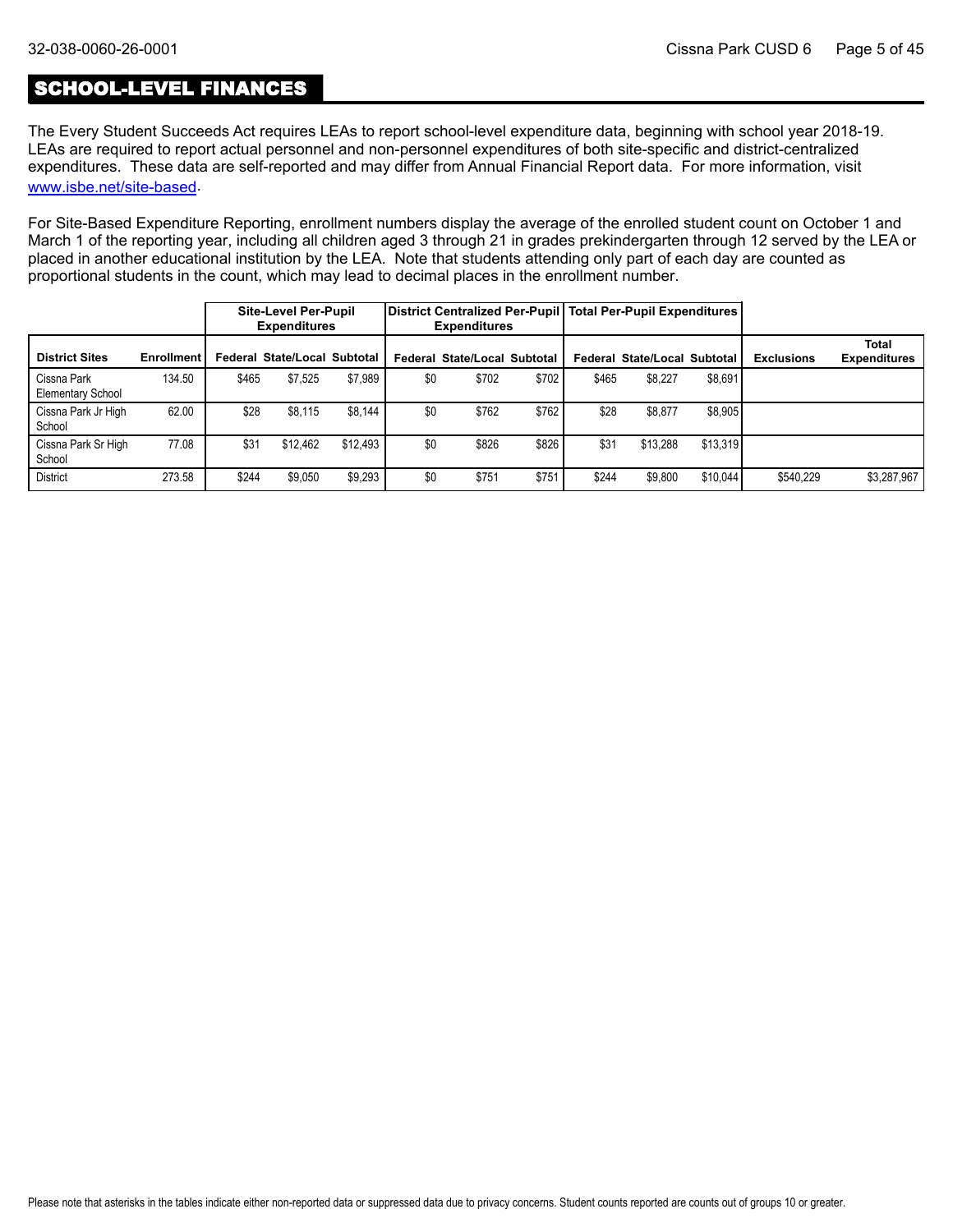## SCHOOL-LEVEL FINANCES

The Every Student Succeeds Act requires LEAs to report school-level expenditure data, beginning with school year 2018-19. LEAs are required to report actual personnel and non-personnel expenditures of both site-specific and district-centralized expenditures. These data are self-reported and may differ from Annual Financial Report data. For more information, visit www.isbe.net/site-based.

For Site-Based Expenditure Reporting, enrollment numbers display the average of the enrolled student count on October 1 and March 1 of the reporting year, including all children aged 3 through 21 in grades prekindergarten through 12 served by the LEA or placed in another educational institution by the LEA. Note that students attending only part of each day are counted as proportional students in the count, which may lead to decimal places in the enrollment number.

| | | Site-Level Per-Pupil Expenditures | | | District Centralized Per-Pupil Expenditures | | | Total Per-Pupil Expenditures | | | | |
|---|---|---|---|---|---|---|---|---|---|---|---|---|
| **District Sites** | **Enrollment** | **Federal** | **State/Local** | **Subtotal** | **Federal** | **State/Local** | **Subtotal** | **Federal** | **State/Local** | **Subtotal** | **Exclusions** | **Total Expenditures** |
| Cissna Park Elementary School | 134.50 | $465 | $7,525 | $7,989 | $0 | $702 | $702 | $465 | $8,227 | $8,691 | | |
| Cissna Park Jr High School | 62.00 | $28 | $8,115 | $8,144 | $0 | $762 | $762 | $28 | $8,877 | $8,905 | | |
| Cissna Park Sr High School | 77.08 | $31 | $12,462 | $12,493 | $0 | $826 | $826 | $31 | $13,288 | $13,319 | | |
| District | 273.58 | $244 | $9,050 | $9,293 | $0 | $751 | $751 | $244 | $9,800 | $10,044 | $540,229 | $3,287,967 |

Please note that asterisks in the tables indicate either non-reported data or suppressed data due to privacy concerns. Student counts reported are counts out of groups 10 or greater.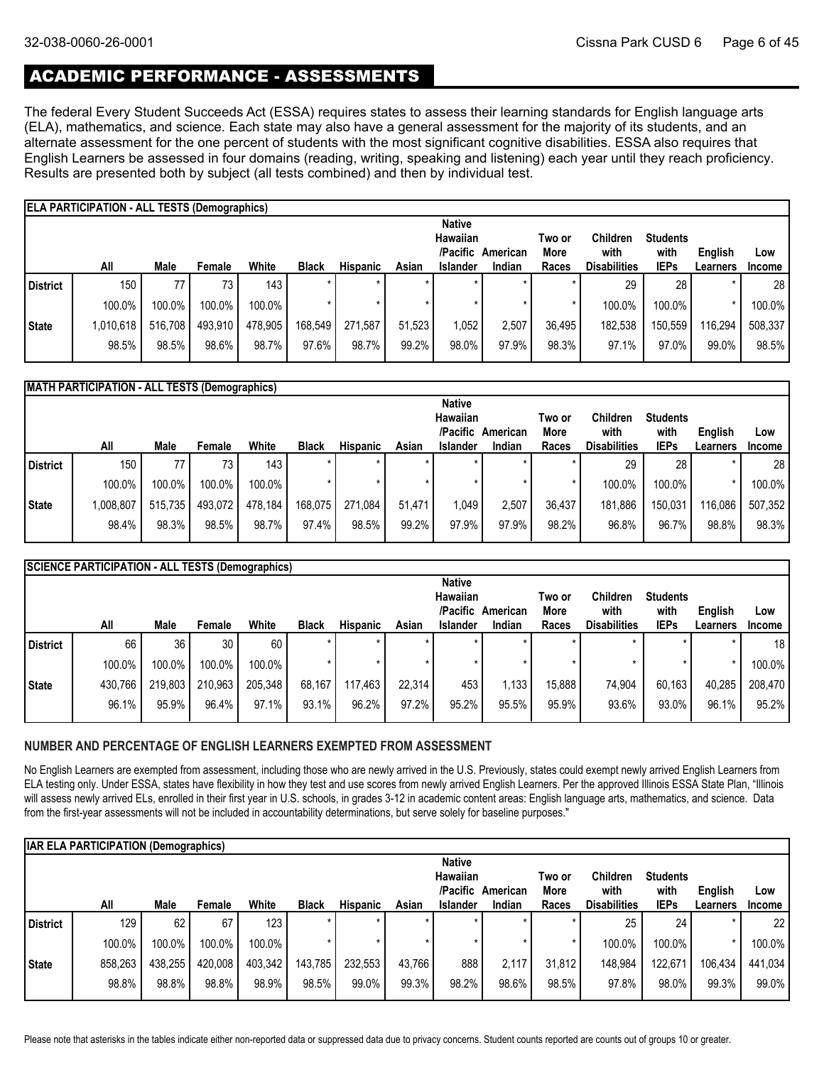## ACADEMIC PERFORMANCE - ASSESSMENTS

The federal Every Student Succeeds Act (ESSA) requires states to assess their learning standards for English language arts (ELA), mathematics, and science. Each state may also have a general assessment for the majority of its students, and an alternate assessment for the one percent of students with the most significant cognitive disabilities. ESSA also requires that English Learners be assessed in four domains (reading, writing, speaking and listening) each year until they reach proficiency. Results are presented both by subject (all tests combined) and then by individual test.

**ELA PARTICIPATION - ALL TESTS (Demographics)**

| | All | Male | Female | White | Black | Hispanic | Asian | Native Hawaiian /Pacific Islander | American Indian | Two or More Races | Children with Disabilities | Students with IEPs | English Learners | Low Income |
|---|---|---|---|---|---|---|---|---|---|---|---|---|---|---|
| District | 150 | 77 | 73 | 143 | * | * | * | * | * | * | 29 | 28 | * | 28 |
| | 100.0% | 100.0% | 100.0% | 100.0% | * | * | * | * | * | * | 100.0% | 100.0% | * | 100.0% |
| State | 1,010,618 | 516,708 | 493,910 | 478,905 | 168,549 | 271,587 | 51,523 | 1,052 | 2,507 | 36,495 | 182,538 | 150,559 | 116,294 | 508,337 |
| | 98.5% | 98.5% | 98.6% | 98.7% | 97.6% | 98.7% | 99.2% | 98.0% | 97.9% | 98.3% | 97.1% | 97.0% | 99.0% | 98.5% |

**MATH PARTICIPATION - ALL TESTS (Demographics)**

| | All | Male | Female | White | Black | Hispanic | Asian | Native Hawaiian /Pacific Islander | American Indian | Two or More Races | Children with Disabilities | Students with IEPs | English Learners | Low Income |
|---|---|---|---|---|---|---|---|---|---|---|---|---|---|---|
| District | 150 | 77 | 73 | 143 | * | * | * | * | * | * | 29 | 28 | * | 28 |
| | 100.0% | 100.0% | 100.0% | 100.0% | * | * | * | * | * | * | 100.0% | 100.0% | * | 100.0% |
| State | 1,008,807 | 515,735 | 493,072 | 478,184 | 168,075 | 271,084 | 51,471 | 1,049 | 2,507 | 36,437 | 181,886 | 150,031 | 116,086 | 507,352 |
| | 98.4% | 98.3% | 98.5% | 98.7% | 97.4% | 98.5% | 99.2% | 97.9% | 97.9% | 98.2% | 96.8% | 96.7% | 98.8% | 98.3% |

**SCIENCE PARTICIPATION - ALL TESTS (Demographics)**

| | All | Male | Female | White | Black | Hispanic | Asian | Native Hawaiian /Pacific Islander | American Indian | Two or More Races | Children with Disabilities | Students with IEPs | English Learners | Low Income |
|---|---|---|---|---|---|---|---|---|---|---|---|---|---|---|
| District | 66 | 36 | 30 | 60 | * | * | * | * | * | * | * | * | * | 18 |
| | 100.0% | 100.0% | 100.0% | 100.0% | * | * | * | * | * | * | * | * | * | 100.0% |
| State | 430,766 | 219,803 | 210,963 | 205,348 | 68,167 | 117,463 | 22,314 | 453 | 1,133 | 15,888 | 74,904 | 60,163 | 40,285 | 208,470 |
| | 96.1% | 95.9% | 96.4% | 97.1% | 93.1% | 96.2% | 97.2% | 95.2% | 95.5% | 95.9% | 93.6% | 93.0% | 96.1% | 95.2% |

**NUMBER AND PERCENTAGE OF ENGLISH LEARNERS EXEMPTED FROM ASSESSMENT**

No English Learners are exempted from assessment, including those who are newly arrived in the U.S. Previously, states could exempt newly arrived English Learners from ELA testing only. Under ESSA, states have flexibility in how they test and use scores from newly arrived English Learners. Per the approved Illinois ESSA State Plan, "Illinois will assess newly arrived ELs, enrolled in their first year in U.S. schools, in grades 3-12 in academic content areas: English language arts, mathematics, and science. Data from the first-year assessments will not be included in accountability determinations, but serve solely for baseline purposes."

**IAR ELA PARTICIPATION (Demographics)**

| | All | Male | Female | White | Black | Hispanic | Asian | Native Hawaiian /Pacific Islander | American Indian | Two or More Races | Children with Disabilities | Students with IEPs | English Learners | Low Income |
|---|---|---|---|---|---|---|---|---|---|---|---|---|---|---|
| District | 129 | 62 | 67 | 123 | * | * | * | * | * | * | 25 | 24 | * | 22 |
| | 100.0% | 100.0% | 100.0% | 100.0% | * | * | * | * | * | * | 100.0% | 100.0% | * | 100.0% |
| State | 858,263 | 438,255 | 420,008 | 403,342 | 143,785 | 232,553 | 43,766 | 888 | 2,117 | 31,812 | 148,984 | 122,671 | 106,434 | 441,034 |
| | 98.8% | 98.8% | 98.8% | 98.9% | 98.5% | 99.0% | 99.3% | 98.2% | 98.6% | 98.5% | 97.8% | 98.0% | 99.3% | 99.0% |

Please note that asterisks in the tables indicate either non-reported data or suppressed data due to privacy concerns. Student counts reported are counts out of groups 10 or greater.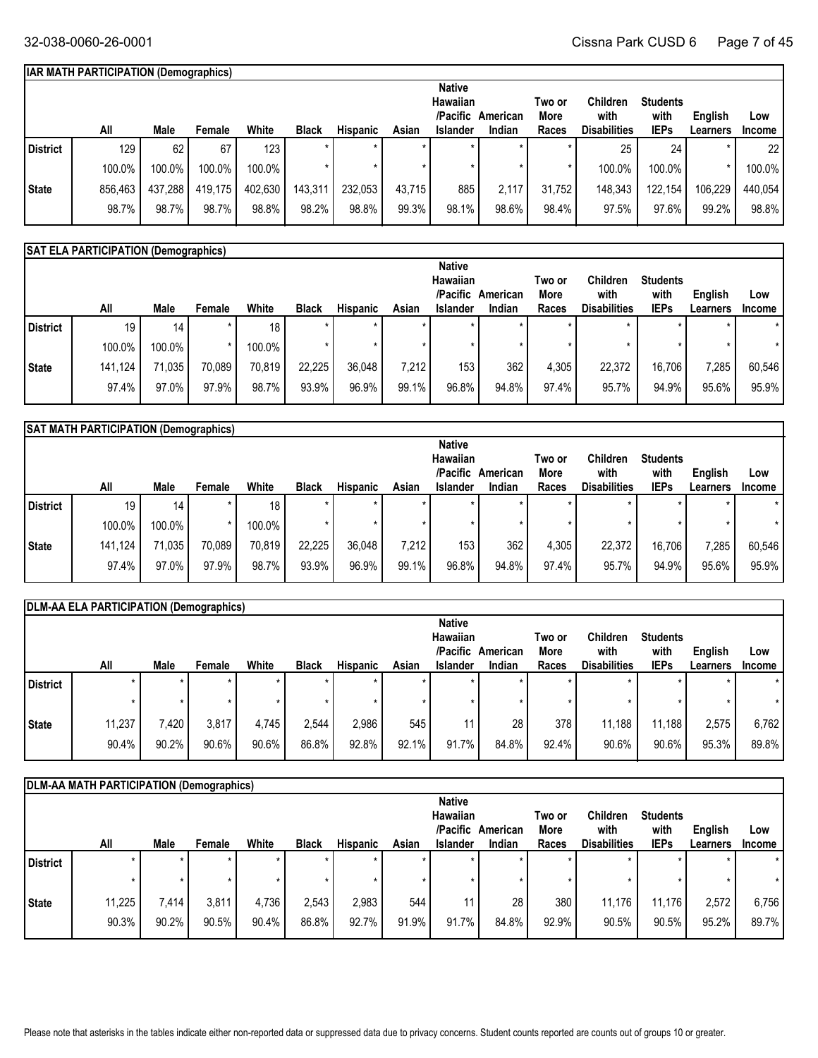### IAR MATH PARTICIPATION (Demographics)

| | All | Male | Female | White | Black | Hispanic | Asian | Native Hawaiian /Pacific Islander | American Indian | Two or More Races | Children with Disabilities | Students with IEPs | English Learners | Low Income |
|---|---|---|---|---|---|---|---|---|---|---|---|---|---|---|
| District | 129 | 62 | 67 | 123 | * | * | * | * | * | * | 25 | 24 | * | 22 |
| | 100.0% | 100.0% | 100.0% | 100.0% | * | * | * | * | * | * | 100.0% | 100.0% | * | 100.0% |
| State | 856,463 | 437,288 | 419,175 | 402,630 | 143,311 | 232,053 | 43,715 | 885 | 2,117 | 31,752 | 148,343 | 122,154 | 106,229 | 440,054 |
| | 98.7% | 98.7% | 98.7% | 98.8% | 98.2% | 98.8% | 99.3% | 98.1% | 98.6% | 98.4% | 97.5% | 97.6% | 99.2% | 98.8% |

### SAT ELA PARTICIPATION (Demographics)

| | All | Male | Female | White | Black | Hispanic | Asian | Native Hawaiian /Pacific Islander | American Indian | Two or More Races | Children with Disabilities | Students with IEPs | English Learners | Low Income |
|---|---|---|---|---|---|---|---|---|---|---|---|---|---|---|
| District | 19 | 14 | * | 18 | * | * | * | * | * | * | * | * | * | * |
| | 100.0% | 100.0% | * | 100.0% | * | * | * | * | * | * | * | * | * | * |
| State | 141,124 | 71,035 | 70,089 | 70,819 | 22,225 | 36,048 | 7,212 | 153 | 362 | 4,305 | 22,372 | 16,706 | 7,285 | 60,546 |
| | 97.4% | 97.0% | 97.9% | 98.7% | 93.9% | 96.9% | 99.1% | 96.8% | 94.8% | 97.4% | 95.7% | 94.9% | 95.6% | 95.9% |

### SAT MATH PARTICIPATION (Demographics)

| | All | Male | Female | White | Black | Hispanic | Asian | Native Hawaiian /Pacific Islander | American Indian | Two or More Races | Children with Disabilities | Students with IEPs | English Learners | Low Income |
|---|---|---|---|---|---|---|---|---|---|---|---|---|---|---|
| District | 19 | 14 | * | 18 | * | * | * | * | * | * | * | * | * | * |
| | 100.0% | 100.0% | * | 100.0% | * | * | * | * | * | * | * | * | * | * |
| State | 141,124 | 71,035 | 70,089 | 70,819 | 22,225 | 36,048 | 7,212 | 153 | 362 | 4,305 | 22,372 | 16,706 | 7,285 | 60,546 |
| | 97.4% | 97.0% | 97.9% | 98.7% | 93.9% | 96.9% | 99.1% | 96.8% | 94.8% | 97.4% | 95.7% | 94.9% | 95.6% | 95.9% |

### DLM-AA ELA PARTICIPATION (Demographics)

| | All | Male | Female | White | Black | Hispanic | Asian | Native Hawaiian /Pacific Islander | American Indian | Two or More Races | Children with Disabilities | Students with IEPs | English Learners | Low Income |
|---|---|---|---|---|---|---|---|---|---|---|---|---|---|---|
| District | * | * | * | * | * | * | * | * | * | * | * | * | * | * |
| | * | * | * | * | * | * | * | * | * | * | * | * | * | * |
| State | 11,237 | 7,420 | 3,817 | 4,745 | 2,544 | 2,986 | 545 | 11 | 28 | 378 | 11,188 | 11,188 | 2,575 | 6,762 |
| | 90.4% | 90.2% | 90.6% | 90.6% | 86.8% | 92.8% | 92.1% | 91.7% | 84.8% | 92.4% | 90.6% | 90.6% | 95.3% | 89.8% |

### DLM-AA MATH PARTICIPATION (Demographics)

| | All | Male | Female | White | Black | Hispanic | Asian | Native Hawaiian /Pacific Islander | American Indian | Two or More Races | Children with Disabilities | Students with IEPs | English Learners | Low Income |
|---|---|---|---|---|---|---|---|---|---|---|---|---|---|---|
| District | * | * | * | * | * | * | * | * | * | * | * | * | * | * |
| | * | * | * | * | * | * | * | * | * | * | * | * | * | * |
| State | 11,225 | 7,414 | 3,811 | 4,736 | 2,543 | 2,983 | 544 | 11 | 28 | 380 | 11,176 | 11,176 | 2,572 | 6,756 |
| | 90.3% | 90.2% | 90.5% | 90.4% | 86.8% | 92.7% | 91.9% | 91.7% | 84.8% | 92.9% | 90.5% | 90.5% | 95.2% | 89.7% |

Please note that asterisks in the tables indicate either non-reported data or suppressed data due to privacy concerns. Student counts reported are counts out of groups 10 or greater.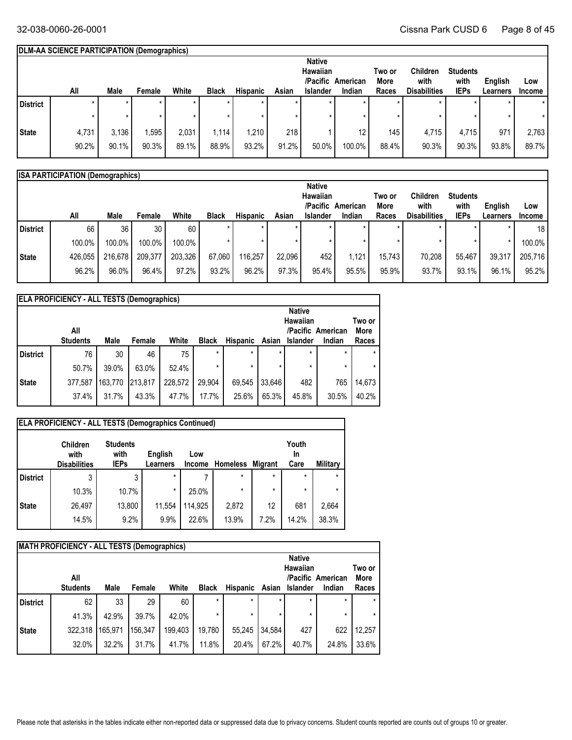### DLM-AA SCIENCE PARTICIPATION (Demographics)

| | All | Male | Female | White | Black | Hispanic | Asian | Native Hawaiian /Pacific Islander | American Indian | Two or More Races | Children with Disabilities | Students with IEPs | English Learners | Low Income |
|---|---|---|---|---|---|---|---|---|---|---|---|---|---|---|
| District | * | * | * | * | * | * | * | * | * | * | * | * | * | * |
| | * | * | * | * | * | * | * | * | * | * | * | * | * | * |
| State | 4,731 | 3,136 | 1,595 | 2,031 | 1,114 | 1,210 | 218 | 1 | 12 | 145 | 4,715 | 4,715 | 971 | 2,763 |
| | 90.2% | 90.1% | 90.3% | 89.1% | 88.9% | 93.2% | 91.2% | 50.0% | 100.0% | 88.4% | 90.3% | 90.3% | 93.8% | 89.7% |

### ISA PARTICIPATION (Demographics)

| | All | Male | Female | White | Black | Hispanic | Asian | Native Hawaiian /Pacific Islander | American Indian | Two or More Races | Children with Disabilities | Students with IEPs | English Learners | Low Income |
|---|---|---|---|---|---|---|---|---|---|---|---|---|---|---|
| District | 66 | 36 | 30 | 60 | * | * | * | * | * | * | * | * | * | 18 |
| | 100.0% | 100.0% | 100.0% | 100.0% | * | * | * | * | * | * | * | * | * | 100.0% |
| State | 426,055 | 216,678 | 209,377 | 203,326 | 67,060 | 116,257 | 22,096 | 452 | 1,121 | 15,743 | 70,208 | 55,467 | 39,317 | 205,716 |
| | 96.2% | 96.0% | 96.4% | 97.2% | 93.2% | 96.2% | 97.3% | 95.4% | 95.5% | 95.9% | 93.7% | 93.1% | 96.1% | 95.2% |

### ELA PROFICIENCY - ALL TESTS (Demographics)

| | All Students | Male | Female | White | Black | Hispanic | Asian | Native Hawaiian /Pacific Islander | American Indian | Two or More Races |
|---|---|---|---|---|---|---|---|---|---|---|
| District | 76 | 30 | 46 | 75 | * | * | * | * | * | * |
| | 50.7% | 39.0% | 63.0% | 52.4% | * | * | * | * | * | * |
| State | 377,587 | 163,770 | 213,817 | 228,572 | 29,904 | 69,545 | 33,646 | 482 | 765 | 14,673 |
| | 37.4% | 31.7% | 43.3% | 47.7% | 17.7% | 25.6% | 65.3% | 45.8% | 30.5% | 40.2% |

### ELA PROFICIENCY - ALL TESTS (Demographics Continued)

| | Children with Disabilities | Students with IEPs | English Learners | Low Income | Homeless | Migrant | Youth In Care | Military |
|---|---|---|---|---|---|---|---|---|
| District | 3 | 3 | * | 7 | * | * | * | * |
| | 10.3% | 10.7% | * | 25.0% | * | * | * | * |
| State | 26,497 | 13,800 | 11,554 | 114,925 | 2,872 | 12 | 681 | 2,664 |
| | 14.5% | 9.2% | 9.9% | 22.6% | 13.9% | 7.2% | 14.2% | 38.3% |

### MATH PROFICIENCY - ALL TESTS (Demographics)

| | All Students | Male | Female | White | Black | Hispanic | Asian | Native Hawaiian /Pacific Islander | American Indian | Two or More Races |
|---|---|---|---|---|---|---|---|---|---|---|
| District | 62 | 33 | 29 | 60 | * | * | * | * | * | * |
| | 41.3% | 42.9% | 39.7% | 42.0% | * | * | * | * | * | * |
| State | 322,318 | 165,971 | 156,347 | 199,403 | 19,780 | 55,245 | 34,584 | 427 | 622 | 12,257 |
| | 32.0% | 32.2% | 31.7% | 41.7% | 11.8% | 20.4% | 67.2% | 40.7% | 24.8% | 33.6% |

Please note that asterisks in the tables indicate either non-reported data or suppressed data due to privacy concerns. Student counts reported are counts out of groups 10 or greater.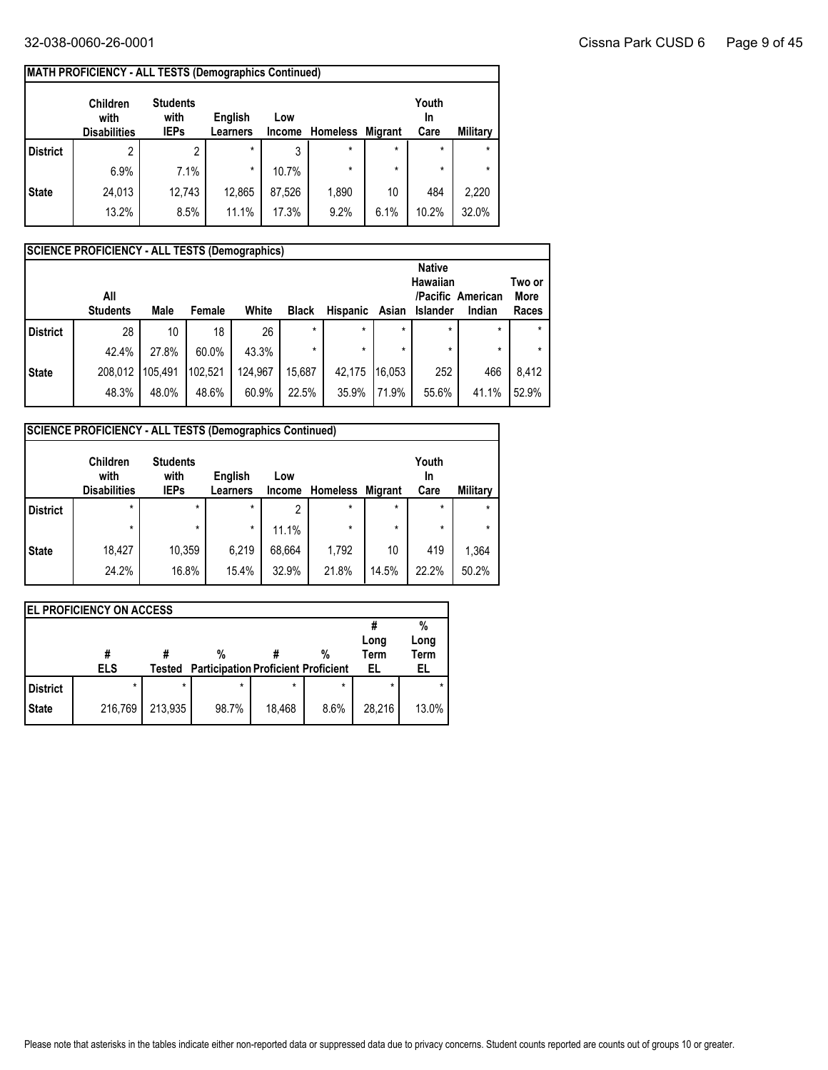**MATH PROFICIENCY - ALL TESTS (Demographics Continued)**

| | Children with Disabilities | Students with IEPs | English Learners | Low Income | Homeless | Migrant | Youth In Care | Military |
|---|---|---|---|---|---|---|---|---|
| **District** | 2 | 2 | * | 3 | * | * | * | * |
| | 6.9% | 7.1% | * | 10.7% | * | * | * | * |
| **State** | 24,013 | 12,743 | 12,865 | 87,526 | 1,890 | 10 | 484 | 2,220 |
| | 13.2% | 8.5% | 11.1% | 17.3% | 9.2% | 6.1% | 10.2% | 32.0% |

**SCIENCE PROFICIENCY - ALL TESTS (Demographics)**

| | All Students | Male | Female | White | Black | Hispanic | Asian | Native Hawaiian /Pacific Islander | American Indian | Two or More Races |
|---|---|---|---|---|---|---|---|---|---|---|
| **District** | 28 | 10 | 18 | 26 | * | * | * | * | * | * |
| | 42.4% | 27.8% | 60.0% | 43.3% | * | * | * | * | * | * |
| **State** | 208,012 | 105,491 | 102,521 | 124,967 | 15,687 | 42,175 | 16,053 | 252 | 466 | 8,412 |
| | 48.3% | 48.0% | 48.6% | 60.9% | 22.5% | 35.9% | 71.9% | 55.6% | 41.1% | 52.9% |

**SCIENCE PROFICIENCY - ALL TESTS (Demographics Continued)**

| | Children with Disabilities | Students with IEPs | English Learners | Low Income | Homeless | Migrant | Youth In Care | Military |
|---|---|---|---|---|---|---|---|---|
| **District** | * | * | * | 2 | * | * | * | * |
| | * | * | * | 11.1% | * | * | * | * |
| **State** | 18,427 | 10,359 | 6,219 | 68,664 | 1,792 | 10 | 419 | 1,364 |
| | 24.2% | 16.8% | 15.4% | 32.9% | 21.8% | 14.5% | 22.2% | 50.2% |

**EL PROFICIENCY ON ACCESS**

| | # ELS | # Tested | % Participation | # Proficient | % Proficient | # Long Term EL | % Long Term EL |
|---|---|---|---|---|---|---|---|
| **District** | * | * | * | * | * | * | * |
| **State** | 216,769 | 213,935 | 98.7% | 18,468 | 8.6% | 28,216 | 13.0% |

Please note that asterisks in the tables indicate either non-reported data or suppressed data due to privacy concerns. Student counts reported are counts out of groups 10 or greater.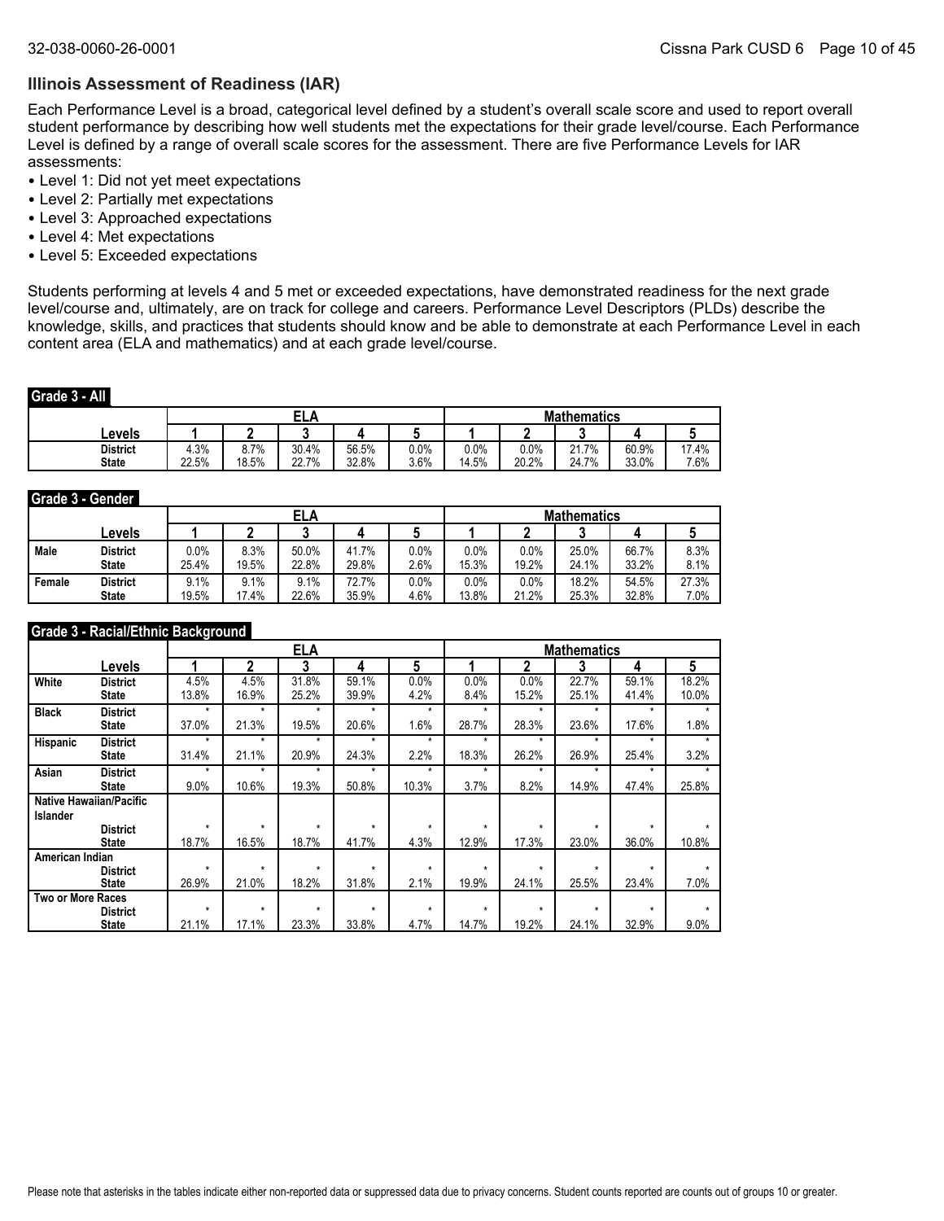## Illinois Assessment of Readiness (IAR)

Each Performance Level is a broad, categorical level defined by a student's overall scale score and used to report overall student performance by describing how well students met the expectations for their grade level/course. Each Performance Level is defined by a range of overall scale scores for the assessment. There are five Performance Levels for IAR assessments:

- Level 1: Did not yet meet expectations
- Level 2: Partially met expectations
- Level 3: Approached expectations
- Level 4: Met expectations
- Level 5: Exceeded expectations

Students performing at levels 4 and 5 met or exceeded expectations, have demonstrated readiness for the next grade level/course and, ultimately, are on track for college and careers. Performance Level Descriptors (PLDs) describe the knowledge, skills, and practices that students should know and be able to demonstrate at each Performance Level in each content area (ELA and mathematics) and at each grade level/course.

### Grade 3 - All

| | ELA | | | | | Mathematics | | | | |
|---|---|---|---|---|---|---|---|---|---|---|
| Levels | 1 | 2 | 3 | 4 | 5 | 1 | 2 | 3 | 4 | 5 |
| District | 4.3% | 8.7% | 30.4% | 56.5% | 0.0% | 0.0% | 0.0% | 21.7% | 60.9% | 17.4% |
| State | 22.5% | 18.5% | 22.7% | 32.8% | 3.6% | 14.5% | 20.2% | 24.7% | 33.0% | 7.6% |

### Grade 3 - Gender

| | | ELA | | | | | Mathematics | | | | |
|---|---|---|---|---|---|---|---|---|---|---|---|
| | Levels | 1 | 2 | 3 | 4 | 5 | 1 | 2 | 3 | 4 | 5 |
| Male | District | 0.0% | 8.3% | 50.0% | 41.7% | 0.0% | 0.0% | 0.0% | 25.0% | 66.7% | 8.3% |
| | State | 25.4% | 19.5% | 22.8% | 29.8% | 2.6% | 15.3% | 19.2% | 24.1% | 33.2% | 8.1% |
| Female | District | 9.1% | 9.1% | 9.1% | 72.7% | 0.0% | 0.0% | 0.0% | 18.2% | 54.5% | 27.3% |
| | State | 19.5% | 17.4% | 22.6% | 35.9% | 4.6% | 13.8% | 21.2% | 25.3% | 32.8% | 7.0% |

### Grade 3 - Racial/Ethnic Background

| | | ELA | | | | | Mathematics | | | | |
|---|---|---|---|---|---|---|---|---|---|---|---|
| | Levels | 1 | 2 | 3 | 4 | 5 | 1 | 2 | 3 | 4 | 5 |
| White | District | 4.5% | 4.5% | 31.8% | 59.1% | 0.0% | 0.0% | 0.0% | 22.7% | 59.1% | 18.2% |
| | State | 13.8% | 16.9% | 25.2% | 39.9% | 4.2% | 8.4% | 15.2% | 25.1% | 41.4% | 10.0% |
| Black | District | * | * | * | * | * | * | * | * | * | * |
| | State | 37.0% | 21.3% | 19.5% | 20.6% | 1.6% | 28.7% | 28.3% | 23.6% | 17.6% | 1.8% |
| Hispanic | District | * | * | * | * | * | * | * | * | * | * |
| | State | 31.4% | 21.1% | 20.9% | 24.3% | 2.2% | 18.3% | 26.2% | 26.9% | 25.4% | 3.2% |
| Asian | District | * | * | * | * | * | * | * | * | * | * |
| | State | 9.0% | 10.6% | 19.3% | 50.8% | 10.3% | 3.7% | 8.2% | 14.9% | 47.4% | 25.8% |
| Native Hawaiian/Pacific Islander | District | * | * | * | * | * | * | * | * | * | * |
| | State | 18.7% | 16.5% | 18.7% | 41.7% | 4.3% | 12.9% | 17.3% | 23.0% | 36.0% | 10.8% |
| American Indian | District | * | * | * | * | * | * | * | * | * | * |
| | State | 26.9% | 21.0% | 18.2% | 31.8% | 2.1% | 19.9% | 24.1% | 25.5% | 23.4% | 7.0% |
| Two or More Races | District | * | * | * | * | * | * | * | * | * | * |
| | State | 21.1% | 17.1% | 23.3% | 33.8% | 4.7% | 14.7% | 19.2% | 24.1% | 32.9% | 9.0% |

Please note that asterisks in the tables indicate either non-reported data or suppressed data due to privacy concerns. Student counts reported are counts out of groups 10 or greater.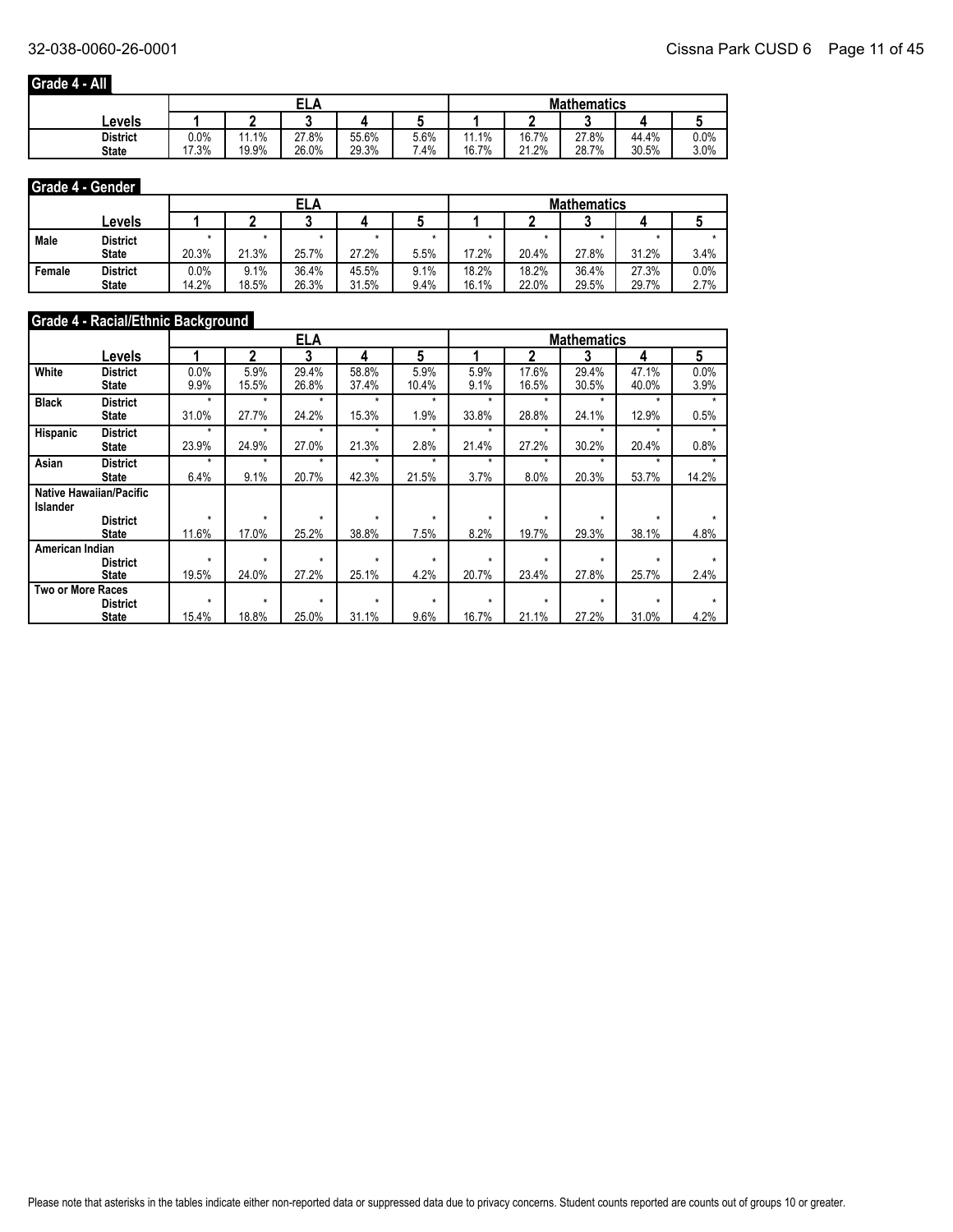## Grade 4 - All

| Levels | ELA | | | | | Mathematics | | | | |
|---|---|---|---|---|---|---|---|---|---|---|
| | 1 | 2 | 3 | 4 | 5 | 1 | 2 | 3 | 4 | 5 |
| District | 0.0% | 11.1% | 27.8% | 55.6% | 5.6% | 11.1% | 16.7% | 27.8% | 44.4% | 0.0% |
| State | 17.3% | 19.9% | 26.0% | 29.3% | 7.4% | 16.7% | 21.2% | 28.7% | 30.5% | 3.0% |

## Grade 4 - Gender

| | Levels | ELA | | | | | Mathematics | | | | |
|---|---|---|---|---|---|---|---|---|---|---|---|
| | | 1 | 2 | 3 | 4 | 5 | 1 | 2 | 3 | 4 | 5 |
| Male | District | * | * | * | * | * | * | * | * | * | * |
| | State | 20.3% | 21.3% | 25.7% | 27.2% | 5.5% | 17.2% | 20.4% | 27.8% | 31.2% | 3.4% |
| Female | District | 0.0% | 9.1% | 36.4% | 45.5% | 9.1% | 18.2% | 18.2% | 36.4% | 27.3% | 0.0% |
| | State | 14.2% | 18.5% | 26.3% | 31.5% | 9.4% | 16.1% | 22.0% | 29.5% | 29.7% | 2.7% |

## Grade 4 - Racial/Ethnic Background

| | Levels | ELA | | | | | Mathematics | | | | |
|---|---|---|---|---|---|---|---|---|---|---|---|
| | | 1 | 2 | 3 | 4 | 5 | 1 | 2 | 3 | 4 | 5 |
| White | District | 0.0% | 5.9% | 29.4% | 58.8% | 5.9% | 5.9% | 17.6% | 29.4% | 47.1% | 0.0% |
| | State | 9.9% | 15.5% | 26.8% | 37.4% | 10.4% | 9.1% | 16.5% | 30.5% | 40.0% | 3.9% |
| Black | District | * | * | * | * | * | * | * | * | * | * |
| | State | 31.0% | 27.7% | 24.2% | 15.3% | 1.9% | 33.8% | 28.8% | 24.1% | 12.9% | 0.5% |
| Hispanic | District | * | * | * | * | * | * | * | * | * | * |
| | State | 23.9% | 24.9% | 27.0% | 21.3% | 2.8% | 21.4% | 27.2% | 30.2% | 20.4% | 0.8% |
| Asian | District | * | * | * | * | * | * | * | * | * | * |
| | State | 6.4% | 9.1% | 20.7% | 42.3% | 21.5% | 3.7% | 8.0% | 20.3% | 53.7% | 14.2% |
| Native Hawaiian/Pacific Islander | District | * | * | * | * | * | * | * | * | * | * |
| | State | 11.6% | 17.0% | 25.2% | 38.8% | 7.5% | 8.2% | 19.7% | 29.3% | 38.1% | 4.8% |
| American Indian | District | * | * | * | * | * | * | * | * | * | * |
| | State | 19.5% | 24.0% | 27.2% | 25.1% | 4.2% | 20.7% | 23.4% | 27.8% | 25.7% | 2.4% |
| Two or More Races | District | * | * | * | * | * | * | * | * | * | * |
| | State | 15.4% | 18.8% | 25.0% | 31.1% | 9.6% | 16.7% | 21.1% | 27.2% | 31.0% | 4.2% |

Please note that asterisks in the tables indicate either non-reported data or suppressed data due to privacy concerns. Student counts reported are counts out of groups 10 or greater.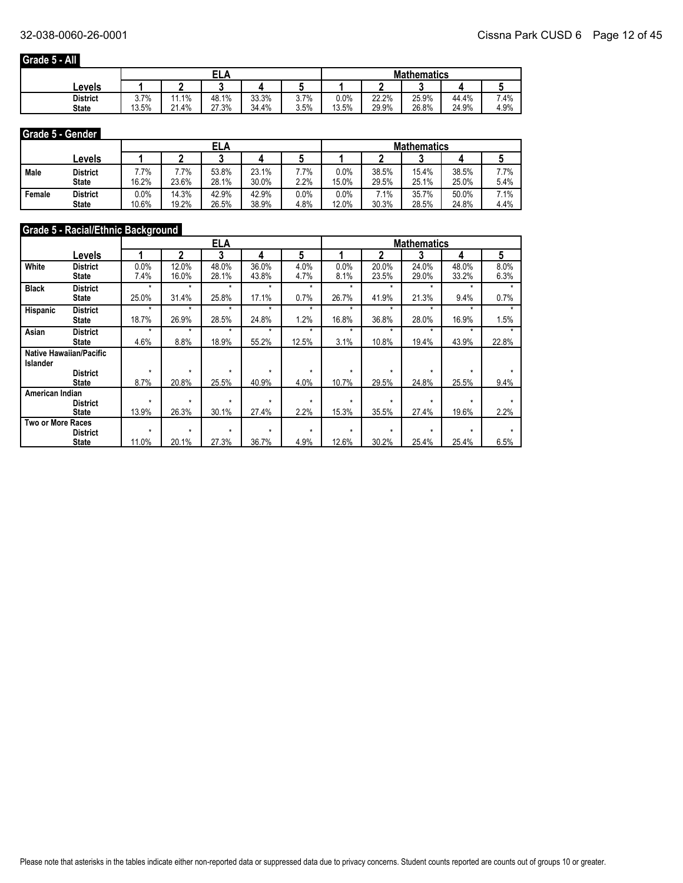## Grade 5 - All

| Levels | ELA | | | | | Mathematics | | | | |
|---|---|---|---|---|---|---|---|---|---|---|
| | 1 | 2 | 3 | 4 | 5 | 1 | 2 | 3 | 4 | 5 |
| District | 3.7% | 11.1% | 48.1% | 33.3% | 3.7% | 0.0% | 22.2% | 25.9% | 44.4% | 7.4% |
| State | 13.5% | 21.4% | 27.3% | 34.4% | 3.5% | 13.5% | 29.9% | 26.8% | 24.9% | 4.9% |

## Grade 5 - Gender

| | Levels | ELA | | | | | Mathematics | | | | |
|---|---|---|---|---|---|---|---|---|---|---|---|
| | | 1 | 2 | 3 | 4 | 5 | 1 | 2 | 3 | 4 | 5 |
| Male | District | 7.7% | 7.7% | 53.8% | 23.1% | 7.7% | 0.0% | 38.5% | 15.4% | 38.5% | 7.7% |
| | State | 16.2% | 23.6% | 28.1% | 30.0% | 2.2% | 15.0% | 29.5% | 25.1% | 25.0% | 5.4% |
| Female | District | 0.0% | 14.3% | 42.9% | 42.9% | 0.0% | 0.0% | 7.1% | 35.7% | 50.0% | 7.1% |
| | State | 10.6% | 19.2% | 26.5% | 38.9% | 4.8% | 12.0% | 30.3% | 28.5% | 24.8% | 4.4% |

## Grade 5 - Racial/Ethnic Background

| | Levels | ELA | | | | | Mathematics | | | | |
|---|---|---|---|---|---|---|---|---|---|---|---|
| | | 1 | 2 | 3 | 4 | 5 | 1 | 2 | 3 | 4 | 5 |
| White | District | 0.0% | 12.0% | 48.0% | 36.0% | 4.0% | 0.0% | 20.0% | 24.0% | 48.0% | 8.0% |
| | State | 7.4% | 16.0% | 28.1% | 43.8% | 4.7% | 8.1% | 23.5% | 29.0% | 33.2% | 6.3% |
| Black | District | * | * | * | * | * | * | * | * | * | * |
| | State | 25.0% | 31.4% | 25.8% | 17.1% | 0.7% | 26.7% | 41.9% | 21.3% | 9.4% | 0.7% |
| Hispanic | District | * | * | * | * | * | * | * | * | * | * |
| | State | 18.7% | 26.9% | 28.5% | 24.8% | 1.2% | 16.8% | 36.8% | 28.0% | 16.9% | 1.5% |
| Asian | District | * | * | * | * | * | * | * | * | * | * |
| | State | 4.6% | 8.8% | 18.9% | 55.2% | 12.5% | 3.1% | 10.8% | 19.4% | 43.9% | 22.8% |
| Native Hawaiian/Pacific Islander | District | * | * | * | * | * | * | * | * | * | * |
| | State | 8.7% | 20.8% | 25.5% | 40.9% | 4.0% | 10.7% | 29.5% | 24.8% | 25.5% | 9.4% |
| American Indian | District | * | * | * | * | * | * | * | * | * | * |
| | State | 13.9% | 26.3% | 30.1% | 27.4% | 2.2% | 15.3% | 35.5% | 27.4% | 19.6% | 2.2% |
| Two or More Races | District | * | * | * | * | * | * | * | * | * | * |
| | State | 11.0% | 20.1% | 27.3% | 36.7% | 4.9% | 12.6% | 30.2% | 25.4% | 25.4% | 6.5% |

Please note that asterisks in the tables indicate either non-reported data or suppressed data due to privacy concerns. Student counts reported are counts out of groups 10 or greater.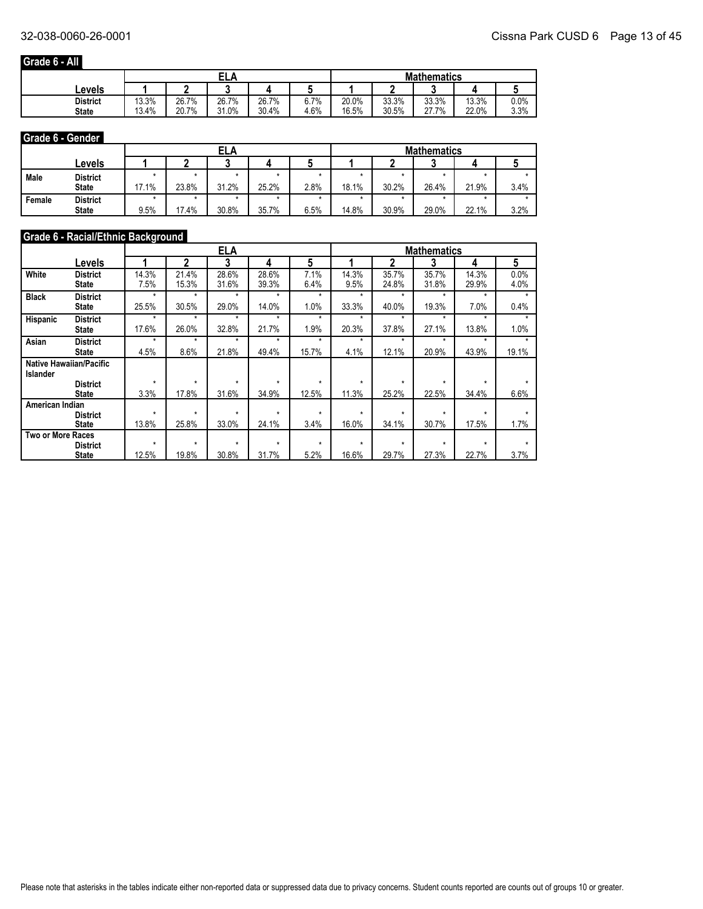## Grade 6 - All

| Levels | ELA | | | | | Mathematics | | | | |
|---|---|---|---|---|---|---|---|---|---|---|
| | 1 | 2 | 3 | 4 | 5 | 1 | 2 | 3 | 4 | 5 |
| District | 13.3% | 26.7% | 26.7% | 26.7% | 6.7% | 20.0% | 33.3% | 33.3% | 13.3% | 0.0% |
| State | 13.4% | 20.7% | 31.0% | 30.4% | 4.6% | 16.5% | 30.5% | 27.7% | 22.0% | 3.3% |

## Grade 6 - Gender

| | Levels | ELA | | | | | Mathematics | | | | |
|---|---|---|---|---|---|---|---|---|---|---|---|
| | | 1 | 2 | 3 | 4 | 5 | 1 | 2 | 3 | 4 | 5 |
| Male | District | * | * | * | * | * | * | * | * | * | * |
| | State | 17.1% | 23.8% | 31.2% | 25.2% | 2.8% | 18.1% | 30.2% | 26.4% | 21.9% | 3.4% |
| Female | District | * | * | * | * | * | * | * | * | * | * |
| | State | 9.5% | 17.4% | 30.8% | 35.7% | 6.5% | 14.8% | 30.9% | 29.0% | 22.1% | 3.2% |

## Grade 6 - Racial/Ethnic Background

| | Levels | ELA | | | | | Mathematics | | | | |
|---|---|---|---|---|---|---|---|---|---|---|---|
| | | 1 | 2 | 3 | 4 | 5 | 1 | 2 | 3 | 4 | 5 |
| White | District | 14.3% | 21.4% | 28.6% | 28.6% | 7.1% | 14.3% | 35.7% | 35.7% | 14.3% | 0.0% |
| | State | 7.5% | 15.3% | 31.6% | 39.3% | 6.4% | 9.5% | 24.8% | 31.8% | 29.9% | 4.0% |
| Black | District | * | * | * | * | * | * | * | * | * | * |
| | State | 25.5% | 30.5% | 29.0% | 14.0% | 1.0% | 33.3% | 40.0% | 19.3% | 7.0% | 0.4% |
| Hispanic | District | * | * | * | * | * | * | * | * | * | * |
| | State | 17.6% | 26.0% | 32.8% | 21.7% | 1.9% | 20.3% | 37.8% | 27.1% | 13.8% | 1.0% |
| Asian | District | * | * | * | * | * | * | * | * | * | * |
| | State | 4.5% | 8.6% | 21.8% | 49.4% | 15.7% | 4.1% | 12.1% | 20.9% | 43.9% | 19.1% |
| Native Hawaiian/Pacific Islander | District | * | * | * | * | * | * | * | * | * | * |
| | State | 3.3% | 17.8% | 31.6% | 34.9% | 12.5% | 11.3% | 25.2% | 22.5% | 34.4% | 6.6% |
| American Indian | District | * | * | * | * | * | * | * | * | * | * |
| | State | 13.8% | 25.8% | 33.0% | 24.1% | 3.4% | 16.0% | 34.1% | 30.7% | 17.5% | 1.7% |
| Two or More Races | District | * | * | * | * | * | * | * | * | * | * |
| | State | 12.5% | 19.8% | 30.8% | 31.7% | 5.2% | 16.6% | 29.7% | 27.3% | 22.7% | 3.7% |

Please note that asterisks in the tables indicate either non-reported data or suppressed data due to privacy concerns. Student counts reported are counts out of groups 10 or greater.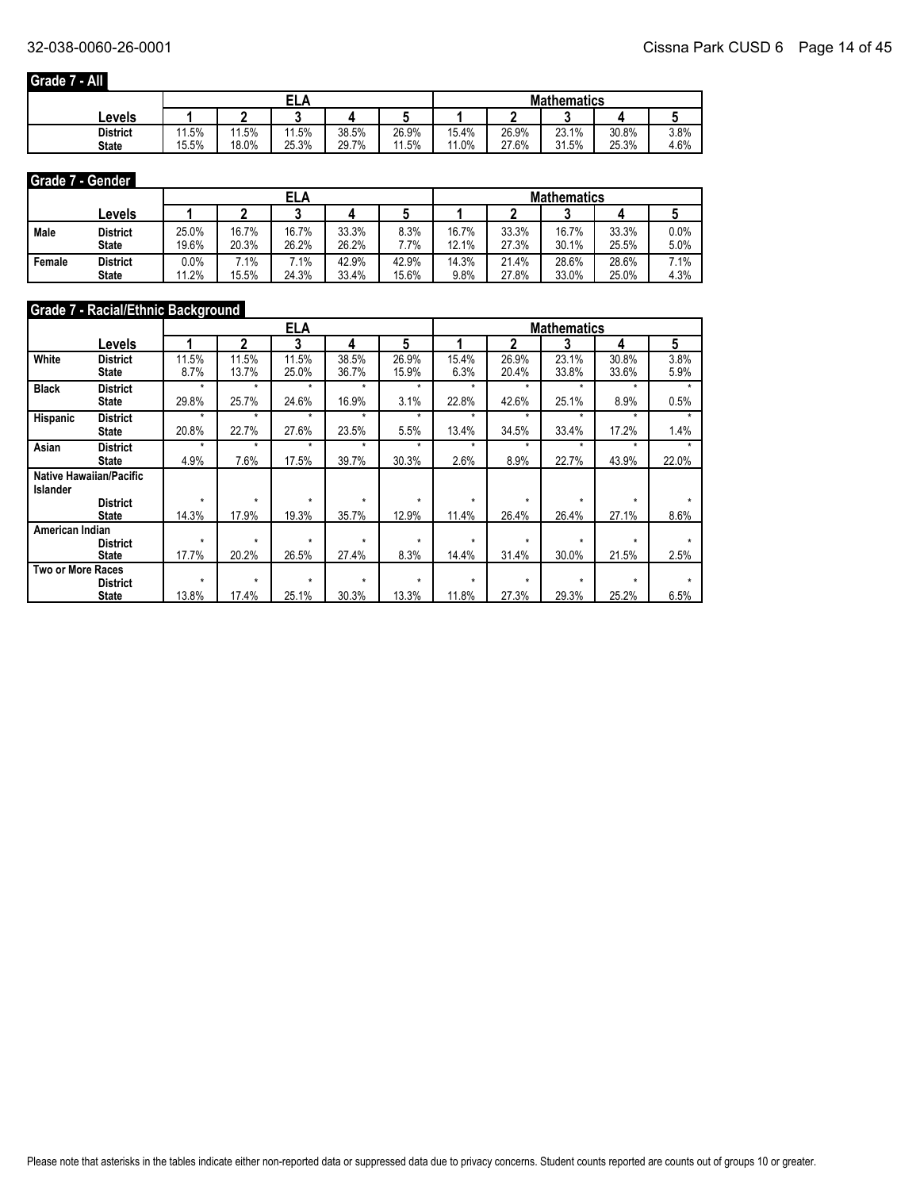## Grade 7 - All

| Levels | ELA 1 | ELA 2 | ELA 3 | ELA 4 | ELA 5 | Mathematics 1 | Mathematics 2 | Mathematics 3 | Mathematics 4 | Mathematics 5 |
|---|---|---|---|---|---|---|---|---|---|---|
| District | 11.5% | 11.5% | 11.5% | 38.5% | 26.9% | 15.4% | 26.9% | 23.1% | 30.8% | 3.8% |
| State | 15.5% | 18.0% | 25.3% | 29.7% | 11.5% | 11.0% | 27.6% | 31.5% | 25.3% | 4.6% |

## Grade 7 - Gender

| | Levels | ELA 1 | ELA 2 | ELA 3 | ELA 4 | ELA 5 | Mathematics 1 | Mathematics 2 | Mathematics 3 | Mathematics 4 | Mathematics 5 |
|---|---|---|---|---|---|---|---|---|---|---|---|
| Male | District | 25.0% | 16.7% | 16.7% | 33.3% | 8.3% | 16.7% | 33.3% | 16.7% | 33.3% | 0.0% |
| | State | 19.6% | 20.3% | 26.2% | 26.2% | 7.7% | 12.1% | 27.3% | 30.1% | 25.5% | 5.0% |
| Female | District | 0.0% | 7.1% | 7.1% | 42.9% | 42.9% | 14.3% | 21.4% | 28.6% | 28.6% | 7.1% |
| | State | 11.2% | 15.5% | 24.3% | 33.4% | 15.6% | 9.8% | 27.8% | 33.0% | 25.0% | 4.3% |

## Grade 7 - Racial/Ethnic Background

| | Levels | ELA 1 | ELA 2 | ELA 3 | ELA 4 | ELA 5 | Mathematics 1 | Mathematics 2 | Mathematics 3 | Mathematics 4 | Mathematics 5 |
|---|---|---|---|---|---|---|---|---|---|---|---|
| White | District | 11.5% | 11.5% | 11.5% | 38.5% | 26.9% | 15.4% | 26.9% | 23.1% | 30.8% | 3.8% |
| | State | 8.7% | 13.7% | 25.0% | 36.7% | 15.9% | 6.3% | 20.4% | 33.8% | 33.6% | 5.9% |
| Black | District | * | * | * | * | * | * | * | * | * | * |
| | State | 29.8% | 25.7% | 24.6% | 16.9% | 3.1% | 22.8% | 42.6% | 25.1% | 8.9% | 0.5% |
| Hispanic | District | * | * | * | * | * | * | * | * | * | * |
| | State | 20.8% | 22.7% | 27.6% | 23.5% | 5.5% | 13.4% | 34.5% | 33.4% | 17.2% | 1.4% |
| Asian | District | * | * | * | * | * | * | * | * | * | * |
| | State | 4.9% | 7.6% | 17.5% | 39.7% | 30.3% | 2.6% | 8.9% | 22.7% | 43.9% | 22.0% |
| Native Hawaiian/Pacific Islander | District | * | * | * | * | * | * | * | * | * | * |
| | State | 14.3% | 17.9% | 19.3% | 35.7% | 12.9% | 11.4% | 26.4% | 26.4% | 27.1% | 8.6% |
| American Indian | District | * | * | * | * | * | * | * | * | * | * |
| | State | 17.7% | 20.2% | 26.5% | 27.4% | 8.3% | 14.4% | 31.4% | 30.0% | 21.5% | 2.5% |
| Two or More Races | District | * | * | * | * | * | * | * | * | * | * |
| | State | 13.8% | 17.4% | 25.1% | 30.3% | 13.3% | 11.8% | 27.3% | 29.3% | 25.2% | 6.5% |

Please note that asterisks in the tables indicate either non-reported data or suppressed data due to privacy concerns. Student counts reported are counts out of groups 10 or greater.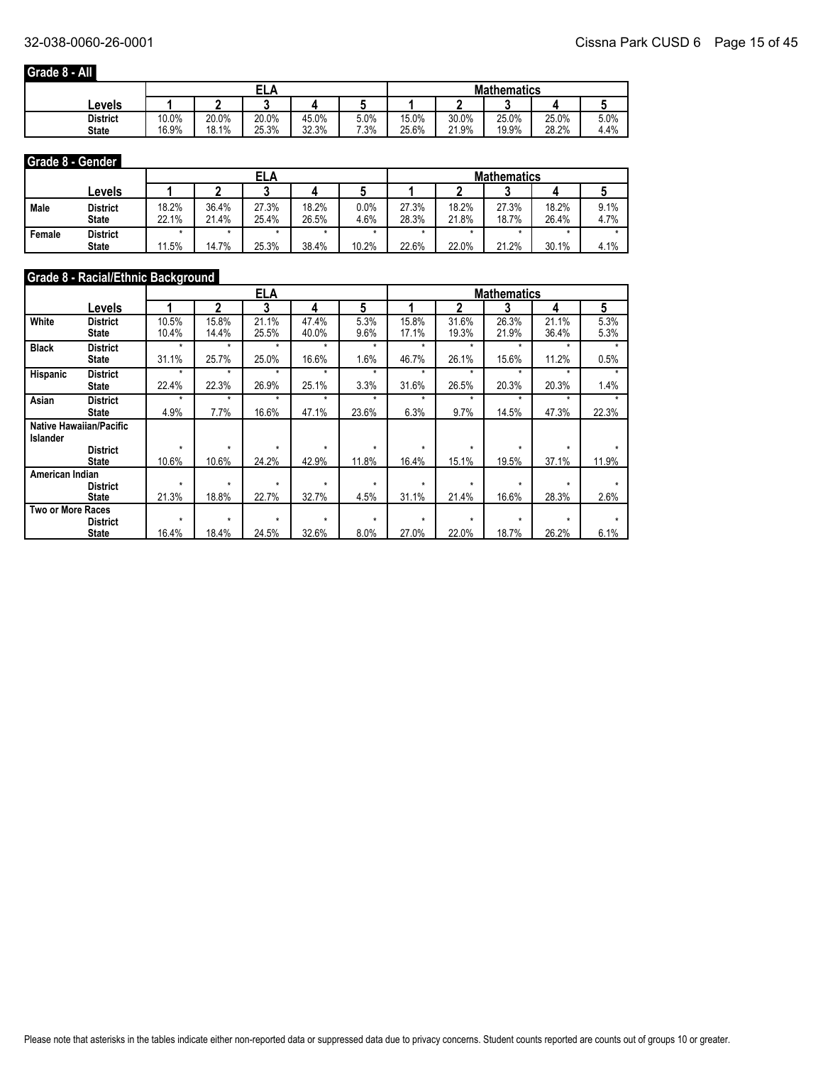## Grade 8 - All

| Levels | ELA | | | | | Mathematics | | | | |
|---|---|---|---|---|---|---|---|---|---|---|
| | 1 | 2 | 3 | 4 | 5 | 1 | 2 | 3 | 4 | 5 |
| District | 10.0% | 20.0% | 20.0% | 45.0% | 5.0% | 15.0% | 30.0% | 25.0% | 25.0% | 5.0% |
| State | 16.9% | 18.1% | 25.3% | 32.3% | 7.3% | 25.6% | 21.9% | 19.9% | 28.2% | 4.4% |

## Grade 8 - Gender

| | Levels | ELA | | | | | Mathematics | | | | |
|---|---|---|---|---|---|---|---|---|---|---|---|
| | | 1 | 2 | 3 | 4 | 5 | 1 | 2 | 3 | 4 | 5 |
| Male | District | 18.2% | 36.4% | 27.3% | 18.2% | 0.0% | 27.3% | 18.2% | 27.3% | 18.2% | 9.1% |
| | State | 22.1% | 21.4% | 25.4% | 26.5% | 4.6% | 28.3% | 21.8% | 18.7% | 26.4% | 4.7% |
| Female | District | * | * | * | * | * | * | * | * | * | * |
| | State | 11.5% | 14.7% | 25.3% | 38.4% | 10.2% | 22.6% | 22.0% | 21.2% | 30.1% | 4.1% |

## Grade 8 - Racial/Ethnic Background

| | Levels | ELA | | | | | Mathematics | | | | |
|---|---|---|---|---|---|---|---|---|---|---|---|
| | | 1 | 2 | 3 | 4 | 5 | 1 | 2 | 3 | 4 | 5 |
| White | District | 10.5% | 15.8% | 21.1% | 47.4% | 5.3% | 15.8% | 31.6% | 26.3% | 21.1% | 5.3% |
| | State | 10.4% | 14.4% | 25.5% | 40.0% | 9.6% | 17.1% | 19.3% | 21.9% | 36.4% | 5.3% |
| Black | District | * | * | * | * | * | * | * | * | * | * |
| | State | 31.1% | 25.7% | 25.0% | 16.6% | 1.6% | 46.7% | 26.1% | 15.6% | 11.2% | 0.5% |
| Hispanic | District | * | * | * | * | * | * | * | * | * | * |
| | State | 22.4% | 22.3% | 26.9% | 25.1% | 3.3% | 31.6% | 26.5% | 20.3% | 20.3% | 1.4% |
| Asian | District | * | * | * | * | * | * | * | * | * | * |
| | State | 4.9% | 7.7% | 16.6% | 47.1% | 23.6% | 6.3% | 9.7% | 14.5% | 47.3% | 22.3% |
| Native Hawaiian/Pacific Islander | District | * | * | * | * | * | * | * | * | * | * |
| | State | 10.6% | 10.6% | 24.2% | 42.9% | 11.8% | 16.4% | 15.1% | 19.5% | 37.1% | 11.9% |
| American Indian | District | * | * | * | * | * | * | * | * | * | * |
| | State | 21.3% | 18.8% | 22.7% | 32.7% | 4.5% | 31.1% | 21.4% | 16.6% | 28.3% | 2.6% |
| Two or More Races | District | * | * | * | * | * | * | * | * | * | * |
| | State | 16.4% | 18.4% | 24.5% | 32.6% | 8.0% | 27.0% | 22.0% | 18.7% | 26.2% | 6.1% |

Please note that asterisks in the tables indicate either non-reported data or suppressed data due to privacy concerns. Student counts reported are counts out of groups 10 or greater.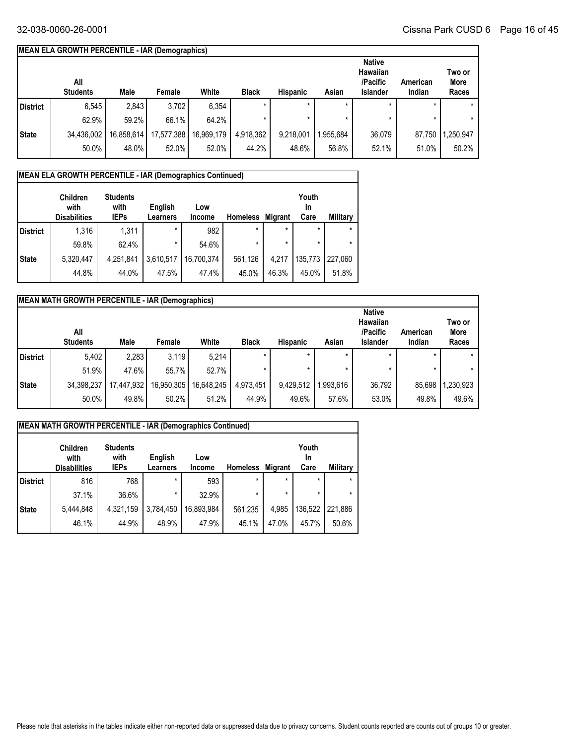| MEAN ELA GROWTH PERCENTILE - IAR (Demographics) | | | | | | | | | | |
|---|---|---|---|---|---|---|---|---|---|---|
| | All Students | Male | Female | White | Black | Hispanic | Asian | Native Hawaiian /Pacific Islander | American Indian | Two or More Races |
| District | 6,545 | 2,843 | 3,702 | 6,354 | * | * | * | * | * | * |
| | 62.9% | 59.2% | 66.1% | 64.2% | * | * | * | * | * | * |
| State | 34,436,002 | 16,858,614 | 17,577,388 | 16,969,179 | 4,918,362 | 9,218,001 | 1,955,684 | 36,079 | 87,750 | 1,250,947 |
| | 50.0% | 48.0% | 52.0% | 52.0% | 44.2% | 48.6% | 56.8% | 52.1% | 51.0% | 50.2% |

| MEAN ELA GROWTH PERCENTILE - IAR (Demographics Continued) | | | | | | | | |
|---|---|---|---|---|---|---|---|---|
| | Children with Disabilities | Students with IEPs | English Learners | Low Income | Homeless | Migrant | Youth In Care | Military |
| District | 1,316 | 1,311 | * | 982 | * | * | * | * |
| | 59.8% | 62.4% | * | 54.6% | * | * | * | * |
| State | 5,320,447 | 4,251,841 | 3,610,517 | 16,700,374 | 561,126 | 4,217 | 135,773 | 227,060 |
| | 44.8% | 44.0% | 47.5% | 47.4% | 45.0% | 46.3% | 45.0% | 51.8% |

| MEAN MATH GROWTH PERCENTILE - IAR (Demographics) | | | | | | | | | | |
|---|---|---|---|---|---|---|---|---|---|---|
| | All Students | Male | Female | White | Black | Hispanic | Asian | Native Hawaiian /Pacific Islander | American Indian | Two or More Races |
| District | 5,402 | 2,283 | 3,119 | 5,214 | * | * | * | * | * | * |
| | 51.9% | 47.6% | 55.7% | 52.7% | * | * | * | * | * | * |
| State | 34,398,237 | 17,447,932 | 16,950,305 | 16,648,245 | 4,973,451 | 9,429,512 | 1,993,616 | 36,792 | 85,698 | 1,230,923 |
| | 50.0% | 49.8% | 50.2% | 51.2% | 44.9% | 49.6% | 57.6% | 53.0% | 49.8% | 49.6% |

| MEAN MATH GROWTH PERCENTILE - IAR (Demographics Continued) | | | | | | | | |
|---|---|---|---|---|---|---|---|---|
| | Children with Disabilities | Students with IEPs | English Learners | Low Income | Homeless | Migrant | Youth In Care | Military |
| District | 816 | 768 | * | 593 | * | * | * | * |
| | 37.1% | 36.6% | * | 32.9% | * | * | * | * |
| State | 5,444,848 | 4,321,159 | 3,784,450 | 16,893,984 | 561,235 | 4,985 | 136,522 | 221,886 |
| | 46.1% | 44.9% | 48.9% | 47.9% | 45.1% | 47.0% | 45.7% | 50.6% |

Please note that asterisks in the tables indicate either non-reported data or suppressed data due to privacy concerns. Student counts reported are counts out of groups 10 or greater.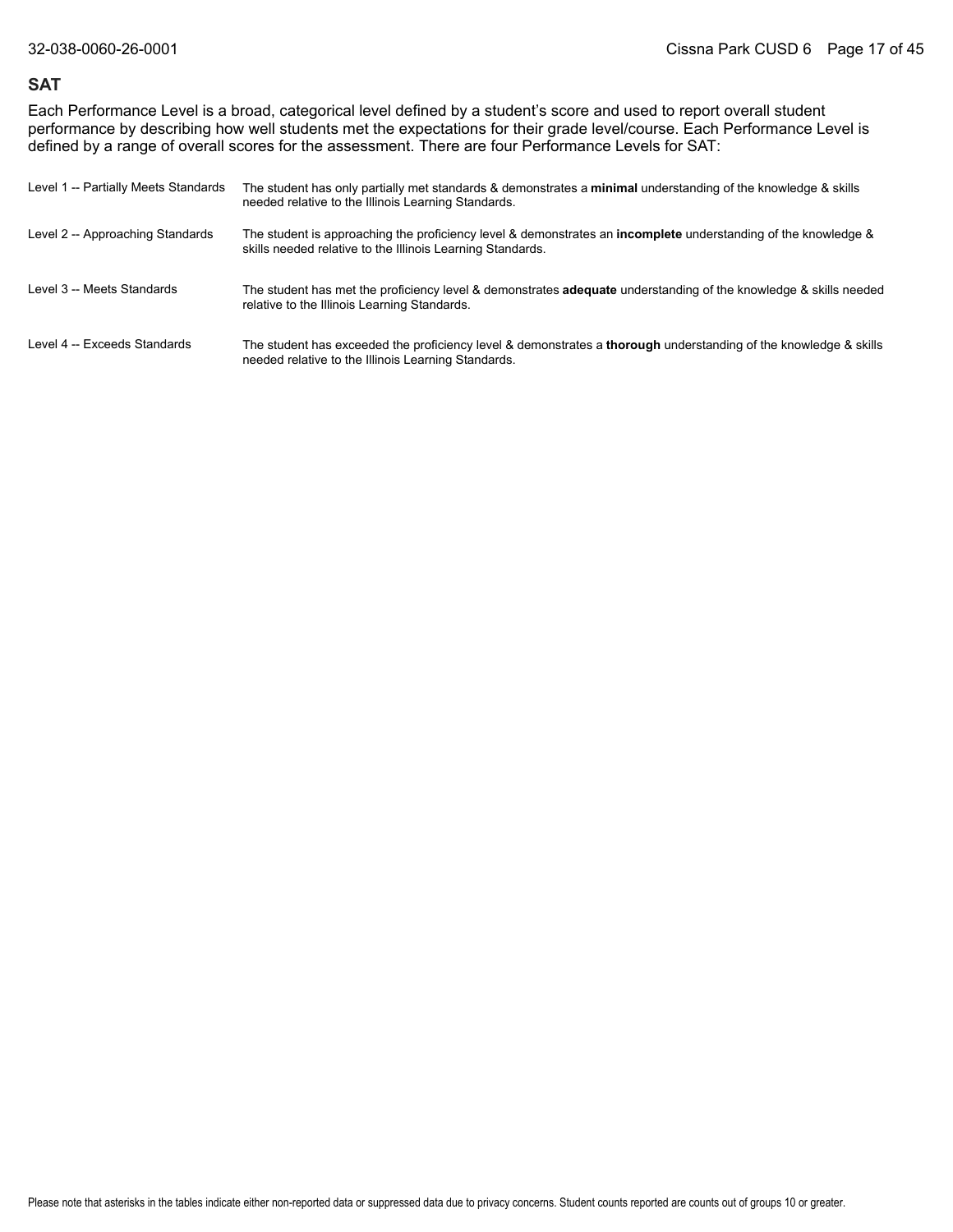## SAT

Each Performance Level is a broad, categorical level defined by a student's score and used to report overall student performance by describing how well students met the expectations for their grade level/course. Each Performance Level is defined by a range of overall scores for the assessment. There are four Performance Levels for SAT:

| | |
|---|---|
| Level 1 -- Partially Meets Standards | The student has only partially met standards & demonstrates a **minimal** understanding of the knowledge & skills needed relative to the Illinois Learning Standards. |
| Level 2 -- Approaching Standards | The student is approaching the proficiency level & demonstrates an **incomplete** understanding of the knowledge & skills needed relative to the Illinois Learning Standards. |
| Level 3 -- Meets Standards | The student has met the proficiency level & demonstrates **adequate** understanding of the knowledge & skills needed relative to the Illinois Learning Standards. |
| Level 4 -- Exceeds Standards | The student has exceeded the proficiency level & demonstrates a **thorough** understanding of the knowledge & skills needed relative to the Illinois Learning Standards. |

Please note that asterisks in the tables indicate either non-reported data or suppressed data due to privacy concerns. Student counts reported are counts out of groups 10 or greater.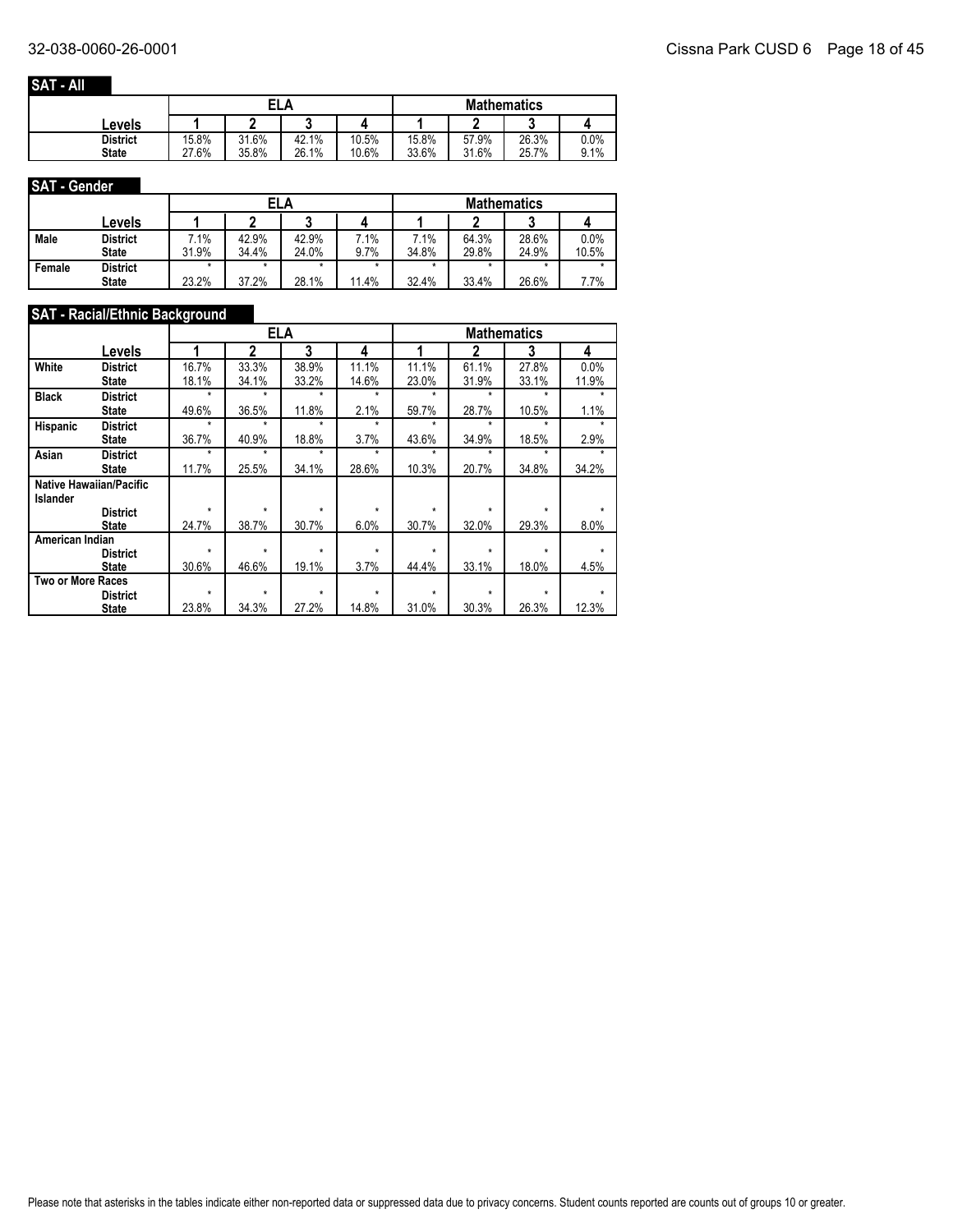## SAT - All

| | Levels | ELA | | | | Mathematics | | | |
|---|---|---|---|---|---|---|---|---|---|
| | | 1 | 2 | 3 | 4 | 1 | 2 | 3 | 4 |
| | District | 15.8% | 31.6% | 42.1% | 10.5% | 15.8% | 57.9% | 26.3% | 0.0% |
| | State | 27.6% | 35.8% | 26.1% | 10.6% | 33.6% | 31.6% | 25.7% | 9.1% |

## SAT - Gender

| | Levels | ELA | | | | Mathematics | | | |
|---|---|---|---|---|---|---|---|---|---|
| | | 1 | 2 | 3 | 4 | 1 | 2 | 3 | 4 |
| Male | District | 7.1% | 42.9% | 42.9% | 7.1% | 7.1% | 64.3% | 28.6% | 0.0% |
| | State | 31.9% | 34.4% | 24.0% | 9.7% | 34.8% | 29.8% | 24.9% | 10.5% |
| Female | District | * | * | * | * | * | * | * | * |
| | State | 23.2% | 37.2% | 28.1% | 11.4% | 32.4% | 33.4% | 26.6% | 7.7% |

## SAT - Racial/Ethnic Background

| | Levels | ELA | | | | Mathematics | | | |
|---|---|---|---|---|---|---|---|---|---|
| | | 1 | 2 | 3 | 4 | 1 | 2 | 3 | 4 |
| White | District | 16.7% | 33.3% | 38.9% | 11.1% | 11.1% | 61.1% | 27.8% | 0.0% |
| | State | 18.1% | 34.1% | 33.2% | 14.6% | 23.0% | 31.9% | 33.1% | 11.9% |
| Black | District | * | * | * | * | * | * | * | * |
| | State | 49.6% | 36.5% | 11.8% | 2.1% | 59.7% | 28.7% | 10.5% | 1.1% |
| Hispanic | District | * | * | * | * | * | * | * | * |
| | State | 36.7% | 40.9% | 18.8% | 3.7% | 43.6% | 34.9% | 18.5% | 2.9% |
| Asian | District | * | * | * | * | * | * | * | * |
| | State | 11.7% | 25.5% | 34.1% | 28.6% | 10.3% | 20.7% | 34.8% | 34.2% |
| Native Hawaiian/Pacific Islander | | | | | | | | | |
| | District | * | * | * | * | * | * | * | * |
| | State | 24.7% | 38.7% | 30.7% | 6.0% | 30.7% | 32.0% | 29.3% | 8.0% |
| American Indian | | | | | | | | | |
| | District | * | * | * | * | * | * | * | * |
| | State | 30.6% | 46.6% | 19.1% | 3.7% | 44.4% | 33.1% | 18.0% | 4.5% |
| Two or More Races | | | | | | | | | |
| | District | * | * | * | * | * | * | * | * |
| | State | 23.8% | 34.3% | 27.2% | 14.8% | 31.0% | 30.3% | 26.3% | 12.3% |

Please note that asterisks in the tables indicate either non-reported data or suppressed data due to privacy concerns. Student counts reported are counts out of groups 10 or greater.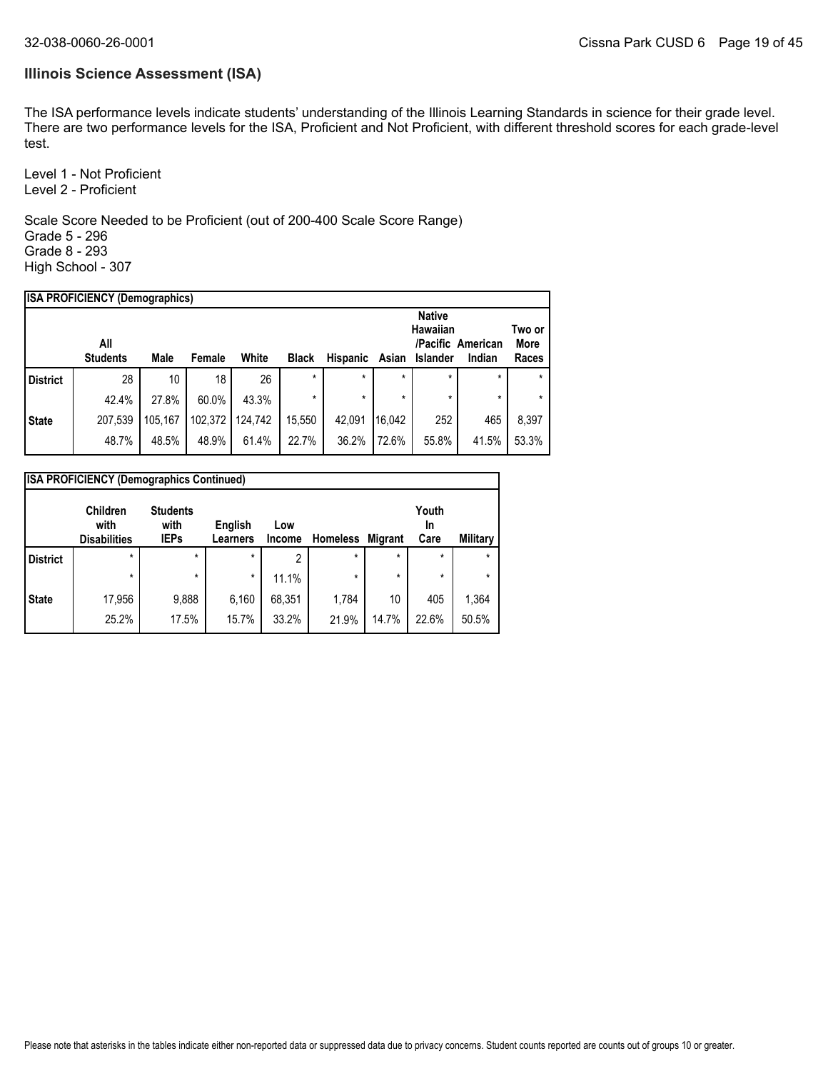## Illinois Science Assessment (ISA)

The ISA performance levels indicate students' understanding of the Illinois Learning Standards in science for their grade level. There are two performance levels for the ISA, Proficient and Not Proficient, with different threshold scores for each grade-level test.

Level 1 - Not Proficient
Level 2 - Proficient

Scale Score Needed to be Proficient (out of 200-400 Scale Score Range)
Grade 5 - 296
Grade 8 - 293
High School - 307

**ISA PROFICIENCY (Demographics)**

| | All Students | Male | Female | White | Black | Hispanic | Asian | Native Hawaiian /Pacific Islander | American Indian | Two or More Races |
|---|---|---|---|---|---|---|---|---|---|---|
| District | 28 | 10 | 18 | 26 | * | * | * | * | * | * |
| | 42.4% | 27.8% | 60.0% | 43.3% | * | * | * | * | * | * |
| State | 207,539 | 105,167 | 102,372 | 124,742 | 15,550 | 42,091 | 16,042 | 252 | 465 | 8,397 |
| | 48.7% | 48.5% | 48.9% | 61.4% | 22.7% | 36.2% | 72.6% | 55.8% | 41.5% | 53.3% |

**ISA PROFICIENCY (Demographics Continued)**

| | Children with Disabilities | Students with IEPs | English Learners | Low Income | Homeless | Migrant | Youth In Care | Military |
|---|---|---|---|---|---|---|---|---|
| District | * | * | * | 2 | * | * | * | * |
| | * | * | * | 11.1% | * | * | * | * |
| State | 17,956 | 9,888 | 6,160 | 68,351 | 1,784 | 10 | 405 | 1,364 |
| | 25.2% | 17.5% | 15.7% | 33.2% | 21.9% | 14.7% | 22.6% | 50.5% |

Please note that asterisks in the tables indicate either non-reported data or suppressed data due to privacy concerns. Student counts reported are counts out of groups 10 or greater.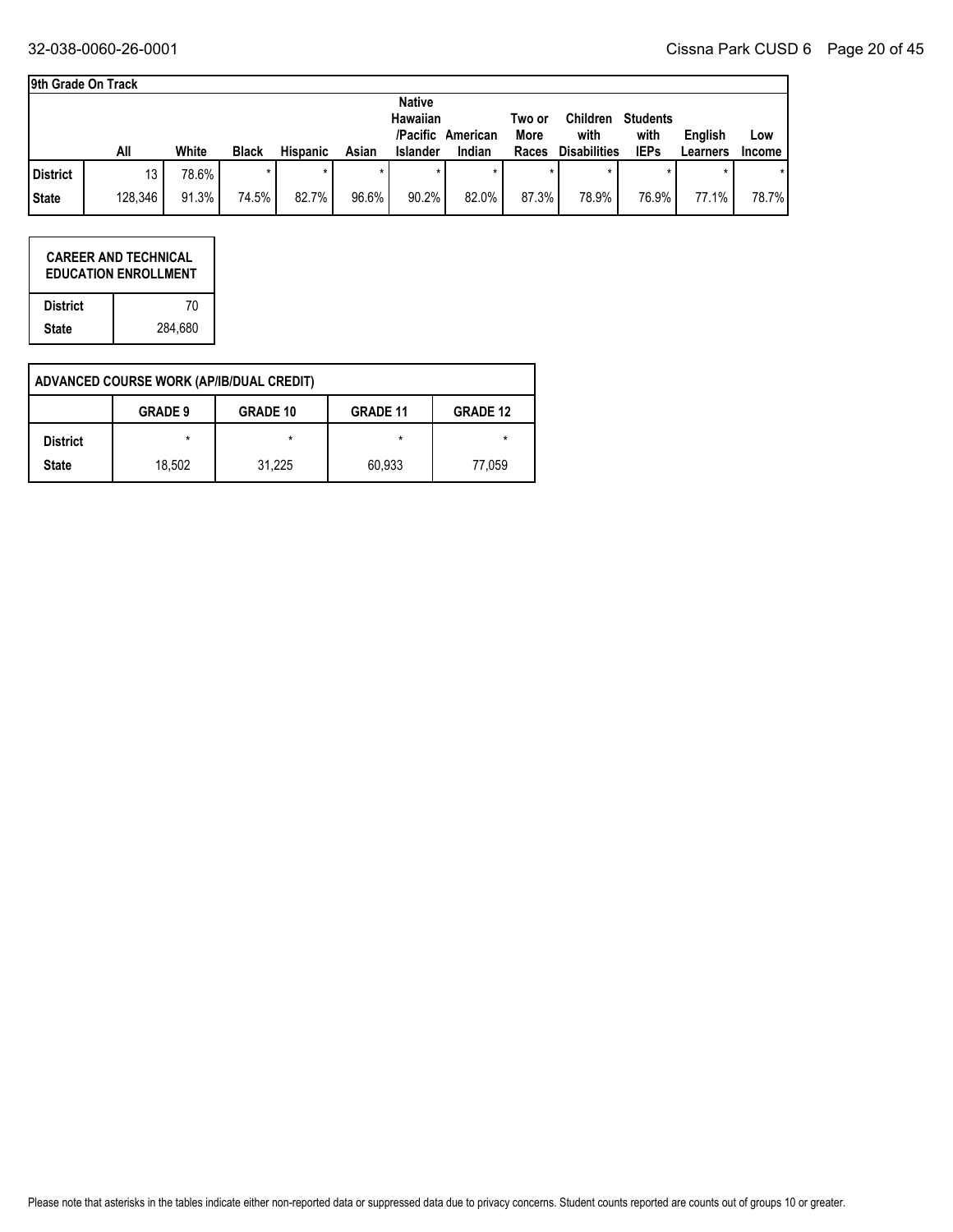**9th Grade On Track**

| | All | White | Black | Hispanic | Asian | Native Hawaiian /Pacific Islander | American Indian | Two or More Races | Children with Disabilities | Students with IEPs | English Learners | Low Income |
|---|---|---|---|---|---|---|---|---|---|---|---|---|
| District | 13 | 78.6% | * | * | * | * | * | * | * | * | * | * |
| State | 128,346 | 91.3% | 74.5% | 82.7% | 96.6% | 90.2% | 82.0% | 87.3% | 78.9% | 76.9% | 77.1% | 78.7% |

| CAREER AND TECHNICAL EDUCATION ENROLLMENT | |
|---|---|
| District | 70 |
| State | 284,680 |

**ADVANCED COURSE WORK (AP/IB/DUAL CREDIT)**

| | GRADE 9 | GRADE 10 | GRADE 11 | GRADE 12 |
|---|---|---|---|---|
| District | * | * | * | * |
| State | 18,502 | 31,225 | 60,933 | 77,059 |

Please note that asterisks in the tables indicate either non-reported data or suppressed data due to privacy concerns. Student counts reported are counts out of groups 10 or greater.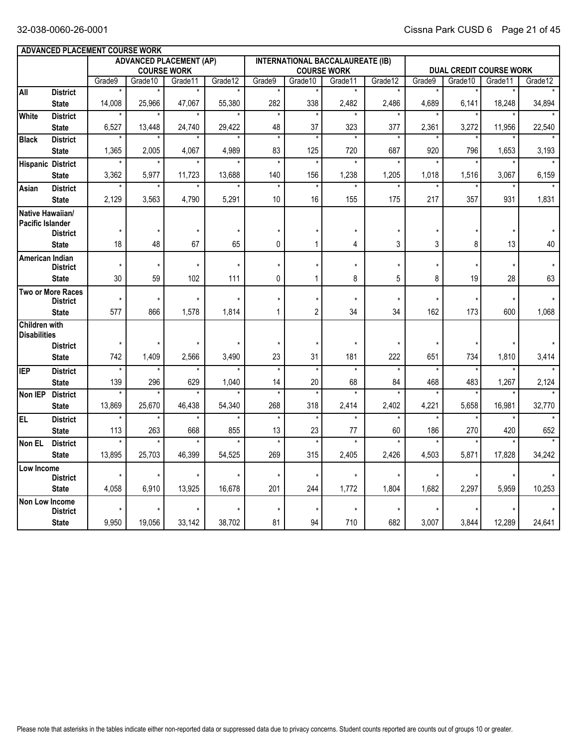| ADVANCED PLACEMENT COURSE WORK | | | | | | | | | | | | | |
|---|---|---|---|---|---|---|---|---|---|---|---|---|---|
| | | ADVANCED PLACEMENT (AP) COURSE WORK | | | | INTERNATIONAL BACCALAUREATE (IB) COURSE WORK | | | | DUAL CREDIT COURSE WORK | | | |
| | | Grade9 | Grade10 | Grade11 | Grade12 | Grade9 | Grade10 | Grade11 | Grade12 | Grade9 | Grade10 | Grade11 | Grade12 |
| All | District | * | * | * | * | * | * | * | * | * | * | * | * |
| | State | 14,008 | 25,966 | 47,067 | 55,380 | 282 | 338 | 2,482 | 2,486 | 4,689 | 6,141 | 18,248 | 34,894 |
| White | District | * | * | * | * | * | * | * | * | * | * | * | * |
| | State | 6,527 | 13,448 | 24,740 | 29,422 | 48 | 37 | 323 | 377 | 2,361 | 3,272 | 11,956 | 22,540 |
| Black | District | * | * | * | * | * | * | * | * | * | * | * | * |
| | State | 1,365 | 2,005 | 4,067 | 4,989 | 83 | 125 | 720 | 687 | 920 | 796 | 1,653 | 3,193 |
| Hispanic | District | * | * | * | * | * | * | * | * | * | * | * | * |
| | State | 3,362 | 5,977 | 11,723 | 13,688 | 140 | 156 | 1,238 | 1,205 | 1,018 | 1,516 | 3,067 | 6,159 |
| Asian | District | * | * | * | * | * | * | * | * | * | * | * | * |
| | State | 2,129 | 3,563 | 4,790 | 5,291 | 10 | 16 | 155 | 175 | 217 | 357 | 931 | 1,831 |
| Native Hawaiian/ Pacific Islander | District | * | * | * | * | * | * | * | * | * | * | * | * |
| | State | 18 | 48 | 67 | 65 | 0 | 1 | 4 | 3 | 3 | 8 | 13 | 40 |
| American Indian | District | * | * | * | * | * | * | * | * | * | * | * | * |
| | State | 30 | 59 | 102 | 111 | 0 | 1 | 8 | 5 | 8 | 19 | 28 | 63 |
| Two or More Races | District | * | * | * | * | * | * | * | * | * | * | * | * |
| | State | 577 | 866 | 1,578 | 1,814 | 1 | 2 | 34 | 34 | 162 | 173 | 600 | 1,068 |
| Children with Disabilities | District | * | * | * | * | * | * | * | * | * | * | * | * |
| | State | 742 | 1,409 | 2,566 | 3,490 | 23 | 31 | 181 | 222 | 651 | 734 | 1,810 | 3,414 |
| IEP | District | * | * | * | * | * | * | * | * | * | * | * | * |
| | State | 139 | 296 | 629 | 1,040 | 14 | 20 | 68 | 84 | 468 | 483 | 1,267 | 2,124 |
| Non IEP | District | * | * | * | * | * | * | * | * | * | * | * | * |
| | State | 13,869 | 25,670 | 46,438 | 54,340 | 268 | 318 | 2,414 | 2,402 | 4,221 | 5,658 | 16,981 | 32,770 |
| EL | District | * | * | * | * | * | * | * | * | * | * | * | * |
| | State | 113 | 263 | 668 | 855 | 13 | 23 | 77 | 60 | 186 | 270 | 420 | 652 |
| Non EL | District | * | * | * | * | * | * | * | * | * | * | * | * |
| | State | 13,895 | 25,703 | 46,399 | 54,525 | 269 | 315 | 2,405 | 2,426 | 4,503 | 5,871 | 17,828 | 34,242 |
| Low Income | District | * | * | * | * | * | * | * | * | * | * | * | * |
| | State | 4,058 | 6,910 | 13,925 | 16,678 | 201 | 244 | 1,772 | 1,804 | 1,682 | 2,297 | 5,959 | 10,253 |
| Non Low Income | District | * | * | * | * | * | * | * | * | * | * | * | * |
| | State | 9,950 | 19,056 | 33,142 | 38,702 | 81 | 94 | 710 | 682 | 3,007 | 3,844 | 12,289 | 24,641 |

Please note that asterisks in the tables indicate either non-reported data or suppressed data due to privacy concerns. Student counts reported are counts out of groups 10 or greater.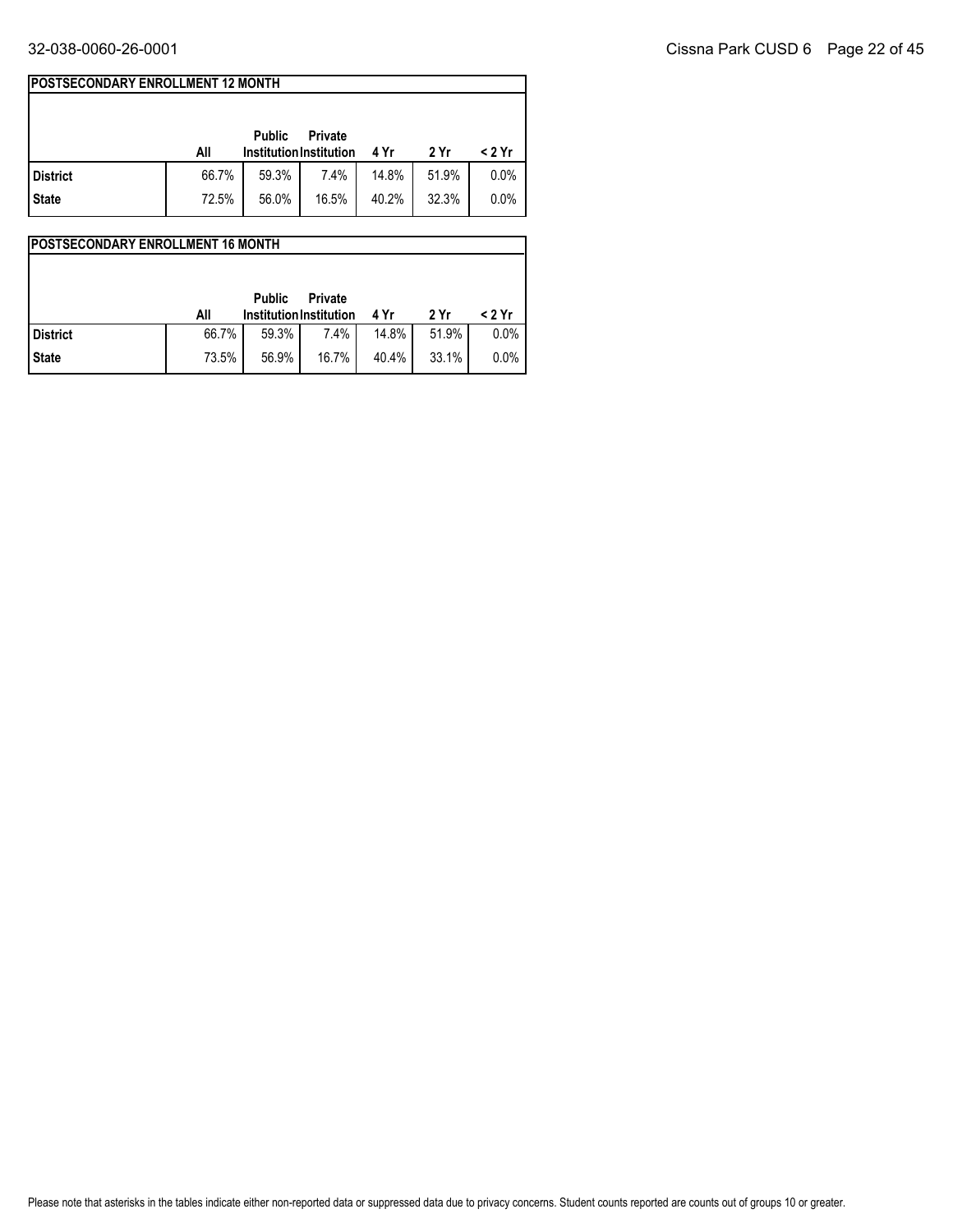## POSTSECONDARY ENROLLMENT 12 MONTH

| | All | Public Institution | Private Institution | 4 Yr | 2 Yr | < 2 Yr |
|---|---|---|---|---|---|---|
| **District** | 66.7% | 59.3% | 7.4% | 14.8% | 51.9% | 0.0% |
| **State** | 72.5% | 56.0% | 16.5% | 40.2% | 32.3% | 0.0% |

## POSTSECONDARY ENROLLMENT 16 MONTH

| | All | Public Institution | Private Institution | 4 Yr | 2 Yr | < 2 Yr |
|---|---|---|---|---|---|---|
| **District** | 66.7% | 59.3% | 7.4% | 14.8% | 51.9% | 0.0% |
| **State** | 73.5% | 56.9% | 16.7% | 40.4% | 33.1% | 0.0% |

Please note that asterisks in the tables indicate either non-reported data or suppressed data due to privacy concerns. Student counts reported are counts out of groups 10 or greater.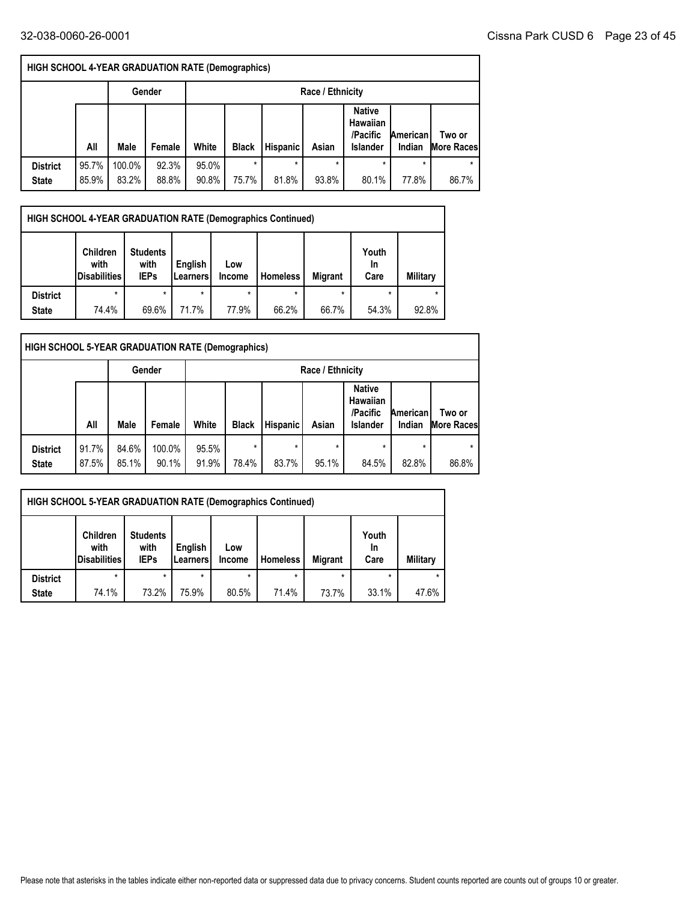| HIGH SCHOOL 4-YEAR GRADUATION RATE (Demographics) | | | | | | | | | | |
|---|---|---|---|---|---|---|---|---|---|---|
| | | Gender | | Race / Ethnicity | | | | | | |
| | All | Male | Female | White | Black | Hispanic | Asian | Native Hawaiian /Pacific Islander | American Indian | Two or More Races |
| District | 95.7% | 100.0% | 92.3% | 95.0% | * | * | * | * | * | * |
| State | 85.9% | 83.2% | 88.8% | 90.8% | 75.7% | 81.8% | 93.8% | 80.1% | 77.8% | 86.7% |

| HIGH SCHOOL 4-YEAR GRADUATION RATE (Demographics Continued) | | | | | | | | |
|---|---|---|---|---|---|---|---|---|
| | Children with Disabilities | Students with IEPs | English Learners | Low Income | Homeless | Migrant | Youth In Care | Military |
| District | * | * | * | * | * | * | * | * |
| State | 74.4% | 69.6% | 71.7% | 77.9% | 66.2% | 66.7% | 54.3% | 92.8% |

| HIGH SCHOOL 5-YEAR GRADUATION RATE (Demographics) | | | | | | | | | | |
|---|---|---|---|---|---|---|---|---|---|---|
| | | Gender | | Race / Ethnicity | | | | | | |
| | All | Male | Female | White | Black | Hispanic | Asian | Native Hawaiian /Pacific Islander | American Indian | Two or More Races |
| District | 91.7% | 84.6% | 100.0% | 95.5% | * | * | * | * | * | * |
| State | 87.5% | 85.1% | 90.1% | 91.9% | 78.4% | 83.7% | 95.1% | 84.5% | 82.8% | 86.8% |

| HIGH SCHOOL 5-YEAR GRADUATION RATE (Demographics Continued) | | | | | | | | |
|---|---|---|---|---|---|---|---|---|
| | Children with Disabilities | Students with IEPs | English Learners | Low Income | Homeless | Migrant | Youth In Care | Military |
| District | * | * | * | * | * | * | * | * |
| State | 74.1% | 73.2% | 75.9% | 80.5% | 71.4% | 73.7% | 33.1% | 47.6% |

Please note that asterisks in the tables indicate either non-reported data or suppressed data due to privacy concerns. Student counts reported are counts out of groups 10 or greater.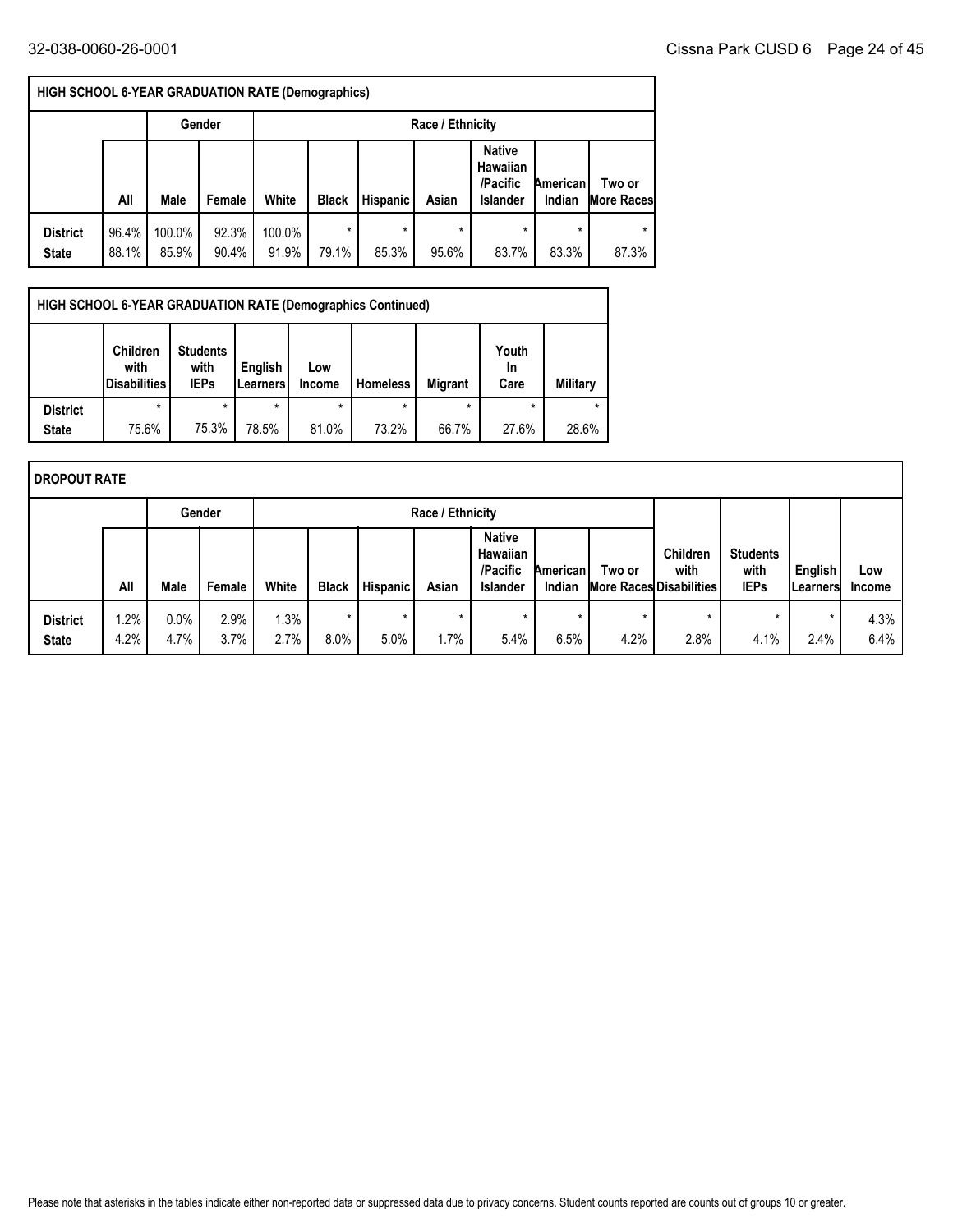| HIGH SCHOOL 6-YEAR GRADUATION RATE (Demographics) | | | | | | | | | | |
|---|---|---|---|---|---|---|---|---|---|---|
| | | Gender | | Race / Ethnicity | | | | | | |
| | All | Male | Female | White | Black | Hispanic | Asian | Native Hawaiian /Pacific Islander | American Indian | Two or More Races |
| District | 96.4% | 100.0% | 92.3% | 100.0% | * | * | * | * | * | * |
| State | 88.1% | 85.9% | 90.4% | 91.9% | 79.1% | 85.3% | 95.6% | 83.7% | 83.3% | 87.3% |

| HIGH SCHOOL 6-YEAR GRADUATION RATE (Demographics Continued) | | | | | | | | |
|---|---|---|---|---|---|---|---|---|
| | Children with Disabilities | Students with IEPs | English Learners | Low Income | Homeless | Migrant | Youth In Care | Military |
| District | * | * | * | * | * | * | * | * |
| State | 75.6% | 75.3% | 78.5% | 81.0% | 73.2% | 66.7% | 27.6% | 28.6% |

| DROPOUT RATE | | | | | | | | | | | | | | |
|---|---|---|---|---|---|---|---|---|---|---|---|---|---|---|
| | | Gender | | Race / Ethnicity | | | | | | | | | | |
| | All | Male | Female | White | Black | Hispanic | Asian | Native Hawaiian /Pacific Islander | American Indian | Two or More Races | Children with Disabilities | Students with IEPs | English Learners | Low Income |
| District | 1.2% | 0.0% | 2.9% | 1.3% | * | * | * | * | * | * | * | * | * | 4.3% |
| State | 4.2% | 4.7% | 3.7% | 2.7% | 8.0% | 5.0% | 1.7% | 5.4% | 6.5% | 4.2% | 2.8% | 4.1% | 2.4% | 6.4% |

Please note that asterisks in the tables indicate either non-reported data or suppressed data due to privacy concerns. Student counts reported are counts out of groups 10 or greater.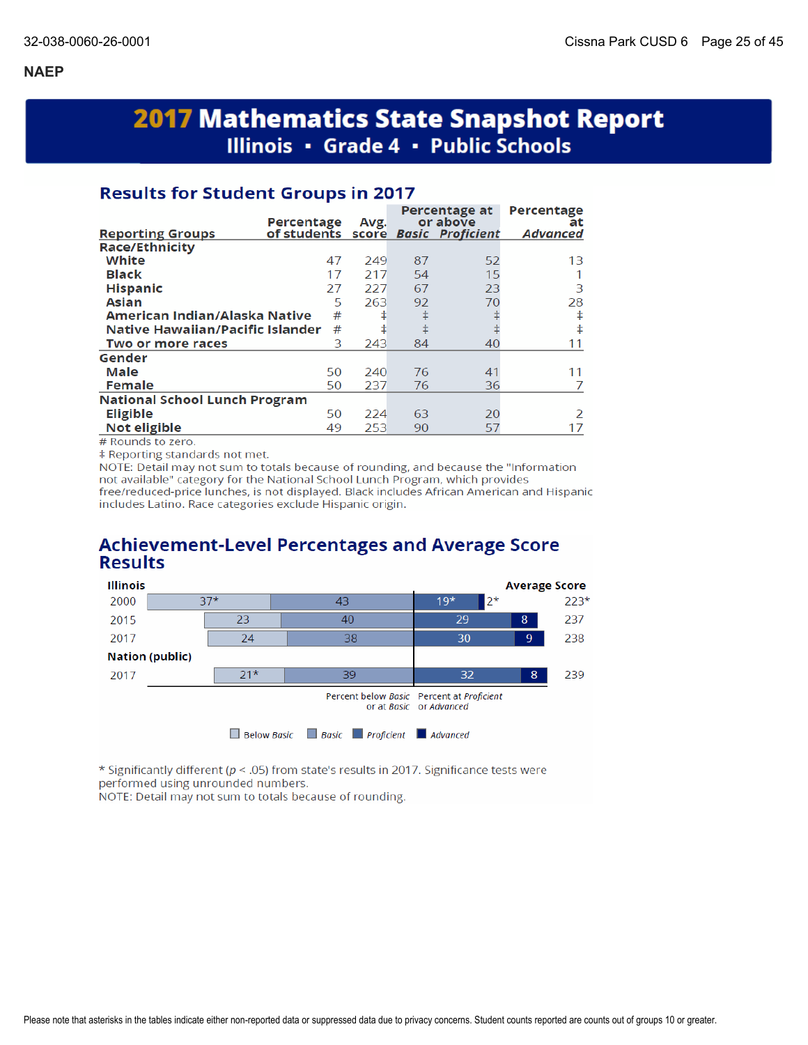## NAEP

# 2017 Mathematics State Snapshot Report
## Illinois ▪ Grade 4 ▪ Public Schools

### Results for Student Groups in 2017

| Reporting Groups | Percentage of students | Avg. score | Percentage at or above *Basic* | Percentage at or above *Proficient* | Percentage at *Advanced* |
|---|---|---|---|---|---|
| **Race/Ethnicity** | | | | | |
| White | 47 | 249 | 87 | 52 | 13 |
| Black | 17 | 217 | 54 | 15 | 1 |
| Hispanic | 27 | 227 | 67 | 23 | 3 |
| Asian | 5 | 263 | 92 | 70 | 28 |
| American Indian/Alaska Native | # | ‡ | ‡ | ‡ | ‡ |
| Native Hawaiian/Pacific Islander | # | ‡ | ‡ | ‡ | ‡ |
| Two or more races | 3 | 243 | 84 | 40 | 11 |
| **Gender** | | | | | |
| Male | 50 | 240 | 76 | 41 | 11 |
| Female | 50 | 237 | 76 | 36 | 7 |
| **National School Lunch Program** | | | | | |
| Eligible | 50 | 224 | 63 | 20 | 2 |
| Not eligible | 49 | 253 | 90 | 57 | 17 |

# Rounds to zero.
‡ Reporting standards not met.
NOTE: Detail may not sum to totals because of rounding, and because the "Information not available" category for the National School Lunch Program, which provides free/reduced-price lunches, is not displayed. Black includes African American and Hispanic includes Latino. Race categories exclude Hispanic origin.

### Achievement-Level Percentages and Average Score Results

| | Below *Basic* | *Basic* | *Proficient* | *Advanced* | Average Score |
|---|---|---|---|---|---|
| **Illinois** | | | | | |
| 2000 | 37* | 43 | 19* | 2* | 223* |
| 2015 | 23 | 40 | 29 | 8 | 237 |
| 2017 | 24 | 38 | 30 | 9 | 238 |
| **Nation (public)** | | | | | |
| 2017 | 21* | 39 | 32 | 8 | 239 |

Percent below *Basic* or at *Basic* | Percent at *Proficient* or *Advanced*

\* Significantly different ($p < .05$) from state's results in 2017. Significance tests were performed using unrounded numbers.
NOTE: Detail may not sum to totals because of rounding.

Please note that asterisks in the tables indicate either non-reported data or suppressed data due to privacy concerns. Student counts reported are counts out of groups 10 or greater.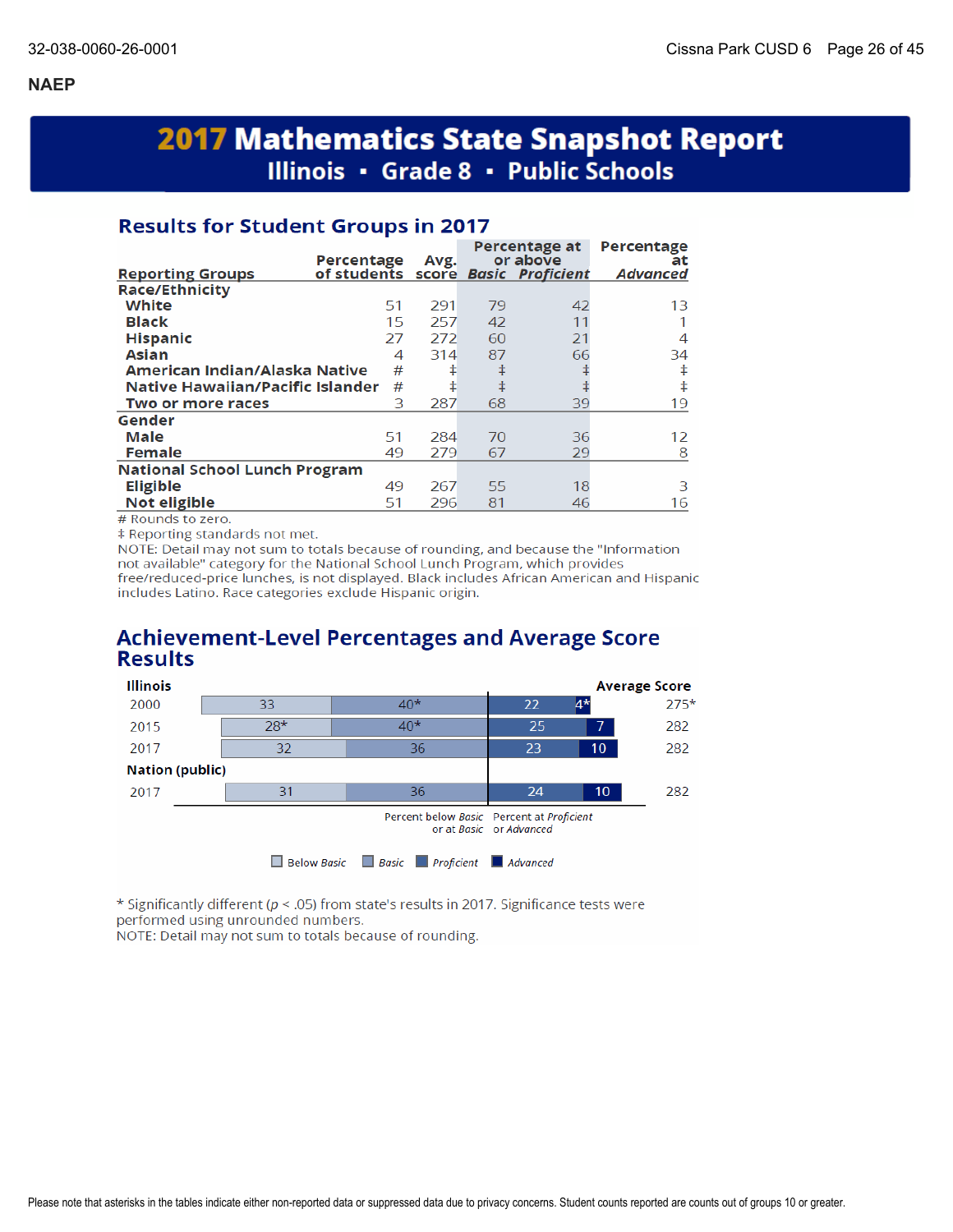**NAEP**

# 2017 Mathematics State Snapshot Report

## Illinois ▪ Grade 8 ▪ Public Schools

### Results for Student Groups in 2017

| Reporting Groups | Percentage of students | Avg. score | Percentage at or above *Basic* | Percentage at or above *Proficient* | Percentage at *Advanced* |
|---|---|---|---|---|---|
| **Race/Ethnicity** | | | | | |
| White | 51 | 291 | 79 | 42 | 13 |
| Black | 15 | 257 | 42 | 11 | 1 |
| Hispanic | 27 | 272 | 60 | 21 | 4 |
| Asian | 4 | 314 | 87 | 66 | 34 |
| American Indian/Alaska Native | # | ‡ | ‡ | ‡ | ‡ |
| Native Hawaiian/Pacific Islander | # | ‡ | ‡ | ‡ | ‡ |
| Two or more races | 3 | 287 | 68 | 39 | 19 |
| **Gender** | | | | | |
| Male | 51 | 284 | 70 | 36 | 12 |
| Female | 49 | 279 | 67 | 29 | 8 |
| **National School Lunch Program** | | | | | |
| Eligible | 49 | 267 | 55 | 18 | 3 |
| Not eligible | 51 | 296 | 81 | 46 | 16 |

\# Rounds to zero.
‡ Reporting standards not met.
NOTE: Detail may not sum to totals because of rounding, and because the "Information not available" category for the National School Lunch Program, which provides free/reduced-price lunches, is not displayed. Black includes African American and Hispanic includes Latino. Race categories exclude Hispanic origin.

### Achievement-Level Percentages and Average Score Results

| | Below *Basic* | *Basic* | *Proficient* | *Advanced* | Average Score |
|---|---|---|---|---|---|
| **Illinois** | | | | | |
| 2000 | 33 | 40* | 22 | 4* | 275* |
| 2015 | 28* | 40* | 25 | 7 | 282 |
| 2017 | 32 | 36 | 23 | 10 | 282 |
| **Nation (public)** | | | | | |
| 2017 | 31 | 36 | 24 | 10 | 282 |

Percent below *Basic* or at *Basic* | Percent at *Proficient* or *Advanced*

\* Significantly different ($p < .05$) from state's results in 2017. Significance tests were performed using unrounded numbers.
NOTE: Detail may not sum to totals because of rounding.

Please note that asterisks in the tables indicate either non-reported data or suppressed data due to privacy concerns. Student counts reported are counts out of groups 10 or greater.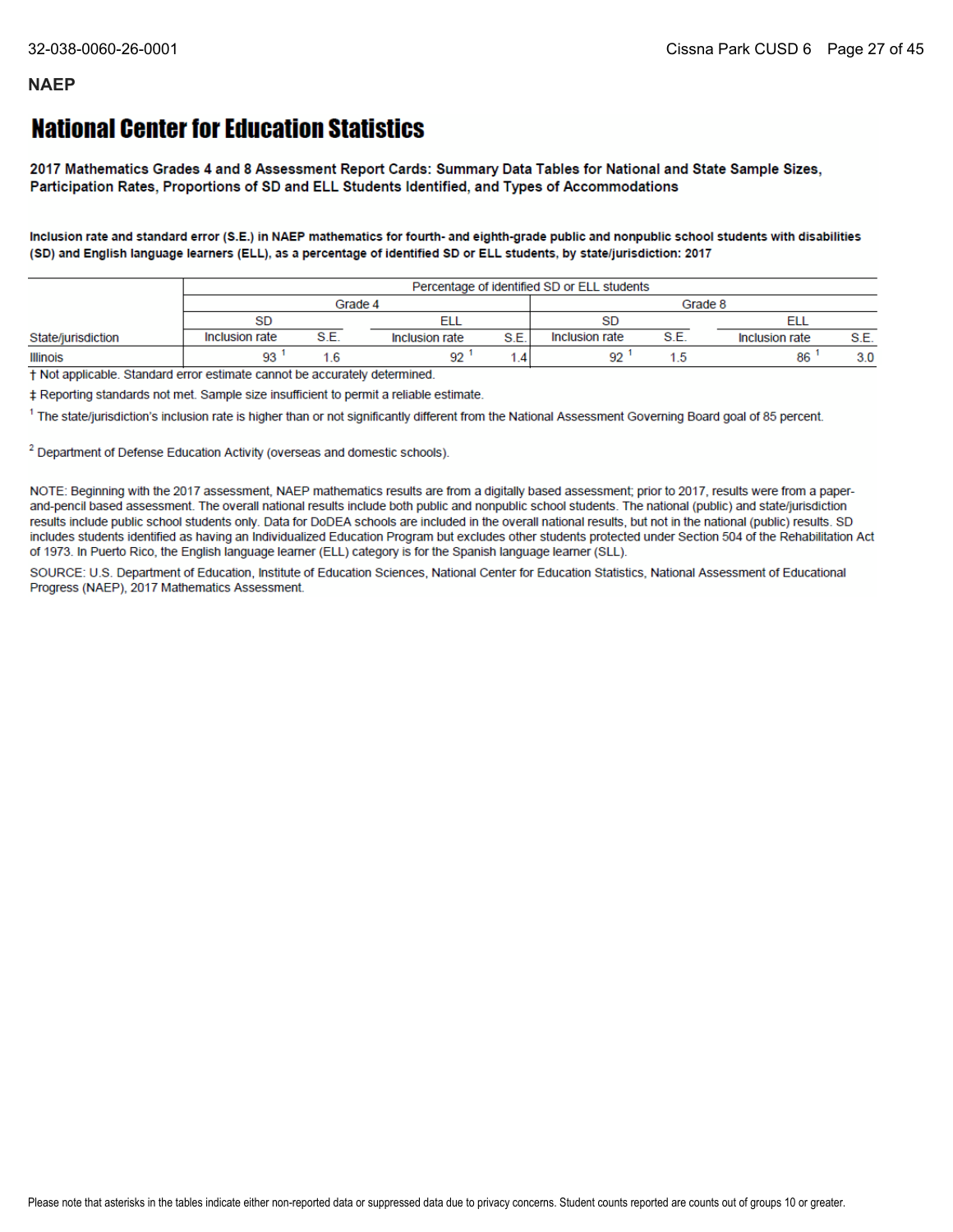**NAEP**

# National Center for Education Statistics

**2017 Mathematics Grades 4 and 8 Assessment Report Cards: Summary Data Tables for National and State Sample Sizes, Participation Rates, Proportions of SD and ELL Students Identified, and Types of Accommodations**

**Inclusion rate and standard error (S.E.) in NAEP mathematics for fourth- and eighth-grade public and nonpublic school students with disabilities (SD) and English language learners (ELL), as a percentage of identified SD or ELL students, by state/jurisdiction: 2017**

| | Percentage of identified SD or ELL students | | | | | | | |
|---|---|---|---|---|---|---|---|---|
| | Grade 4 | | | | Grade 8 | | | |
| | SD | | ELL | | SD | | ELL | |
| State/jurisdiction | Inclusion rate | S.E. | Inclusion rate | S.E. | Inclusion rate | S.E. | Inclusion rate | S.E. |
| Illinois | 93 [1] | 1.6 | 92 [1] | 1.4 | 92 [1] | 1.5 | 86 [1] | 3.0 |

† Not applicable. Standard error estimate cannot be accurately determined.

‡ Reporting standards not met. Sample size insufficient to permit a reliable estimate.

[1] The state/jurisdiction's inclusion rate is higher than or not significantly different from the National Assessment Governing Board goal of 85 percent.

[2] Department of Defense Education Activity (overseas and domestic schools).

NOTE: Beginning with the 2017 assessment, NAEP mathematics results are from a digitally based assessment; prior to 2017, results were from a paper-and-pencil based assessment. The overall national results include both public and nonpublic school students. The national (public) and state/jurisdiction results include public school students only. Data for DoDEA schools are included in the overall national results, but not in the national (public) results. SD includes students identified as having an Individualized Education Program but excludes other students protected under Section 504 of the Rehabilitation Act of 1973. In Puerto Rico, the English language learner (ELL) category is for the Spanish language learner (SLL).

SOURCE: U.S. Department of Education, Institute of Education Sciences, National Center for Education Statistics, National Assessment of Educational Progress (NAEP), 2017 Mathematics Assessment.

Please note that asterisks in the tables indicate either non-reported data or suppressed data due to privacy concerns. Student counts reported are counts out of groups 10 or greater.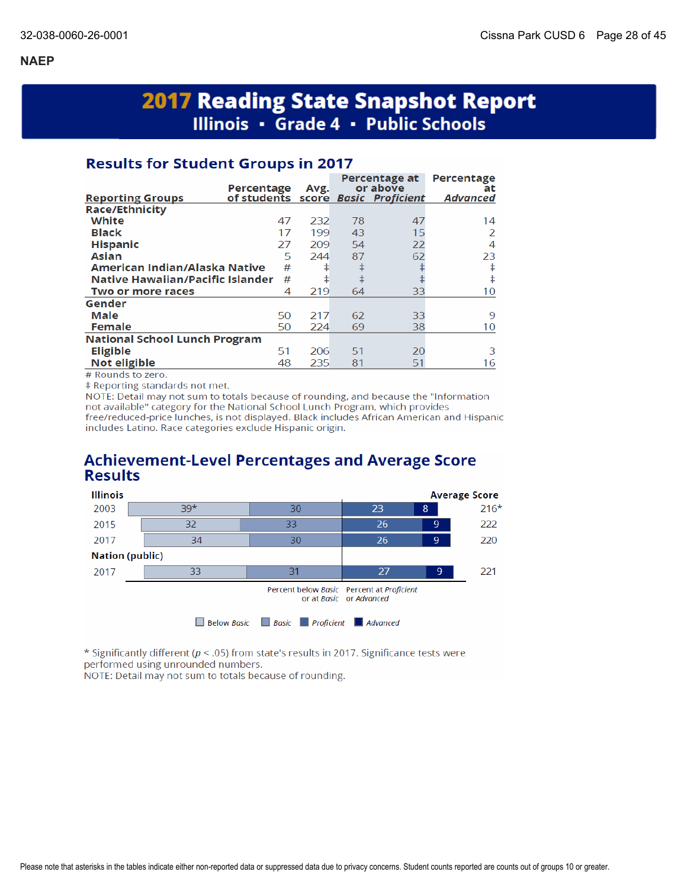## NAEP

# 2017 Reading State Snapshot Report

## Illinois ▪ Grade 4 ▪ Public Schools

### Results for Student Groups in 2017

| Reporting Groups | Percentage of students | Avg. score | Percentage at or above *Basic* | Percentage at or above *Proficient* | Percentage at *Advanced* |
|---|---|---|---|---|---|
| **Race/Ethnicity** | | | | | |
| White | 47 | 232 | 78 | 47 | 14 |
| Black | 17 | 199 | 43 | 15 | 2 |
| Hispanic | 27 | 209 | 54 | 22 | 4 |
| Asian | 5 | 244 | 87 | 62 | 23 |
| American Indian/Alaska Native | # | ‡ | ‡ | ‡ | ‡ |
| Native Hawaiian/Pacific Islander | # | ‡ | ‡ | ‡ | ‡ |
| Two or more races | 4 | 219 | 64 | 33 | 10 |
| **Gender** | | | | | |
| Male | 50 | 217 | 62 | 33 | 9 |
| Female | 50 | 224 | 69 | 38 | 10 |
| **National School Lunch Program** | | | | | |
| Eligible | 51 | 206 | 51 | 20 | 3 |
| Not eligible | 48 | 235 | 81 | 51 | 16 |

\# Rounds to zero.
‡ Reporting standards not met.
NOTE: Detail may not sum to totals because of rounding, and because the "Information not available" category for the National School Lunch Program, which provides free/reduced-price lunches, is not displayed. Black includes African American and Hispanic includes Latino. Race categories exclude Hispanic origin.

### Achievement-Level Percentages and Average Score Results

| | Below *Basic* | *Basic* | *Proficient* | *Advanced* | Average Score |
|---|---|---|---|---|---|
| **Illinois** | | | | | |
| 2003 | 39* | 30 | 23 | 8 | 216* |
| 2015 | 32 | 33 | 26 | 9 | 222 |
| 2017 | 34 | 30 | 26 | 9 | 220 |
| **Nation (public)** | | | | | |
| 2017 | 33 | 31 | 27 | 9 | 221 |

Percent below *Basic* or at *Basic* | Percent at *Proficient* or *Advanced*

\* Significantly different ($p < .05$) from state's results in 2017. Significance tests were performed using unrounded numbers.
NOTE: Detail may not sum to totals because of rounding.

Please note that asterisks in the tables indicate either non-reported data or suppressed data due to privacy concerns. Student counts reported are counts out of groups 10 or greater.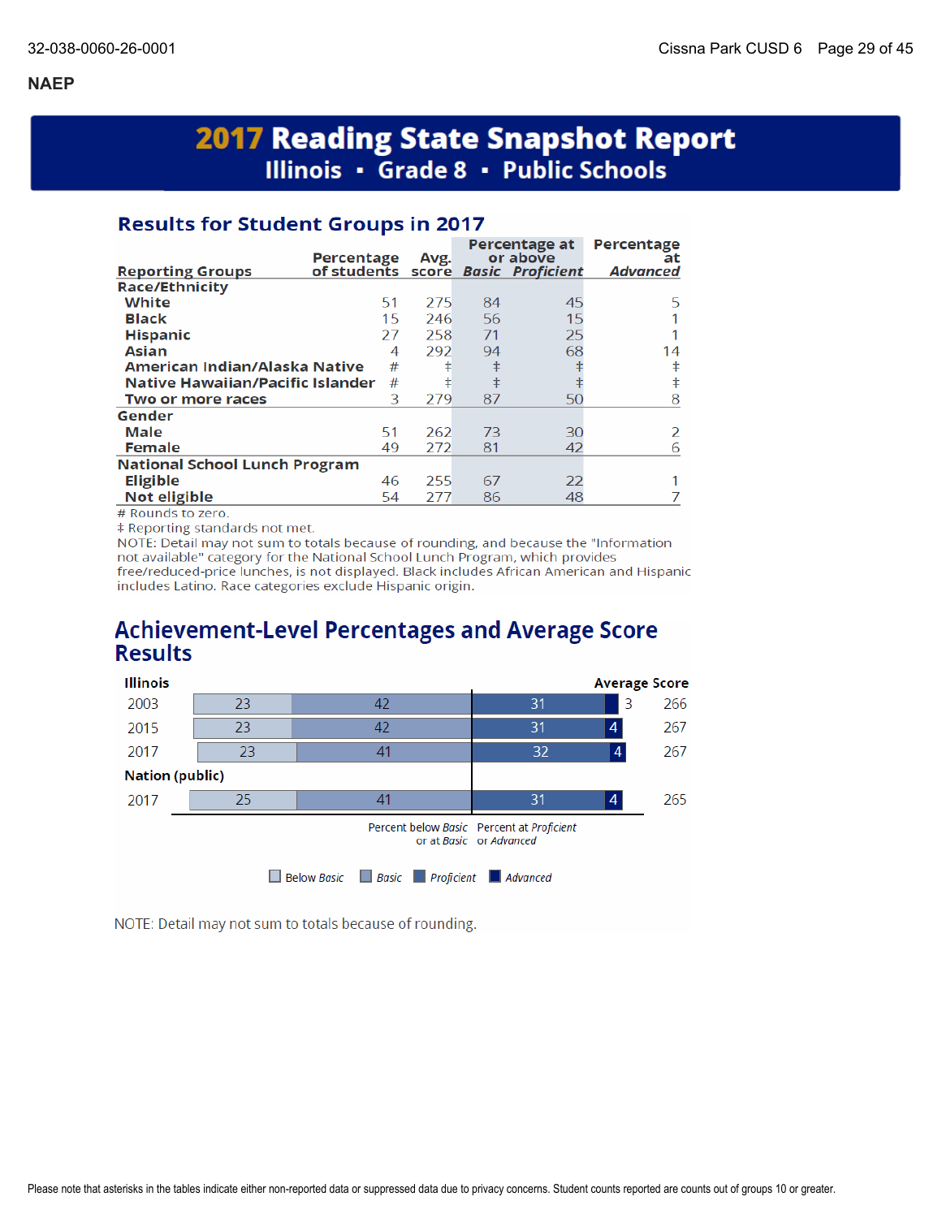## NAEP

# 2017 Reading State Snapshot Report
## Illinois ▪ Grade 8 ▪ Public Schools

### Results for Student Groups in 2017

| Reporting Groups | Percentage of students | Avg. score | Percentage at or above *Basic* | Percentage at or above *Proficient* | Percentage at *Advanced* |
|---|---|---|---|---|---|
| **Race/Ethnicity** | | | | | |
| White | 51 | 275 | 84 | 45 | 5 |
| Black | 15 | 246 | 56 | 15 | 1 |
| Hispanic | 27 | 258 | 71 | 25 | 1 |
| Asian | 4 | 292 | 94 | 68 | 14 |
| American Indian/Alaska Native | # | ‡ | ‡ | ‡ | ‡ |
| Native Hawaiian/Pacific Islander | # | ‡ | ‡ | ‡ | ‡ |
| Two or more races | 3 | 279 | 87 | 50 | 8 |
| **Gender** | | | | | |
| Male | 51 | 262 | 73 | 30 | 2 |
| Female | 49 | 272 | 81 | 42 | 6 |
| **National School Lunch Program** | | | | | |
| Eligible | 46 | 255 | 67 | 22 | 1 |
| Not eligible | 54 | 277 | 86 | 48 | 7 |

# Rounds to zero.
‡ Reporting standards not met.
NOTE: Detail may not sum to totals because of rounding, and because the "Information not available" category for the National School Lunch Program, which provides free/reduced-price lunches, is not displayed. Black includes African American and Hispanic includes Latino. Race categories exclude Hispanic origin.

### Achievement-Level Percentages and Average Score Results

| | Below *Basic* | *Basic* | *Proficient* | *Advanced* | Average Score |
|---|---|---|---|---|---|
| **Illinois** | | | | | |
| 2003 | 23 | 42 | 31 | 3 | 266 |
| 2015 | 23 | 42 | 31 | 4 | 267 |
| 2017 | 23 | 41 | 32 | 4 | 267 |
| **Nation (public)** | | | | | |
| 2017 | 25 | 41 | 31 | 4 | 265 |

Percent below *Basic* or at *Basic* | Percent at *Proficient* or *Advanced*

Below *Basic* | *Basic* | *Proficient* | *Advanced*

NOTE: Detail may not sum to totals because of rounding.

Please note that asterisks in the tables indicate either non-reported data or suppressed data due to privacy concerns. Student counts reported are counts out of groups 10 or greater.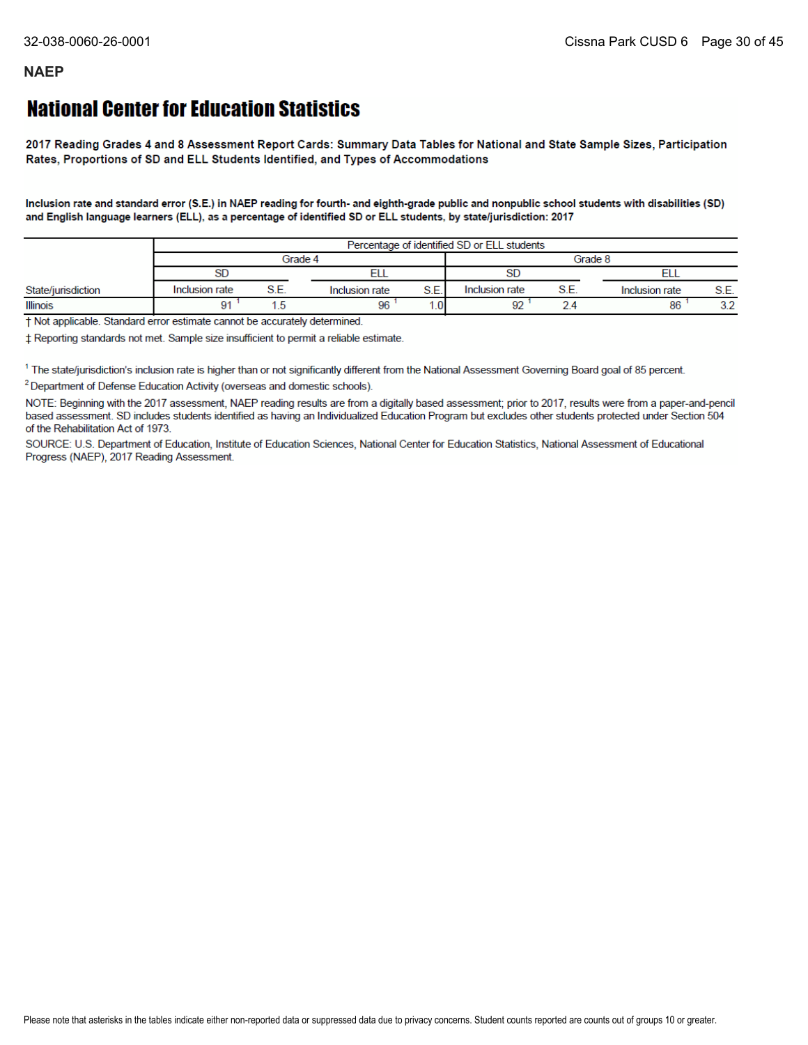## NAEP

# National Center for Education Statistics

**2017 Reading Grades 4 and 8 Assessment Report Cards: Summary Data Tables for National and State Sample Sizes, Participation Rates, Proportions of SD and ELL Students Identified, and Types of Accommodations**

**Inclusion rate and standard error (S.E.) in NAEP reading for fourth- and eighth-grade public and nonpublic school students with disabilities (SD) and English language learners (ELL), as a percentage of identified SD or ELL students, by state/jurisdiction: 2017**

| | Percentage of identified SD or ELL students | | | | | | | |
|---|---|---|---|---|---|---|---|---|
| | Grade 4 | | | | Grade 8 | | | |
| | SD | | ELL | | SD | | ELL | |
| State/jurisdiction | Inclusion rate | S.E. | Inclusion rate | S.E. | Inclusion rate | S.E. | Inclusion rate | S.E. |
| Illinois | 91 [1] | 1.5 | 96 [1] | 1.0 | 92 [1] | 2.4 | 86 [1] | 3.2 |

† Not applicable. Standard error estimate cannot be accurately determined.

‡ Reporting standards not met. Sample size insufficient to permit a reliable estimate.

[1] The state/jurisdiction's inclusion rate is higher than or not significantly different from the National Assessment Governing Board goal of 85 percent.

[2] Department of Defense Education Activity (overseas and domestic schools).

NOTE: Beginning with the 2017 assessment, NAEP reading results are from a digitally based assessment; prior to 2017, results were from a paper-and-pencil based assessment. SD includes students identified as having an Individualized Education Program but excludes other students protected under Section 504 of the Rehabilitation Act of 1973.

SOURCE: U.S. Department of Education, Institute of Education Sciences, National Center for Education Statistics, National Assessment of Educational Progress (NAEP), 2017 Reading Assessment.

Please note that asterisks in the tables indicate either non-reported data or suppressed data due to privacy concerns. Student counts reported are counts out of groups 10 or greater.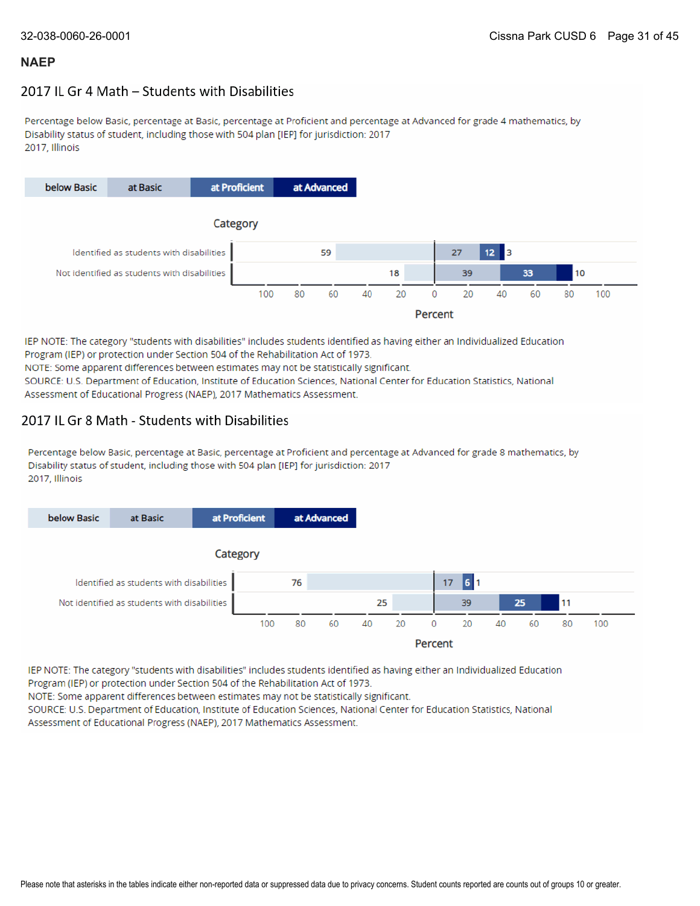## NAEP

### 2017 IL Gr 4 Math – Students with Disabilities

Percentage below Basic, percentage at Basic, percentage at Proficient and percentage at Advanced for grade 4 mathematics, by Disability status of student, including those with 504 plan [IEP] for jurisdiction: 2017
2017, Illinois

| Category | below Basic | at Basic | at Proficient | at Advanced |
|---|---|---|---|---|
| Identified as students with disabilities | 59 | 27 | 12 | 3 |
| Not identified as students with disabilities | 18 | 39 | 33 | 10 |

IEP NOTE: The category "students with disabilities" includes students identified as having either an Individualized Education Program (IEP) or protection under Section 504 of the Rehabilitation Act of 1973.
NOTE: Some apparent differences between estimates may not be statistically significant.
SOURCE: U.S. Department of Education, Institute of Education Sciences, National Center for Education Statistics, National Assessment of Educational Progress (NAEP), 2017 Mathematics Assessment.

### 2017 IL Gr 8 Math - Students with Disabilities

Percentage below Basic, percentage at Basic, percentage at Proficient and percentage at Advanced for grade 8 mathematics, by Disability status of student, including those with 504 plan [IEP] for jurisdiction: 2017
2017, Illinois

| Category | below Basic | at Basic | at Proficient | at Advanced |
|---|---|---|---|---|
| Identified as students with disabilities | 76 | 17 | 6 | 1 |
| Not identified as students with disabilities | 25 | 39 | 25 | 11 |

IEP NOTE: The category "students with disabilities" includes students identified as having either an Individualized Education Program (IEP) or protection under Section 504 of the Rehabilitation Act of 1973.
NOTE: Some apparent differences between estimates may not be statistically significant.
SOURCE: U.S. Department of Education, Institute of Education Sciences, National Center for Education Statistics, National Assessment of Educational Progress (NAEP), 2017 Mathematics Assessment.

Please note that asterisks in the tables indicate either non-reported data or suppressed data due to privacy concerns. Student counts reported are counts out of groups 10 or greater.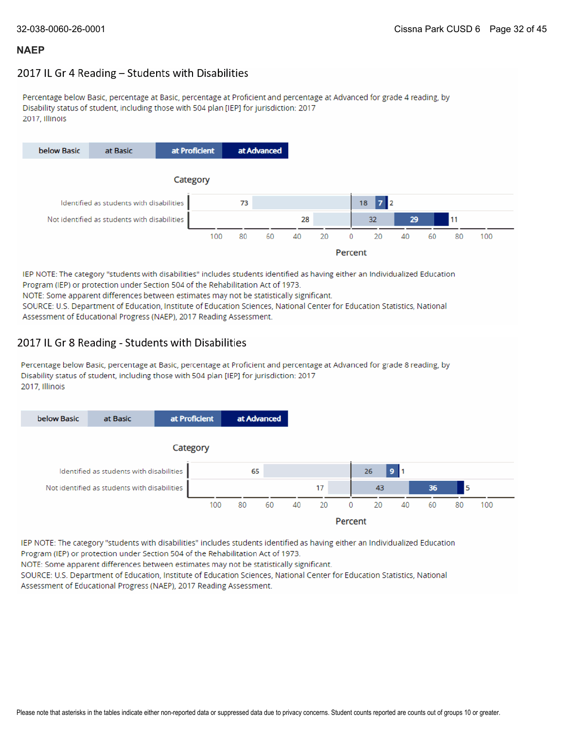## NAEP

### 2017 IL Gr 4 Reading – Students with Disabilities

Percentage below Basic, percentage at Basic, percentage at Proficient and percentage at Advanced for grade 4 reading, by Disability status of student, including those with 504 plan [IEP] for jurisdiction: 2017
2017, Illinois

| Category | below Basic | at Basic | at Proficient | at Advanced |
|---|---|---|---|---|
| Identified as students with disabilities | 73 | 18 | 7 | 2 |
| Not identified as students with disabilities | 28 | 32 | 29 | 11 |

Percent

IEP NOTE: The category "students with disabilities" includes students identified as having either an Individualized Education Program (IEP) or protection under Section 504 of the Rehabilitation Act of 1973.
NOTE: Some apparent differences between estimates may not be statistically significant.
SOURCE: U.S. Department of Education, Institute of Education Sciences, National Center for Education Statistics, National Assessment of Educational Progress (NAEP), 2017 Reading Assessment.

### 2017 IL Gr 8 Reading - Students with Disabilities

Percentage below Basic, percentage at Basic, percentage at Proficient and percentage at Advanced for grade 8 reading, by Disability status of student, including those with 504 plan [IEP] for jurisdiction: 2017
2017, Illinois

| Category | below Basic | at Basic | at Proficient | at Advanced |
|---|---|---|---|---|
| Identified as students with disabilities | 65 | 26 | 9 | 1 |
| Not identified as students with disabilities | 17 | 43 | 36 | 5 |

Percent

IEP NOTE: The category "students with disabilities" includes students identified as having either an Individualized Education Program (IEP) or protection under Section 504 of the Rehabilitation Act of 1973.
NOTE: Some apparent differences between estimates may not be statistically significant.
SOURCE: U.S. Department of Education, Institute of Education Sciences, National Center for Education Statistics, National Assessment of Educational Progress (NAEP), 2017 Reading Assessment.

Please note that asterisks in the tables indicate either non-reported data or suppressed data due to privacy concerns. Student counts reported are counts out of groups 10 or greater.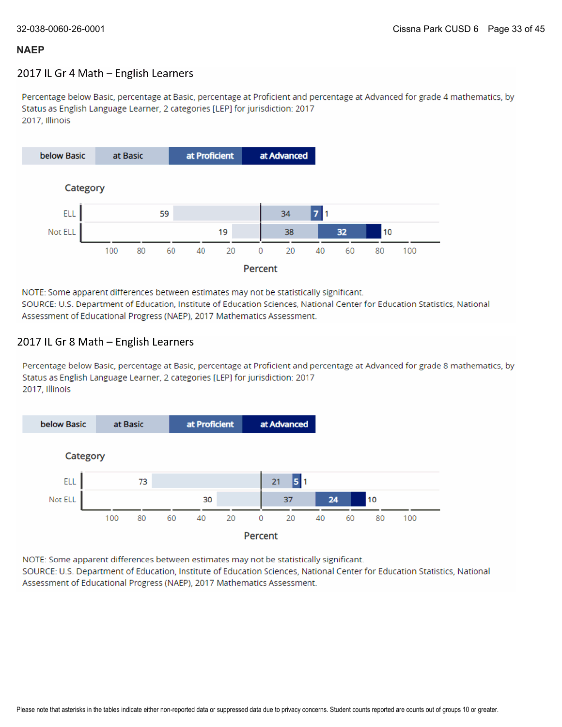## NAEP

### 2017 IL Gr 4 Math – English Learners

Percentage below Basic, percentage at Basic, percentage at Proficient and percentage at Advanced for grade 4 mathematics, by Status as English Language Learner, 2 categories [LEP] for jurisdiction: 2017
2017, Illinois

| Category | below Basic | at Basic | at Proficient | at Advanced |
|---|---|---|---|---|
| ELL | 59 | 34 | 7 | 1 |
| Not ELL | 19 | 38 | 32 | 10 |

NOTE: Some apparent differences between estimates may not be statistically significant.
SOURCE: U.S. Department of Education, Institute of Education Sciences, National Center for Education Statistics, National Assessment of Educational Progress (NAEP), 2017 Mathematics Assessment.

### 2017 IL Gr 8 Math – English Learners

Percentage below Basic, percentage at Basic, percentage at Proficient and percentage at Advanced for grade 8 mathematics, by Status as English Language Learner, 2 categories [LEP] for jurisdiction: 2017
2017, Illinois

| Category | below Basic | at Basic | at Proficient | at Advanced |
|---|---|---|---|---|
| ELL | 73 | 21 | 5 | 1 |
| Not ELL | 30 | 37 | 24 | 10 |

NOTE: Some apparent differences between estimates may not be statistically significant.
SOURCE: U.S. Department of Education, Institute of Education Sciences, National Center for Education Statistics, National Assessment of Educational Progress (NAEP), 2017 Mathematics Assessment.

Please note that asterisks in the tables indicate either non-reported data or suppressed data due to privacy concerns. Student counts reported are counts out of groups 10 or greater.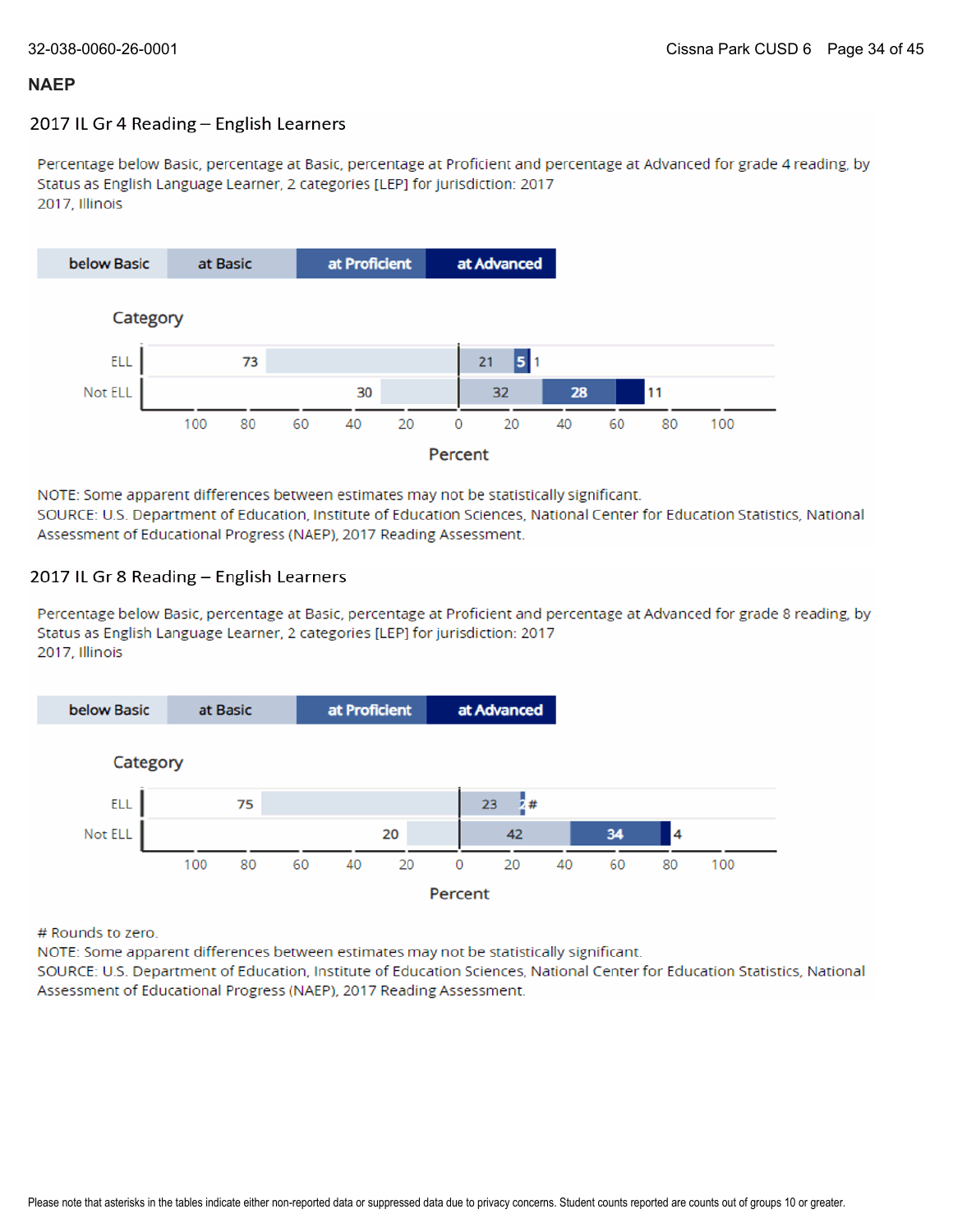## NAEP

### 2017 IL Gr 4 Reading – English Learners

Percentage below Basic, percentage at Basic, percentage at Proficient and percentage at Advanced for grade 4 reading, by Status as English Language Learner, 2 categories [LEP] for jurisdiction: 2017
2017, Illinois

| Category | below Basic | at Basic | at Proficient | at Advanced |
|---|---|---|---|---|
| ELL | 73 | 21 | 5 | 1 |
| Not ELL | 30 | 32 | 28 | 11 |

Percent

NOTE: Some apparent differences between estimates may not be statistically significant.
SOURCE: U.S. Department of Education, Institute of Education Sciences, National Center for Education Statistics, National Assessment of Educational Progress (NAEP), 2017 Reading Assessment.

### 2017 IL Gr 8 Reading – English Learners

Percentage below Basic, percentage at Basic, percentage at Proficient and percentage at Advanced for grade 8 reading, by Status as English Language Learner, 2 categories [LEP] for jurisdiction: 2017
2017, Illinois

| Category | below Basic | at Basic | at Proficient | at Advanced |
|---|---|---|---|---|
| ELL | 75 | 23 | 2 | # |
| Not ELL | 20 | 42 | 34 | 4 |

Percent

# Rounds to zero.
NOTE: Some apparent differences between estimates may not be statistically significant.
SOURCE: U.S. Department of Education, Institute of Education Sciences, National Center for Education Statistics, National Assessment of Educational Progress (NAEP), 2017 Reading Assessment.

Please note that asterisks in the tables indicate either non-reported data or suppressed data due to privacy concerns. Student counts reported are counts out of groups 10 or greater.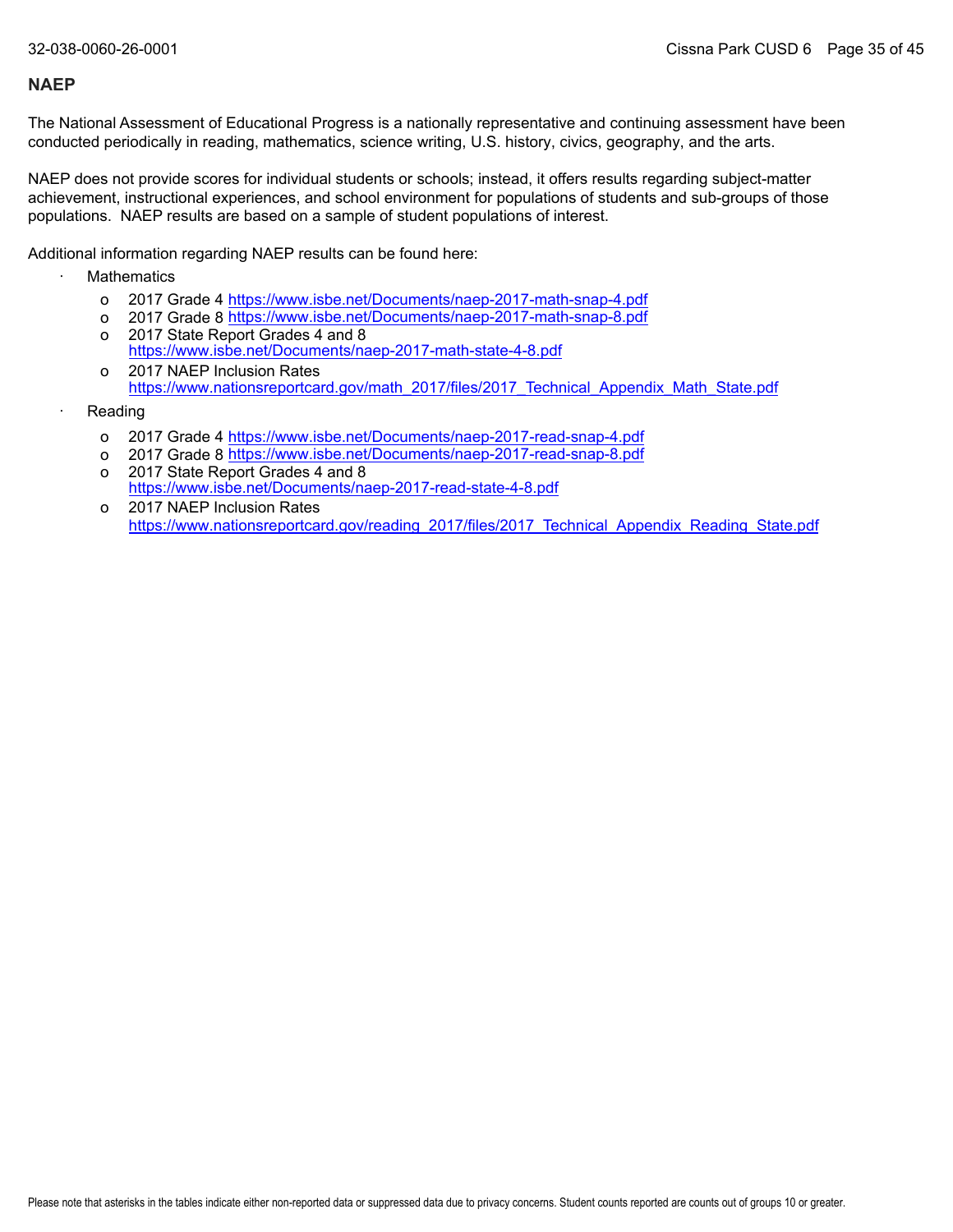## NAEP

The National Assessment of Educational Progress is a nationally representative and continuing assessment have been conducted periodically in reading, mathematics, science writing, U.S. history, civics, geography, and the arts.

NAEP does not provide scores for individual students or schools; instead, it offers results regarding subject-matter achievement, instructional experiences, and school environment for populations of students and sub-groups of those populations. NAEP results are based on a sample of student populations of interest.

Additional information regarding NAEP results can be found here:

- Mathematics
  - 2017 Grade 4 https://www.isbe.net/Documents/naep-2017-math-snap-4.pdf
  - 2017 Grade 8 https://www.isbe.net/Documents/naep-2017-math-snap-8.pdf
  - 2017 State Report Grades 4 and 8 https://www.isbe.net/Documents/naep-2017-math-state-4-8.pdf
  - 2017 NAEP Inclusion Rates https://www.nationsreportcard.gov/math_2017/files/2017_Technical_Appendix_Math_State.pdf
- Reading
  - 2017 Grade 4 https://www.isbe.net/Documents/naep-2017-read-snap-4.pdf
  - 2017 Grade 8 https://www.isbe.net/Documents/naep-2017-read-snap-8.pdf
  - 2017 State Report Grades 4 and 8 https://www.isbe.net/Documents/naep-2017-read-state-4-8.pdf
  - 2017 NAEP Inclusion Rates https://www.nationsreportcard.gov/reading_2017/files/2017_Technical_Appendix_Reading_State.pdf

Please note that asterisks in the tables indicate either non-reported data or suppressed data due to privacy concerns. Student counts reported are counts out of groups 10 or greater.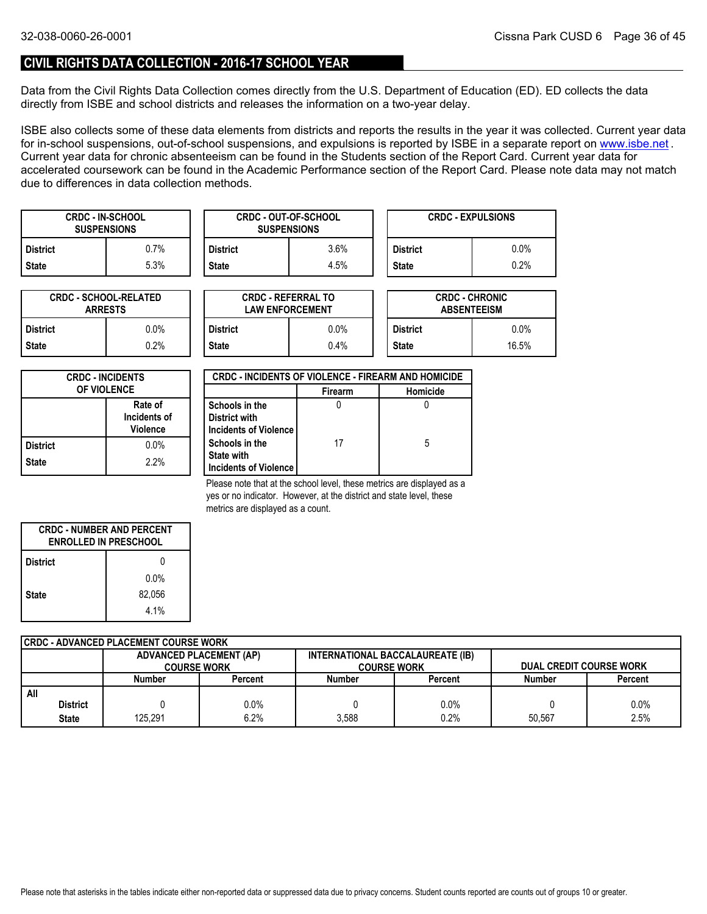## CIVIL RIGHTS DATA COLLECTION - 2016-17 SCHOOL YEAR

Data from the Civil Rights Data Collection comes directly from the U.S. Department of Education (ED). ED collects the data directly from ISBE and school districts and releases the information on a two-year delay.

ISBE also collects some of these data elements from districts and reports the results in the year it was collected. Current year data for in-school suspensions, out-of-school suspensions, and expulsions is reported by ISBE in a separate report on www.isbe.net . Current year data for chronic absenteeism can be found in the Students section of the Report Card. Current year data for accelerated coursework can be found in the Academic Performance section of the Report Card. Please note data may not match due to differences in data collection methods.

| CRDC - IN-SCHOOL SUSPENSIONS | |
|---|---|
| District | 0.7% |
| State | 5.3% |

| CRDC - OUT-OF-SCHOOL SUSPENSIONS | |
|---|---|
| District | 3.6% |
| State | 4.5% |

| CRDC - EXPULSIONS | |
|---|---|
| District | 0.0% |
| State | 0.2% |

| CRDC - SCHOOL-RELATED ARRESTS | |
|---|---|
| District | 0.0% |
| State | 0.2% |

| CRDC - REFERRAL TO LAW ENFORCEMENT | |
|---|---|
| District | 0.0% |
| State | 0.4% |

| CRDC - CHRONIC ABSENTEEISM | |
|---|---|
| District | 0.0% |
| State | 16.5% |

| CRDC - INCIDENTS OF VIOLENCE | Rate of Incidents of Violence |
|---|---|
| District | 0.0% |
| State | 2.2% |

| CRDC - INCIDENTS OF VIOLENCE - FIREARM AND HOMICIDE | Firearm | Homicide |
|---|---|---|
| Schools in the District with Incidents of Violence | 0 | 0 |
| Schools in the State with Incidents of Violence | 17 | 5 |

Please note that at the school level, these metrics are displayed as a yes or no indicator. However, at the district and state level, these metrics are displayed as a count.

| CRDC - NUMBER AND PERCENT ENROLLED IN PRESCHOOL | |
|---|---|
| District | 0 |
| | 0.0% |
| State | 82,056 |
| | 4.1% |

| CRDC - ADVANCED PLACEMENT COURSE WORK | ADVANCED PLACEMENT (AP) COURSE WORK | | INTERNATIONAL BACCALAUREATE (IB) COURSE WORK | | DUAL CREDIT COURSE WORK | |
|---|---|---|---|---|---|---|
| | Number | Percent | Number | Percent | Number | Percent |
| All | | | | | | |
| District | 0 | 0.0% | 0 | 0.0% | 0 | 0.0% |
| State | 125,291 | 6.2% | 3,588 | 0.2% | 50,567 | 2.5% |

Please note that asterisks in the tables indicate either non-reported data or suppressed data due to privacy concerns. Student counts reported are counts out of groups 10 or greater.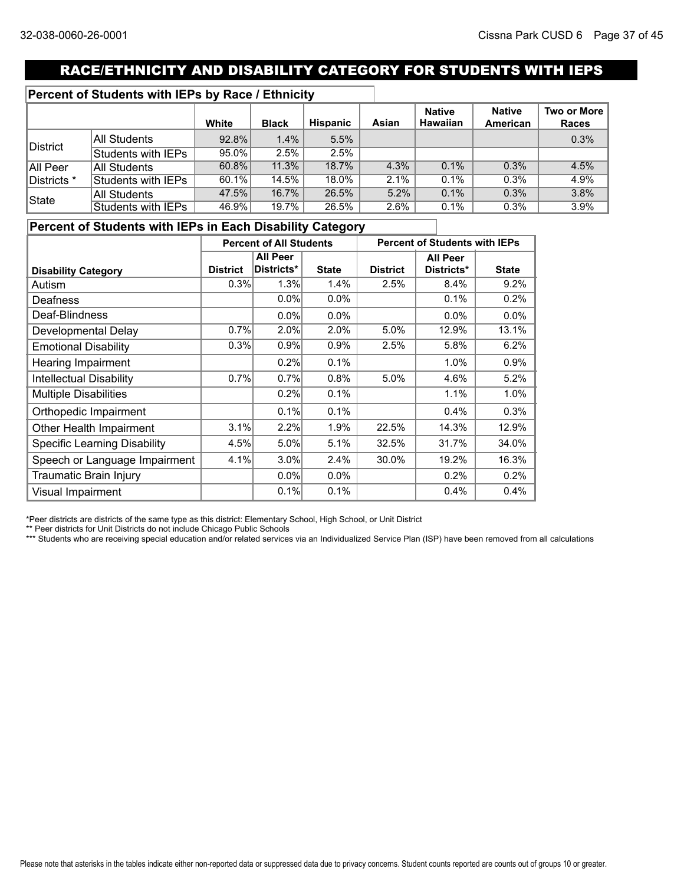## RACE/ETHNICITY AND DISABILITY CATEGORY FOR STUDENTS WITH IEPS

### Percent of Students with IEPs by Race / Ethnicity

| | | White | Black | Hispanic | Asian | Native Hawaiian | Native American | Two or More Races |
|---|---|---|---|---|---|---|---|---|
| District | All Students | 92.8% | 1.4% | 5.5% | | | | 0.3% |
| | Students with IEPs | 95.0% | 2.5% | 2.5% | | | | |
| All Peer Districts * | All Students | 60.8% | 11.3% | 18.7% | 4.3% | 0.1% | 0.3% | 4.5% |
| | Students with IEPs | 60.1% | 14.5% | 18.0% | 2.1% | 0.1% | 0.3% | 4.9% |
| State | All Students | 47.5% | 16.7% | 26.5% | 5.2% | 0.1% | 0.3% | 3.8% |
| | Students with IEPs | 46.9% | 19.7% | 26.5% | 2.6% | 0.1% | 0.3% | 3.9% |

### Percent of Students with IEPs in Each Disability Category

| | Percent of All Students | | | Percent of Students with IEPs | | |
|---|---|---|---|---|---|---|
| Disability Category | District | All Peer Districts* | State | District | All Peer Districts* | State |
| Autism | 0.3% | 1.3% | 1.4% | 2.5% | 8.4% | 9.2% |
| Deafness | | 0.0% | 0.0% | | 0.1% | 0.2% |
| Deaf-Blindness | | 0.0% | 0.0% | | 0.0% | 0.0% |
| Developmental Delay | 0.7% | 2.0% | 2.0% | 5.0% | 12.9% | 13.1% |
| Emotional Disability | 0.3% | 0.9% | 0.9% | 2.5% | 5.8% | 6.2% |
| Hearing Impairment | | 0.2% | 0.1% | | 1.0% | 0.9% |
| Intellectual Disability | 0.7% | 0.7% | 0.8% | 5.0% | 4.6% | 5.2% |
| Multiple Disabilities | | 0.2% | 0.1% | | 1.1% | 1.0% |
| Orthopedic Impairment | | 0.1% | 0.1% | | 0.4% | 0.3% |
| Other Health Impairment | 3.1% | 2.2% | 1.9% | 22.5% | 14.3% | 12.9% |
| Specific Learning Disability | 4.5% | 5.0% | 5.1% | 32.5% | 31.7% | 34.0% |
| Speech or Language Impairment | 4.1% | 3.0% | 2.4% | 30.0% | 19.2% | 16.3% |
| Traumatic Brain Injury | | 0.0% | 0.0% | | 0.2% | 0.2% |
| Visual Impairment | | 0.1% | 0.1% | | 0.4% | 0.4% |

*Peer districts are districts of the same type as this district: Elementary School, High School, or Unit District

** Peer districts for Unit Districts do not include Chicago Public Schools

*** Students who are receiving special education and/or related services via an Individualized Service Plan (ISP) have been removed from all calculations

Please note that asterisks in the tables indicate either non-reported data or suppressed data due to privacy concerns. Student counts reported are counts out of groups 10 or greater.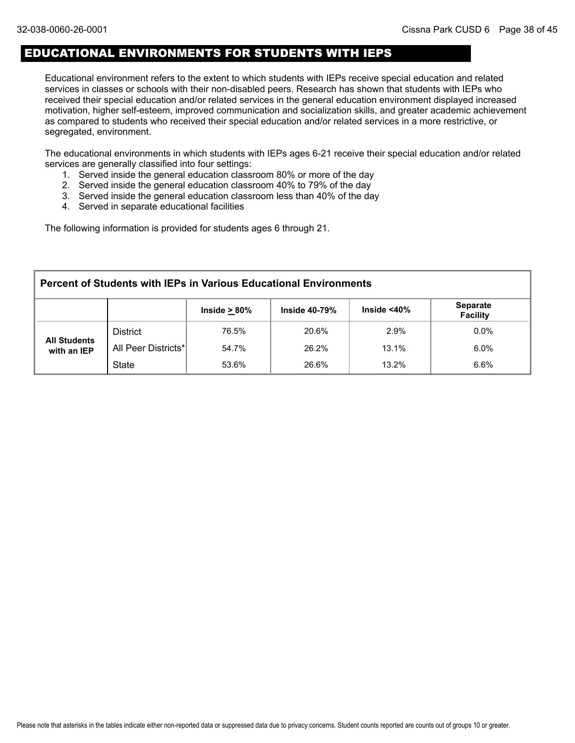## EDUCATIONAL ENVIRONMENTS FOR STUDENTS WITH IEPS

Educational environment refers to the extent to which students with IEPs receive special education and related services in classes or schools with their non-disabled peers. Research has shown that students with IEPs who received their special education and/or related services in the general education environment displayed increased motivation, higher self-esteem, improved communication and socialization skills, and greater academic achievement as compared to students who received their special education and/or related services in a more restrictive, or segregated, environment.

The educational environments in which students with IEPs ages 6-21 receive their special education and/or related services are generally classified into four settings:

1. Served inside the general education classroom 80% or more of the day
2. Served inside the general education classroom 40% to 79% of the day
3. Served inside the general education classroom less than 40% of the day
4. Served in separate educational facilities

The following information is provided for students ages 6 through 21.

**Percent of Students with IEPs in Various Educational Environments**

| | | Inside ≥ 80% | Inside 40-79% | Inside <40% | Separate Facility |
|---|---|---|---|---|---|
| All Students with an IEP | District | 76.5% | 20.6% | 2.9% | 0.0% |
| | All Peer Districts* | 54.7% | 26.2% | 13.1% | 6.0% |
| | State | 53.6% | 26.6% | 13.2% | 6.6% |

Please note that asterisks in the tables indicate either non-reported data or suppressed data due to privacy concerns. Student counts reported are counts out of groups 10 or greater.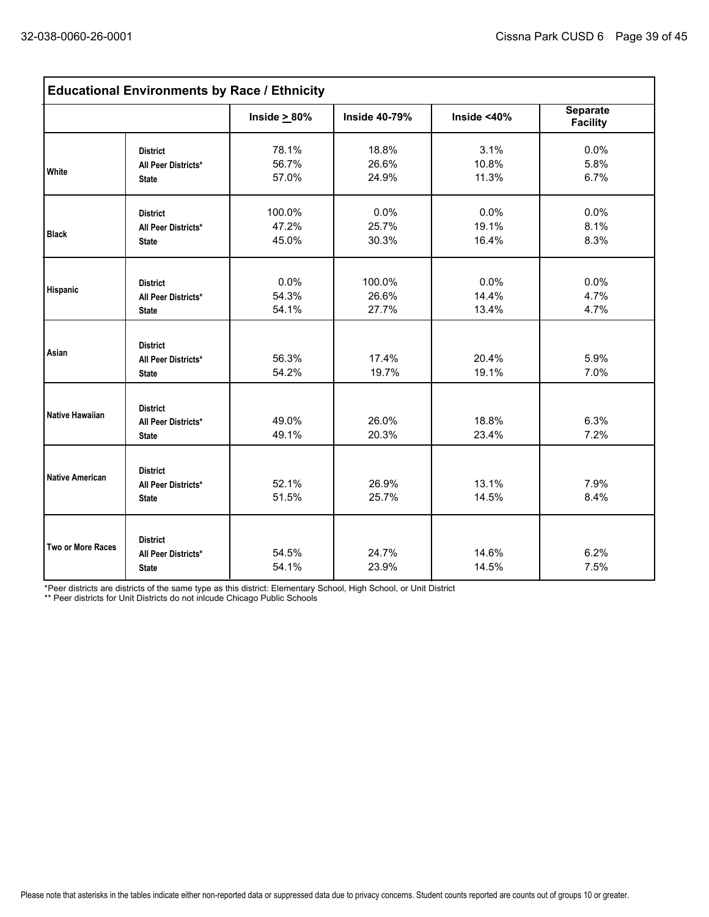## Educational Environments by Race / Ethnicity

| | | Inside ≥ 80% | Inside 40-79% | Inside <40% | Separate Facility |
|---|---|---|---|---|---|
| White | District | 78.1% | 18.8% | 3.1% | 0.0% |
| | All Peer Districts* | 56.7% | 26.6% | 10.8% | 5.8% |
| | State | 57.0% | 24.9% | 11.3% | 6.7% |
| Black | District | 100.0% | 0.0% | 0.0% | 0.0% |
| | All Peer Districts* | 47.2% | 25.7% | 19.1% | 8.1% |
| | State | 45.0% | 30.3% | 16.4% | 8.3% |
| Hispanic | District | 0.0% | 100.0% | 0.0% | 0.0% |
| | All Peer Districts* | 54.3% | 26.6% | 14.4% | 4.7% |
| | State | 54.1% | 27.7% | 13.4% | 4.7% |
| Asian | District | | | | |
| | All Peer Districts* | 56.3% | 17.4% | 20.4% | 5.9% |
| | State | 54.2% | 19.7% | 19.1% | 7.0% |
| Native Hawaiian | District | | | | |
| | All Peer Districts* | 49.0% | 26.0% | 18.8% | 6.3% |
| | State | 49.1% | 20.3% | 23.4% | 7.2% |
| Native American | District | | | | |
| | All Peer Districts* | 52.1% | 26.9% | 13.1% | 7.9% |
| | State | 51.5% | 25.7% | 14.5% | 8.4% |
| Two or More Races | District | | | | |
| | All Peer Districts* | 54.5% | 24.7% | 14.6% | 6.2% |
| | State | 54.1% | 23.9% | 14.5% | 7.5% |

*Peer districts are districts of the same type as this district: Elementary School, High School, or Unit District
** Peer districts for Unit Districts do not inlcude Chicago Public Schools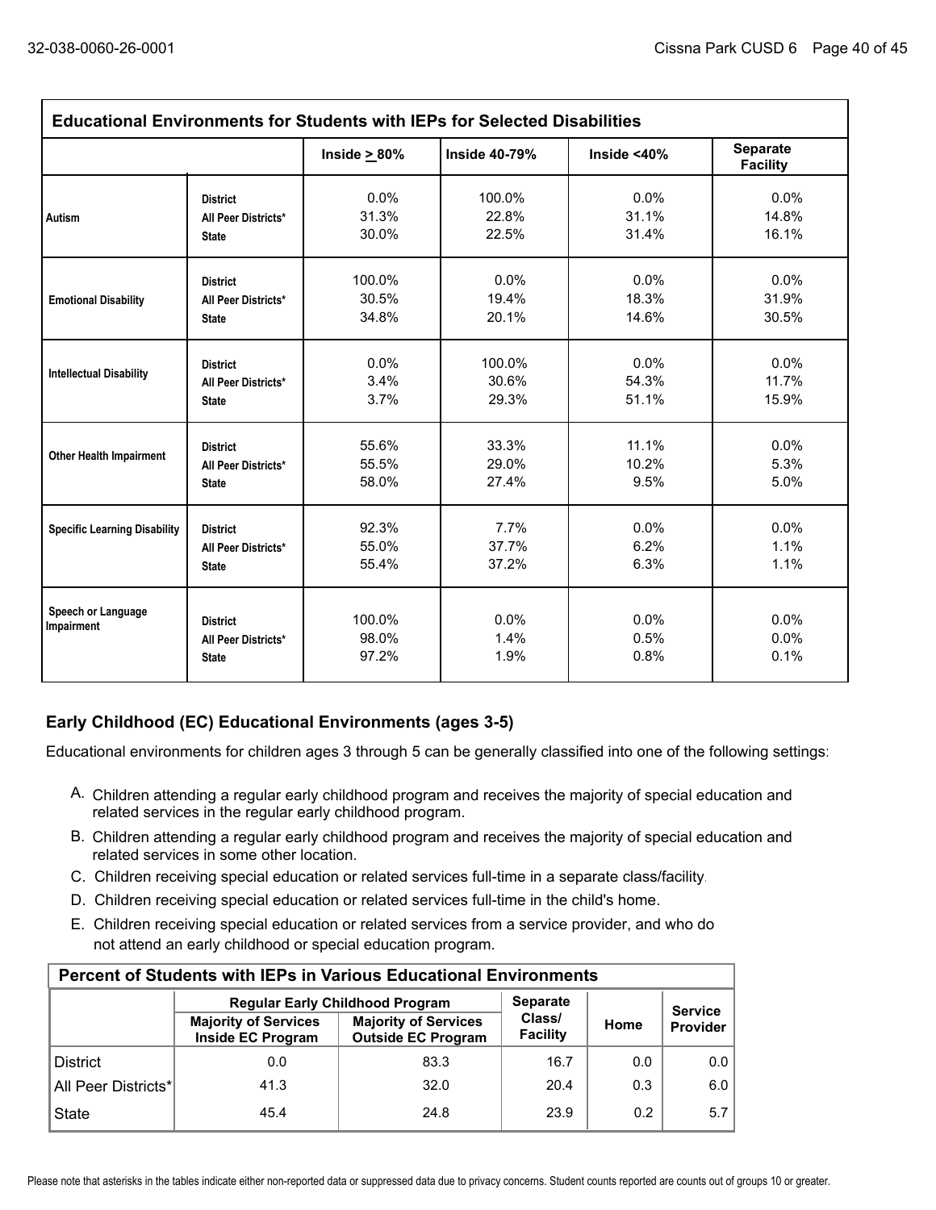| Educational Environments for Students with IEPs for Selected Disabilities | | | | | |
|---|---|---|---|---|---|
| | | Inside ≥ 80% | Inside 40-79% | Inside <40% | Separate Facility |
| Autism | District | 0.0% | 100.0% | 0.0% | 0.0% |
| | All Peer Districts* | 31.3% | 22.8% | 31.1% | 14.8% |
| | State | 30.0% | 22.5% | 31.4% | 16.1% |
| Emotional Disability | District | 100.0% | 0.0% | 0.0% | 0.0% |
| | All Peer Districts* | 30.5% | 19.4% | 18.3% | 31.9% |
| | State | 34.8% | 20.1% | 14.6% | 30.5% |
| Intellectual Disability | District | 0.0% | 100.0% | 0.0% | 0.0% |
| | All Peer Districts* | 3.4% | 30.6% | 54.3% | 11.7% |
| | State | 3.7% | 29.3% | 51.1% | 15.9% |
| Other Health Impairment | District | 55.6% | 33.3% | 11.1% | 0.0% |
| | All Peer Districts* | 55.5% | 29.0% | 10.2% | 5.3% |
| | State | 58.0% | 27.4% | 9.5% | 5.0% |
| Specific Learning Disability | District | 92.3% | 7.7% | 0.0% | 0.0% |
| | All Peer Districts* | 55.0% | 37.7% | 6.2% | 1.1% |
| | State | 55.4% | 37.2% | 6.3% | 1.1% |
| Speech or Language Impairment | District | 100.0% | 0.0% | 0.0% | 0.0% |
| | All Peer Districts* | 98.0% | 1.4% | 0.5% | 0.0% |
| | State | 97.2% | 1.9% | 0.8% | 0.1% |

## Early Childhood (EC) Educational Environments (ages 3-5)

Educational environments for children ages 3 through 5 can be generally classified into one of the following settings:

A. Children attending a regular early childhood program and receives the majority of special education and related services in the regular early childhood program.

B. Children attending a regular early childhood program and receives the majority of special education and related services in some other location.

C. Children receiving special education or related services full-time in a separate class/facility.

D. Children receiving special education or related services full-time in the child's home.

E. Children receiving special education or related services from a service provider, and who do not attend an early childhood or special education program.

| Percent of Students with IEPs in Various Educational Environments | | | | | |
|---|---|---|---|---|---|
| | Regular Early Childhood Program | | Separate Class/ Facility | Home | Service Provider |
| | Majority of Services Inside EC Program | Majority of Services Outside EC Program | | | |
| District | 0.0 | 83.3 | 16.7 | 0.0 | 0.0 |
| All Peer Districts* | 41.3 | 32.0 | 20.4 | 0.3 | 6.0 |
| State | 45.4 | 24.8 | 23.9 | 0.2 | 5.7 |

Please note that asterisks in the tables indicate either non-reported data or suppressed data due to privacy concerns. Student counts reported are counts out of groups 10 or greater.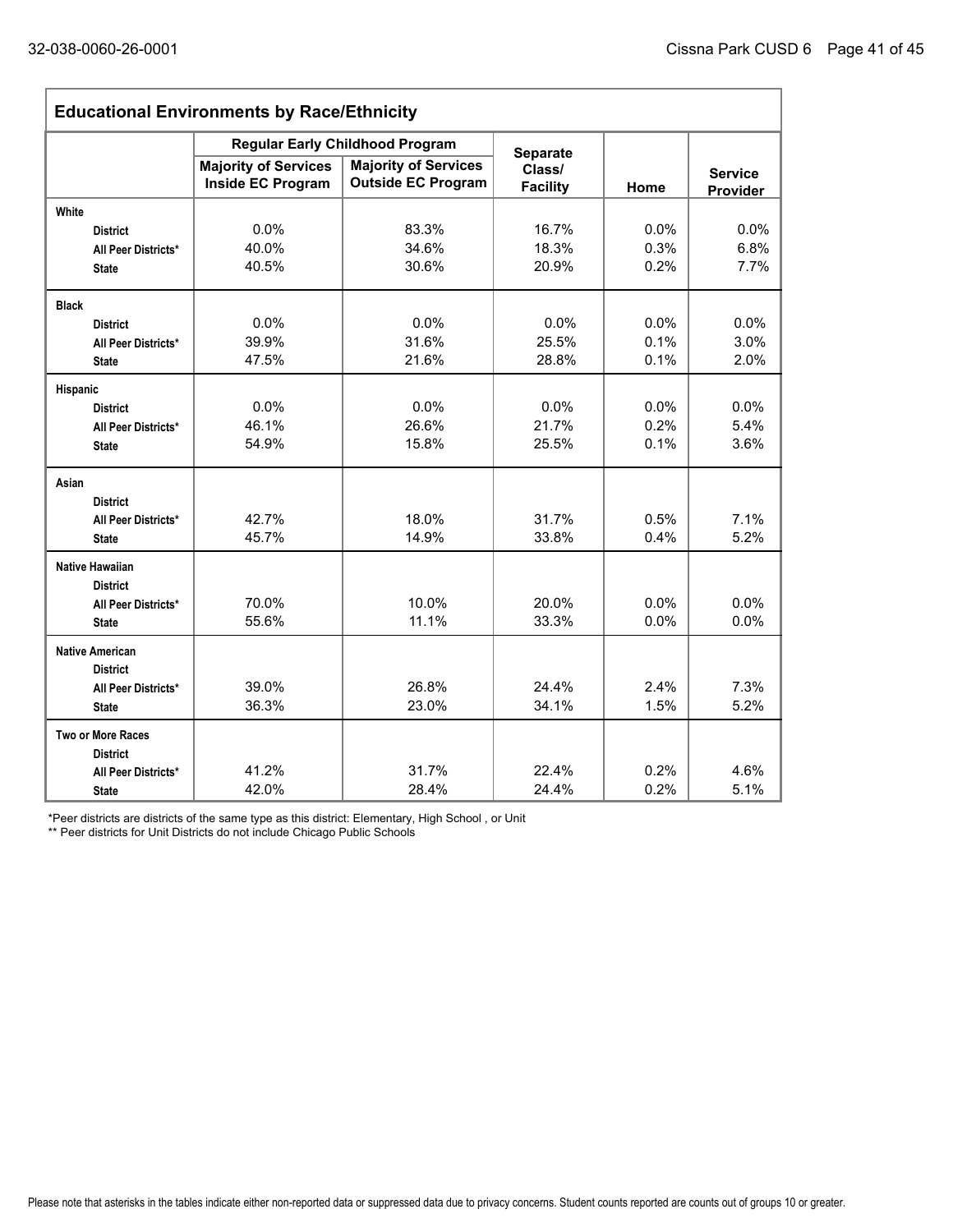## Educational Environments by Race/Ethnicity

| | Regular Early Childhood Program | | Separate Class/ Facility | Home | Service Provider |
|---|---|---|---|---|---|
| | Majority of Services Inside EC Program | Majority of Services Outside EC Program | | | |
| **White** | | | | | |
| District | 0.0% | 83.3% | 16.7% | 0.0% | 0.0% |
| All Peer Districts* | 40.0% | 34.6% | 18.3% | 0.3% | 6.8% |
| State | 40.5% | 30.6% | 20.9% | 0.2% | 7.7% |
| **Black** | | | | | |
| District | 0.0% | 0.0% | 0.0% | 0.0% | 0.0% |
| All Peer Districts* | 39.9% | 31.6% | 25.5% | 0.1% | 3.0% |
| State | 47.5% | 21.6% | 28.8% | 0.1% | 2.0% |
| **Hispanic** | | | | | |
| District | 0.0% | 0.0% | 0.0% | 0.0% | 0.0% |
| All Peer Districts* | 46.1% | 26.6% | 21.7% | 0.2% | 5.4% |
| State | 54.9% | 15.8% | 25.5% | 0.1% | 3.6% |
| **Asian** | | | | | |
| District | | | | | |
| All Peer Districts* | 42.7% | 18.0% | 31.7% | 0.5% | 7.1% |
| State | 45.7% | 14.9% | 33.8% | 0.4% | 5.2% |
| **Native Hawaiian** | | | | | |
| District | | | | | |
| All Peer Districts* | 70.0% | 10.0% | 20.0% | 0.0% | 0.0% |
| State | 55.6% | 11.1% | 33.3% | 0.0% | 0.0% |
| **Native American** | | | | | |
| District | | | | | |
| All Peer Districts* | 39.0% | 26.8% | 24.4% | 2.4% | 7.3% |
| State | 36.3% | 23.0% | 34.1% | 1.5% | 5.2% |
| **Two or More Races** | | | | | |
| District | | | | | |
| All Peer Districts* | 41.2% | 31.7% | 22.4% | 0.2% | 4.6% |
| State | 42.0% | 28.4% | 24.4% | 0.2% | 5.1% |

*Peer districts are districts of the same type as this district: Elementary, High School , or Unit

** Peer districts for Unit Districts do not include Chicago Public Schools

Please note that asterisks in the tables indicate either non-reported data or suppressed data due to privacy concerns. Student counts reported are counts out of groups 10 or greater.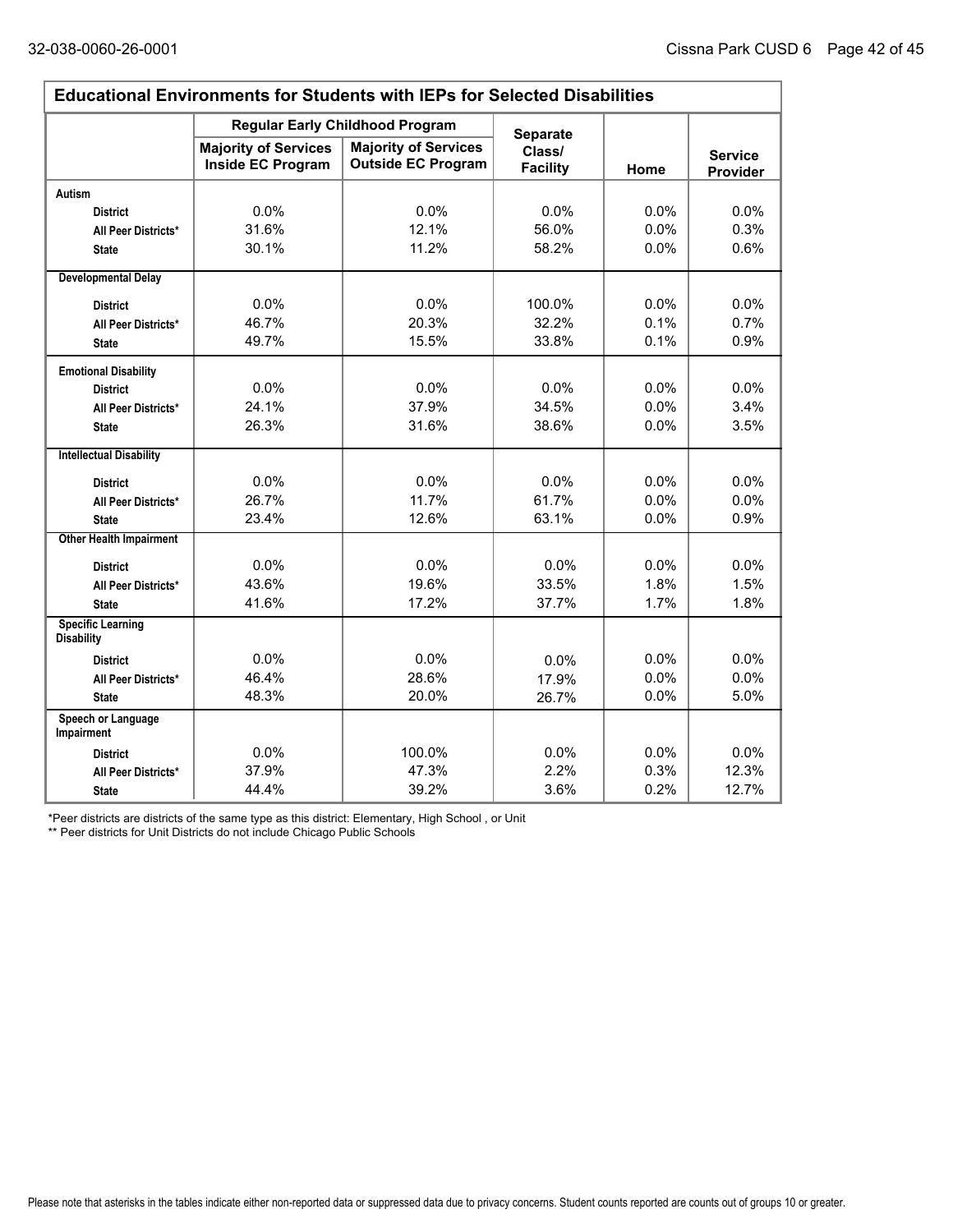## Educational Environments for Students with IEPs for Selected Disabilities

| | Regular Early Childhood Program | | Separate Class/ Facility | Home | Service Provider |
|---|---|---|---|---|---|
| | Majority of Services Inside EC Program | Majority of Services Outside EC Program | | | |
| **Autism** | | | | | |
| District | 0.0% | 0.0% | 0.0% | 0.0% | 0.0% |
| All Peer Districts* | 31.6% | 12.1% | 56.0% | 0.0% | 0.3% |
| State | 30.1% | 11.2% | 58.2% | 0.0% | 0.6% |
| **Developmental Delay** | | | | | |
| District | 0.0% | 0.0% | 100.0% | 0.0% | 0.0% |
| All Peer Districts* | 46.7% | 20.3% | 32.2% | 0.1% | 0.7% |
| State | 49.7% | 15.5% | 33.8% | 0.1% | 0.9% |
| **Emotional Disability** | | | | | |
| District | 0.0% | 0.0% | 0.0% | 0.0% | 0.0% |
| All Peer Districts* | 24.1% | 37.9% | 34.5% | 0.0% | 3.4% |
| State | 26.3% | 31.6% | 38.6% | 0.0% | 3.5% |
| **Intellectual Disability** | | | | | |
| District | 0.0% | 0.0% | 0.0% | 0.0% | 0.0% |
| All Peer Districts* | 26.7% | 11.7% | 61.7% | 0.0% | 0.0% |
| State | 23.4% | 12.6% | 63.1% | 0.0% | 0.9% |
| **Other Health Impairment** | | | | | |
| District | 0.0% | 0.0% | 0.0% | 0.0% | 0.0% |
| All Peer Districts* | 43.6% | 19.6% | 33.5% | 1.8% | 1.5% |
| State | 41.6% | 17.2% | 37.7% | 1.7% | 1.8% |
| **Specific Learning Disability** | | | | | |
| District | 0.0% | 0.0% | 0.0% | 0.0% | 0.0% |
| All Peer Districts* | 46.4% | 28.6% | 17.9% | 0.0% | 0.0% |
| State | 48.3% | 20.0% | 26.7% | 0.0% | 5.0% |
| **Speech or Language Impairment** | | | | | |
| District | 0.0% | 100.0% | 0.0% | 0.0% | 0.0% |
| All Peer Districts* | 37.9% | 47.3% | 2.2% | 0.3% | 12.3% |
| State | 44.4% | 39.2% | 3.6% | 0.2% | 12.7% |

*Peer districts are districts of the same type as this district: Elementary, High School , or Unit

** Peer districts for Unit Districts do not include Chicago Public Schools

Please note that asterisks in the tables indicate either non-reported data or suppressed data due to privacy concerns. Student counts reported are counts out of groups 10 or greater.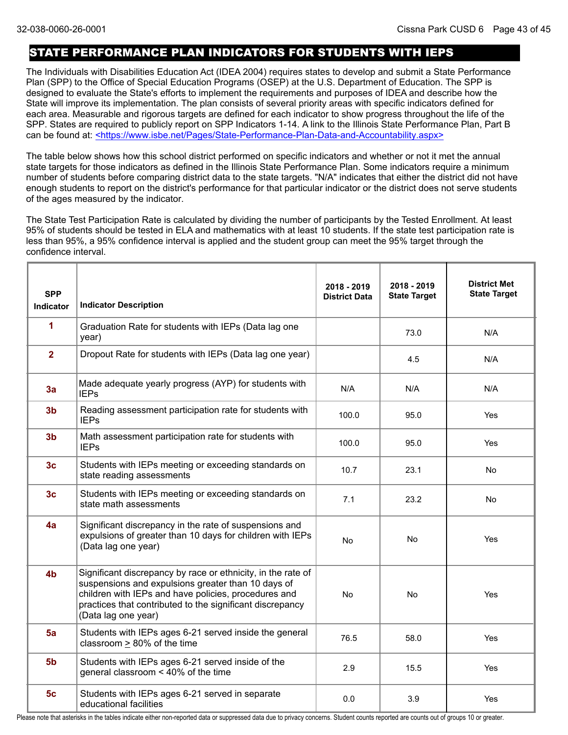# STATE PERFORMANCE PLAN INDICATORS FOR STUDENTS WITH IEPS

The Individuals with Disabilities Education Act (IDEA 2004) requires states to develop and submit a State Performance Plan (SPP) to the Office of Special Education Programs (OSEP) at the U.S. Department of Education. The SPP is designed to evaluate the State's efforts to implement the requirements and purposes of IDEA and describe how the State will improve its implementation. The plan consists of several priority areas with specific indicators defined for each area. Measurable and rigorous targets are defined for each indicator to show progress throughout the life of the SPP. States are required to publicly report on SPP Indicators 1-14. A link to the Illinois State Performance Plan, Part B can be found at: <https://www.isbe.net/Pages/State-Performance-Plan-Data-and-Accountability.aspx>

The table below shows how this school district performed on specific indicators and whether or not it met the annual state targets for those indicators as defined in the Illinois State Performance Plan. Some indicators require a minimum number of students before comparing district data to the state targets. "N/A" indicates that either the district did not have enough students to report on the district's performance for that particular indicator or the district does not serve students of the ages measured by the indicator.

The State Test Participation Rate is calculated by dividing the number of participants by the Tested Enrollment. At least 95% of students should be tested in ELA and mathematics with at least 10 students. If the state test participation rate is less than 95%, a 95% confidence interval is applied and the student group can meet the 95% target through the confidence interval.

| SPP Indicator | Indicator Description | 2018 - 2019 District Data | 2018 - 2019 State Target | District Met State Target |
|---|---|---|---|---|
| 1 | Graduation Rate for students with IEPs (Data lag one year) | | 73.0 | N/A |
| 2 | Dropout Rate for students with IEPs (Data lag one year) | | 4.5 | N/A |
| 3a | Made adequate yearly progress (AYP) for students with IEPs | N/A | N/A | N/A |
| 3b | Reading assessment participation rate for students with IEPs | 100.0 | 95.0 | Yes |
| 3b | Math assessment participation rate for students with IEPs | 100.0 | 95.0 | Yes |
| 3c | Students with IEPs meeting or exceeding standards on state reading assessments | 10.7 | 23.1 | No |
| 3c | Students with IEPs meeting or exceeding standards on state math assessments | 7.1 | 23.2 | No |
| 4a | Significant discrepancy in the rate of suspensions and expulsions of greater than 10 days for children with IEPs (Data lag one year) | No | No | Yes |
| 4b | Significant discrepancy by race or ethnicity, in the rate of suspensions and expulsions greater than 10 days of children with IEPs and have policies, procedures and practices that contributed to the significant discrepancy (Data lag one year) | No | No | Yes |
| 5a | Students with IEPs ages 6-21 served inside the general classroom ≥ 80% of the time | 76.5 | 58.0 | Yes |
| 5b | Students with IEPs ages 6-21 served inside of the general classroom < 40% of the time | 2.9 | 15.5 | Yes |
| 5c | Students with IEPs ages 6-21 served in separate educational facilities | 0.0 | 3.9 | Yes |

Please note that asterisks in the tables indicate either non-reported data or suppressed data due to privacy concerns. Student counts reported are counts out of groups 10 or greater.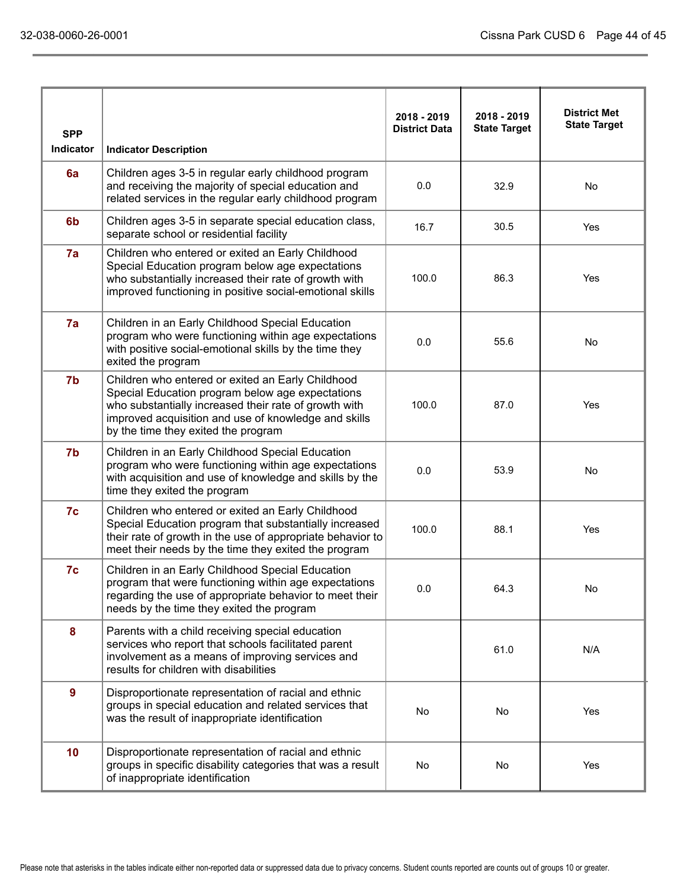| SPP Indicator | Indicator Description | 2018 - 2019 District Data | 2018 - 2019 State Target | District Met State Target |
|---|---|---|---|---|
| 6a | Children ages 3-5 in regular early childhood program and receiving the majority of special education and related services in the regular early childhood program | 0.0 | 32.9 | No |
| 6b | Children ages 3-5 in separate special education class, separate school or residential facility | 16.7 | 30.5 | Yes |
| 7a | Children who entered or exited an Early Childhood Special Education program below age expectations who substantially increased their rate of growth with improved functioning in positive social-emotional skills | 100.0 | 86.3 | Yes |
| 7a | Children in an Early Childhood Special Education program who were functioning within age expectations with positive social-emotional skills by the time they exited the program | 0.0 | 55.6 | No |
| 7b | Children who entered or exited an Early Childhood Special Education program below age expectations who substantially increased their rate of growth with improved acquisition and use of knowledge and skills by the time they exited the program | 100.0 | 87.0 | Yes |
| 7b | Children in an Early Childhood Special Education program who were functioning within age expectations with acquisition and use of knowledge and skills by the time they exited the program | 0.0 | 53.9 | No |
| 7c | Children who entered or exited an Early Childhood Special Education program that substantially increased their rate of growth in the use of appropriate behavior to meet their needs by the time they exited the program | 100.0 | 88.1 | Yes |
| 7c | Children in an Early Childhood Special Education program that were functioning within age expectations regarding the use of appropriate behavior to meet their needs by the time they exited the program | 0.0 | 64.3 | No |
| 8 | Parents with a child receiving special education services who report that schools facilitated parent involvement as a means of improving services and results for children with disabilities | | 61.0 | N/A |
| 9 | Disproportionate representation of racial and ethnic groups in special education and related services that was the result of inappropriate identification | No | No | Yes |
| 10 | Disproportionate representation of racial and ethnic groups in specific disability categories that was a result of inappropriate identification | No | No | Yes |

Please note that asterisks in the tables indicate either non-reported data or suppressed data due to privacy concerns. Student counts reported are counts out of groups 10 or greater.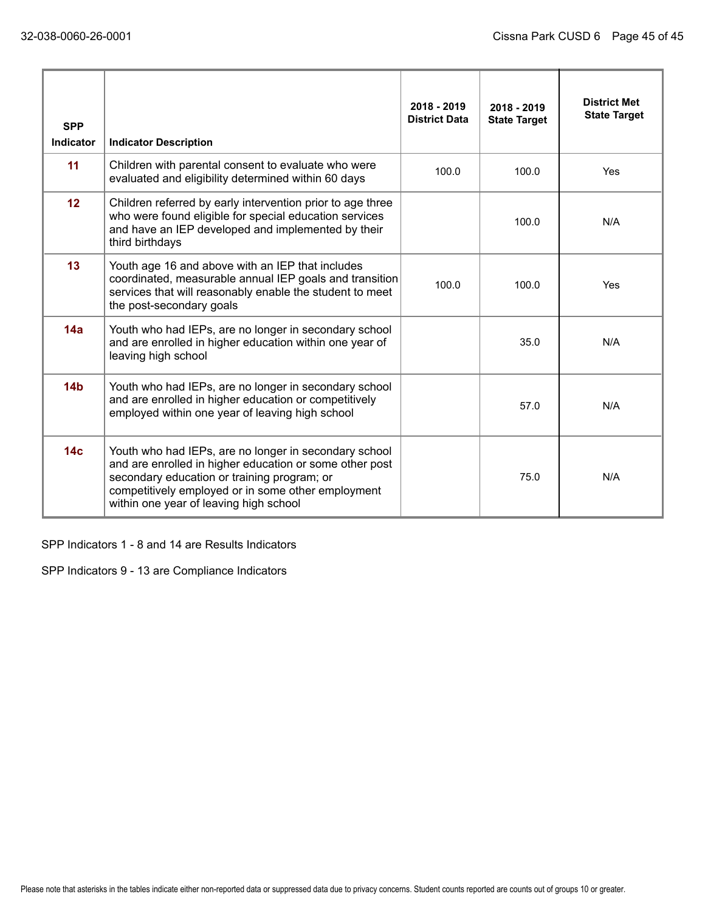| SPP Indicator | Indicator Description | 2018 - 2019 District Data | 2018 - 2019 State Target | District Met State Target |
|---|---|---|---|---|
| 11 | Children with parental consent to evaluate who were evaluated and eligibility determined within 60 days | 100.0 | 100.0 | Yes |
| 12 | Children referred by early intervention prior to age three who were found eligible for special education services and have an IEP developed and implemented by their third birthdays | | 100.0 | N/A |
| 13 | Youth age 16 and above with an IEP that includes coordinated, measurable annual IEP goals and transition services that will reasonably enable the student to meet the post-secondary goals | 100.0 | 100.0 | Yes |
| 14a | Youth who had IEPs, are no longer in secondary school and are enrolled in higher education within one year of leaving high school | | 35.0 | N/A |
| 14b | Youth who had IEPs, are no longer in secondary school and are enrolled in higher education or competitively employed within one year of leaving high school | | 57.0 | N/A |
| 14c | Youth who had IEPs, are no longer in secondary school and are enrolled in higher education or some other post secondary education or training program; or competitively employed or in some other employment within one year of leaving high school | | 75.0 | N/A |

SPP Indicators 1 - 8 and 14 are Results Indicators

SPP Indicators 9 - 13 are Compliance Indicators

Please note that asterisks in the tables indicate either non-reported data or suppressed data due to privacy concerns. Student counts reported are counts out of groups 10 or greater.